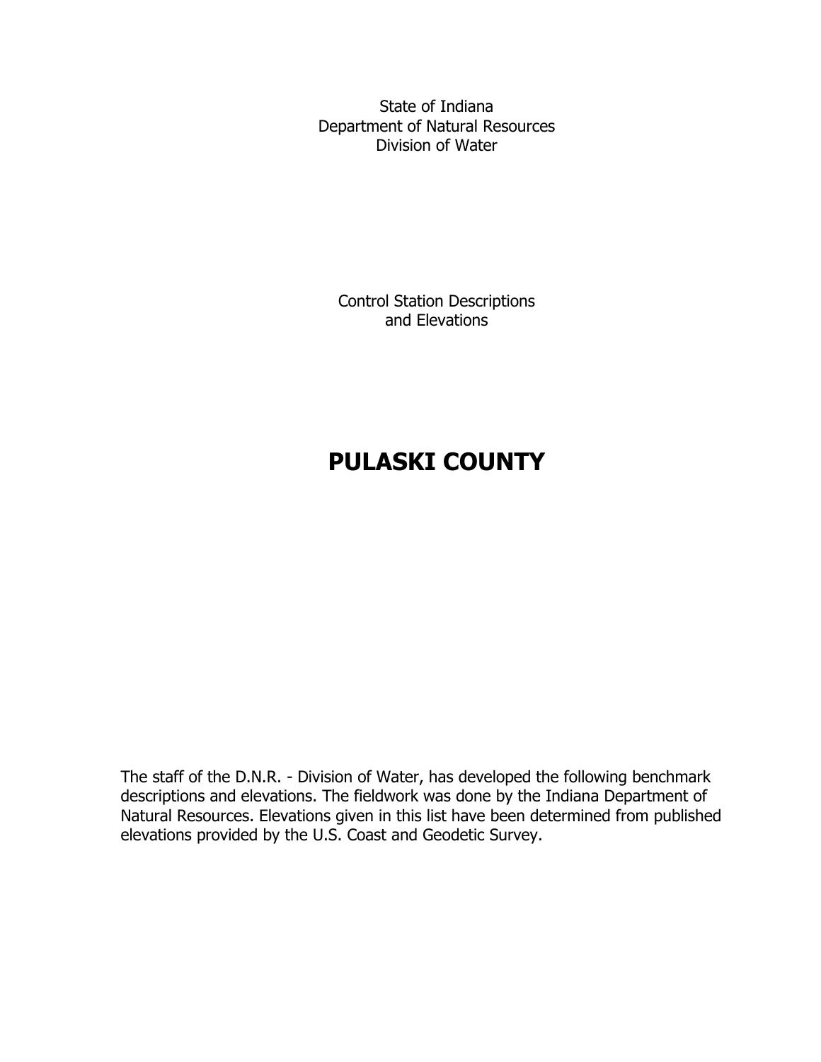State of Indiana
Department of Natural Resources
Division of Water

Control Station Descriptions
and Elevations

# PULASKI COUNTY

The staff of the D.N.R. - Division of Water, has developed the following benchmark descriptions and elevations. The fieldwork was done by the Indiana Department of Natural Resources. Elevations given in this list have been determined from published elevations provided by the U.S. Coast and Geodetic Survey.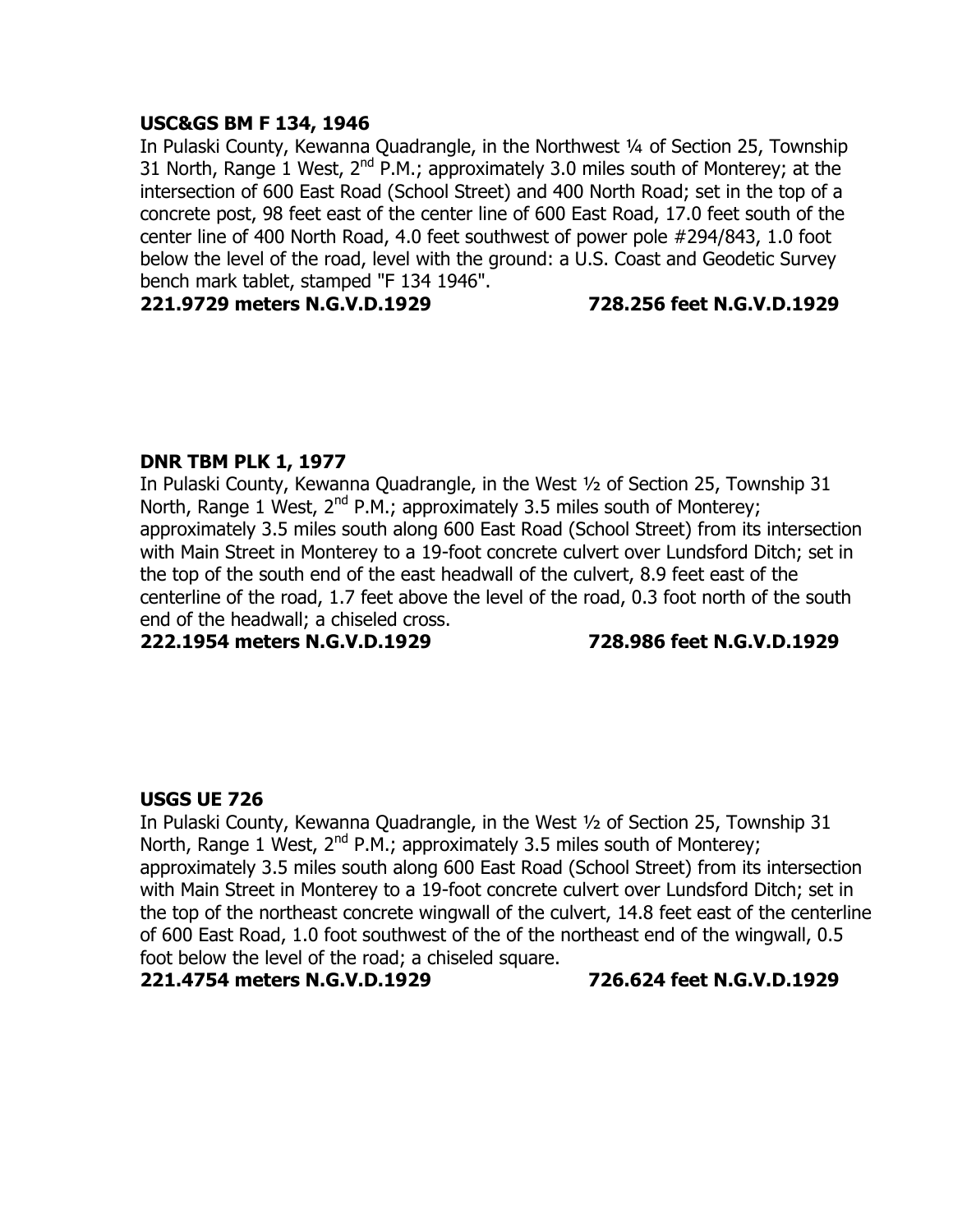**USC&GS BM F 134, 1946**

In Pulaski County, Kewanna Quadrangle, in the Northwest ¼ of Section 25, Township 31 North, Range 1 West, 2nd P.M.; approximately 3.0 miles south of Monterey; at the intersection of 600 East Road (School Street) and 400 North Road; set in the top of a concrete post, 98 feet east of the center line of 600 East Road, 17.0 feet south of the center line of 400 North Road, 4.0 feet southwest of power pole #294/843, 1.0 foot below the level of the road, level with the ground: a U.S. Coast and Geodetic Survey bench mark tablet, stamped "F 134 1946".

**221.9729 meters N.G.V.D.1929 728.256 feet N.G.V.D.1929**

**DNR TBM PLK 1, 1977**

In Pulaski County, Kewanna Quadrangle, in the West ½ of Section 25, Township 31 North, Range 1 West, 2nd P.M.; approximately 3.5 miles south of Monterey; approximately 3.5 miles south along 600 East Road (School Street) from its intersection with Main Street in Monterey to a 19-foot concrete culvert over Lundsford Ditch; set in the top of the south end of the east headwall of the culvert, 8.9 feet east of the centerline of the road, 1.7 feet above the level of the road, 0.3 foot north of the south end of the headwall; a chiseled cross.

**222.1954 meters N.G.V.D.1929 728.986 feet N.G.V.D.1929**

**USGS UE 726**

In Pulaski County, Kewanna Quadrangle, in the West ½ of Section 25, Township 31 North, Range 1 West, 2nd P.M.; approximately 3.5 miles south of Monterey; approximately 3.5 miles south along 600 East Road (School Street) from its intersection with Main Street in Monterey to a 19-foot concrete culvert over Lundsford Ditch; set in the top of the northeast concrete wingwall of the culvert, 14.8 feet east of the centerline of 600 East Road, 1.0 foot southwest of the of the northeast end of the wingwall, 0.5 foot below the level of the road; a chiseled square.

**221.4754 meters N.G.V.D.1929 726.624 feet N.G.V.D.1929**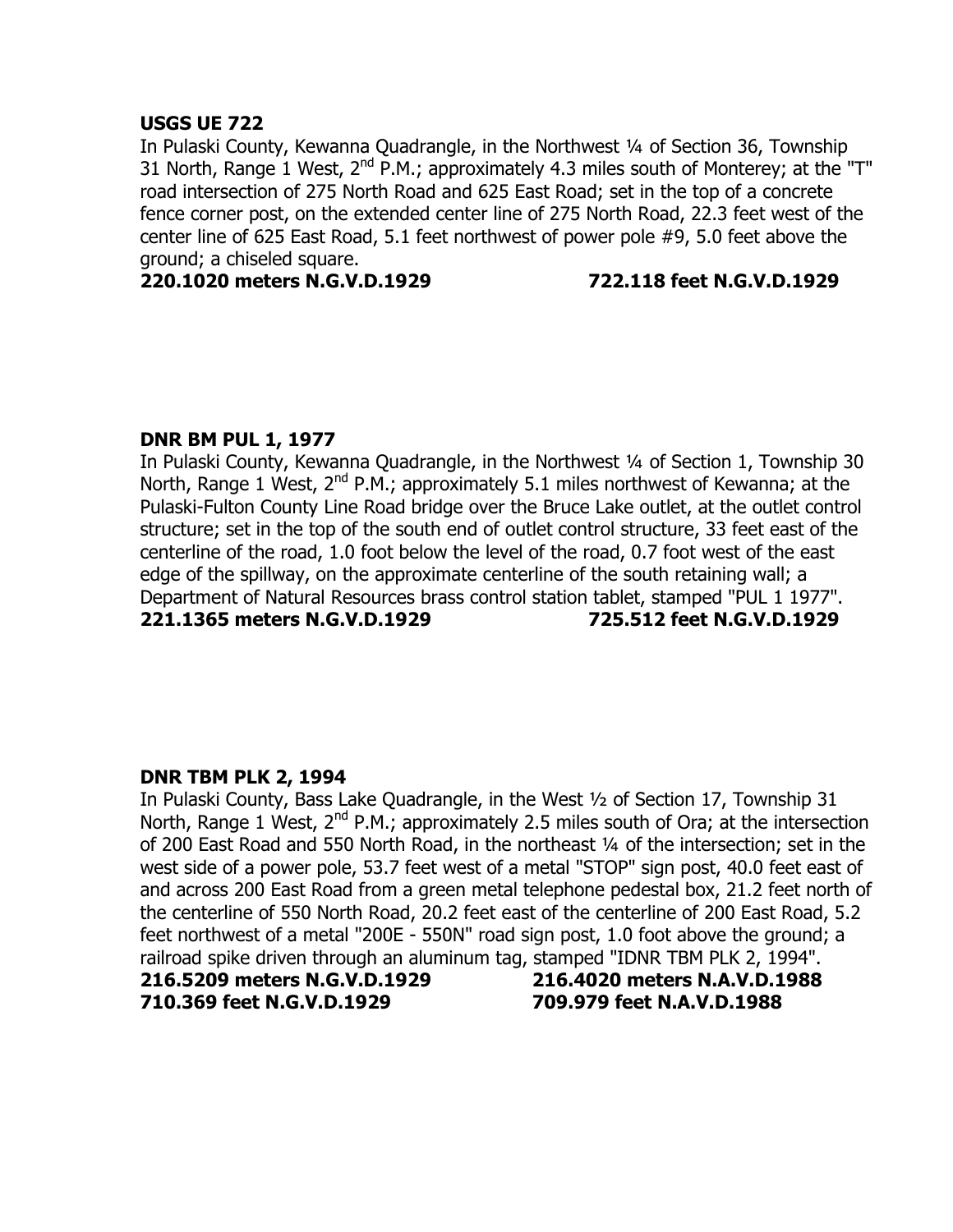**USGS UE 722**
In Pulaski County, Kewanna Quadrangle, in the Northwest ¼ of Section 36, Township 31 North, Range 1 West, 2nd P.M.; approximately 4.3 miles south of Monterey; at the "T" road intersection of 275 North Road and 625 East Road; set in the top of a concrete fence corner post, on the extended center line of 275 North Road, 22.3 feet west of the center line of 625 East Road, 5.1 feet northwest of power pole #9, 5.0 feet above the ground; a chiseled square.
**220.1020 meters N.G.V.D.1929 722.118 feet N.G.V.D.1929**

**DNR BM PUL 1, 1977**
In Pulaski County, Kewanna Quadrangle, in the Northwest ¼ of Section 1, Township 30 North, Range 1 West, 2nd P.M.; approximately 5.1 miles northwest of Kewanna; at the Pulaski-Fulton County Line Road bridge over the Bruce Lake outlet, at the outlet control structure; set in the top of the south end of outlet control structure, 33 feet east of the centerline of the road, 1.0 foot below the level of the road, 0.7 foot west of the east edge of the spillway, on the approximate centerline of the south retaining wall; a Department of Natural Resources brass control station tablet, stamped "PUL 1 1977".
**221.1365 meters N.G.V.D.1929 725.512 feet N.G.V.D.1929**

**DNR TBM PLK 2, 1994**
In Pulaski County, Bass Lake Quadrangle, in the West ½ of Section 17, Township 31 North, Range 1 West, 2nd P.M.; approximately 2.5 miles south of Ora; at the intersection of 200 East Road and 550 North Road, in the northeast ¼ of the intersection; set in the west side of a power pole, 53.7 feet west of a metal "STOP" sign post, 40.0 feet east of and across 200 East Road from a green metal telephone pedestal box, 21.2 feet north of the centerline of 550 North Road, 20.2 feet east of the centerline of 200 East Road, 5.2 feet northwest of a metal "200E - 550N" road sign post, 1.0 foot above the ground; a railroad spike driven through an aluminum tag, stamped "IDNR TBM PLK 2, 1994".
**216.5209 meters N.G.V.D.1929 216.4020 meters N.A.V.D.1988**
**710.369 feet N.G.V.D.1929 709.979 feet N.A.V.D.1988**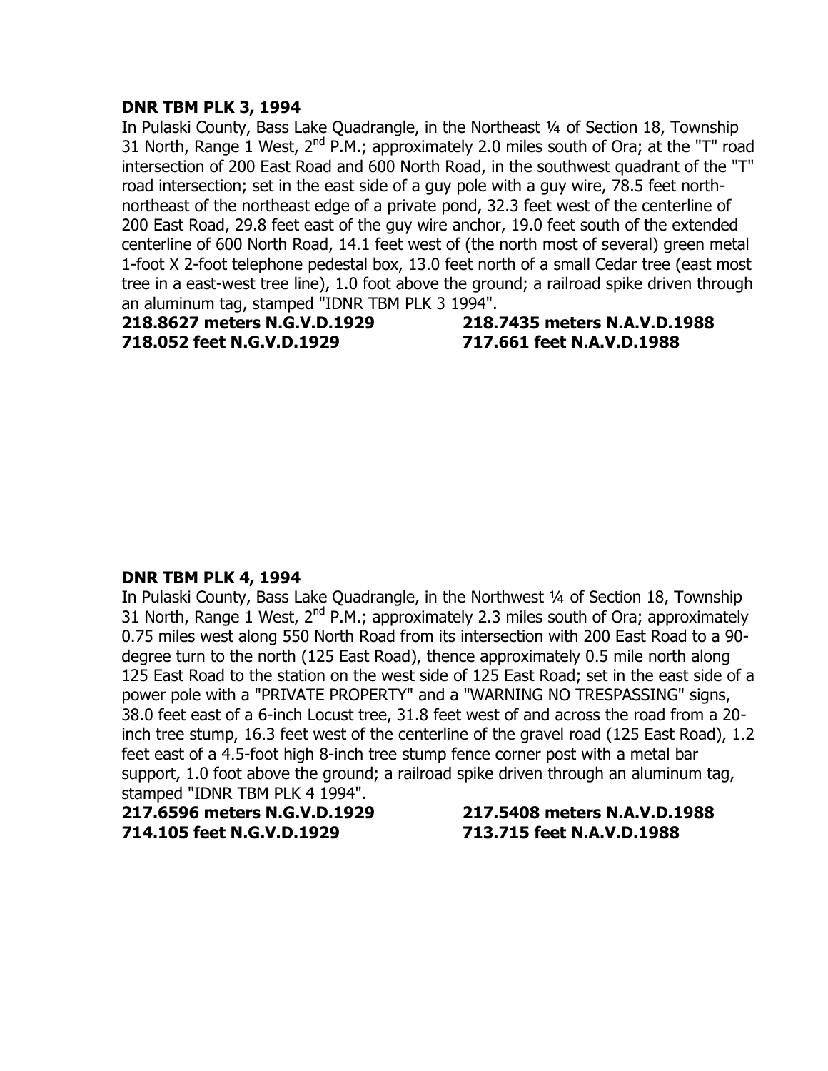**DNR TBM PLK 3, 1994**

In Pulaski County, Bass Lake Quadrangle, in the Northeast ¼ of Section 18, Township 31 North, Range 1 West, 2nd P.M.; approximately 2.0 miles south of Ora; at the "T" road intersection of 200 East Road and 600 North Road, in the southwest quadrant of the "T" road intersection; set in the east side of a guy pole with a guy wire, 78.5 feet north-northeast of the northeast edge of a private pond, 32.3 feet west of the centerline of 200 East Road, 29.8 feet east of the guy wire anchor, 19.0 feet south of the extended centerline of 600 North Road, 14.1 feet west of (the north most of several) green metal 1-foot X 2-foot telephone pedestal box, 13.0 feet north of a small Cedar tree (east most tree in a east-west tree line), 1.0 foot above the ground; a railroad spike driven through an aluminum tag, stamped "IDNR TBM PLK 3 1994".

**218.8627 meters N.G.V.D.1929** **218.7435 meters N.A.V.D.1988**
**718.052 feet N.G.V.D.1929** **717.661 feet N.A.V.D.1988**

**DNR TBM PLK 4, 1994**

In Pulaski County, Bass Lake Quadrangle, in the Northwest ¼ of Section 18, Township 31 North, Range 1 West, 2nd P.M.; approximately 2.3 miles south of Ora; approximately 0.75 miles west along 550 North Road from its intersection with 200 East Road to a 90-degree turn to the north (125 East Road), thence approximately 0.5 mile north along 125 East Road to the station on the west side of 125 East Road; set in the east side of a power pole with a "PRIVATE PROPERTY" and a "WARNING NO TRESPASSING" signs, 38.0 feet east of a 6-inch Locust tree, 31.8 feet west of and across the road from a 20-inch tree stump, 16.3 feet west of the centerline of the gravel road (125 East Road), 1.2 feet east of a 4.5-foot high 8-inch tree stump fence corner post with a metal bar support, 1.0 foot above the ground; a railroad spike driven through an aluminum tag, stamped "IDNR TBM PLK 4 1994".

**217.6596 meters N.G.V.D.1929** **217.5408 meters N.A.V.D.1988**
**714.105 feet N.G.V.D.1929** **713.715 feet N.A.V.D.1988**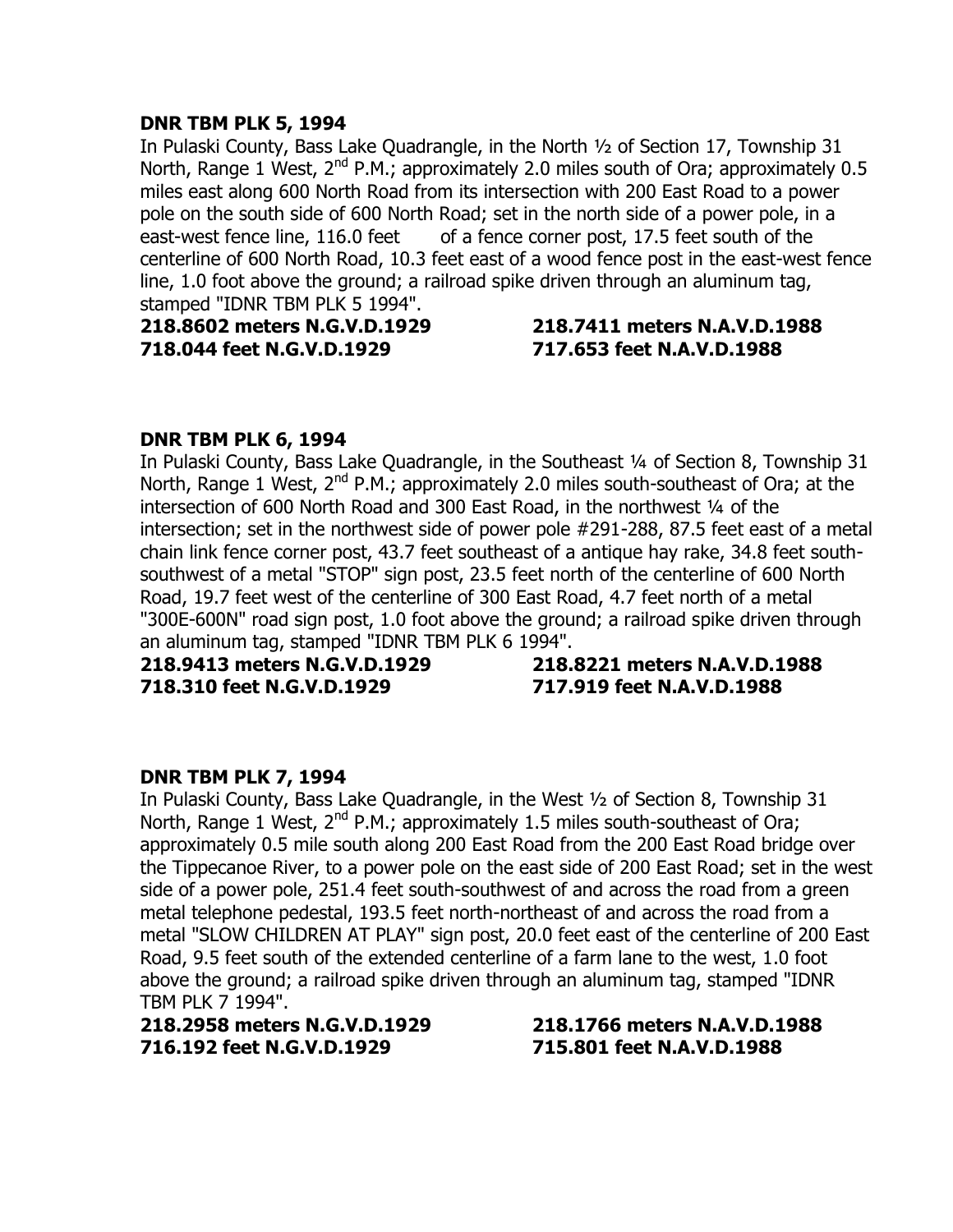**DNR TBM PLK 5, 1994**

In Pulaski County, Bass Lake Quadrangle, in the North ½ of Section 17, Township 31 North, Range 1 West, 2nd P.M.; approximately 2.0 miles south of Ora; approximately 0.5 miles east along 600 North Road from its intersection with 200 East Road to a power pole on the south side of 600 North Road; set in the north side of a power pole, in a east-west fence line, 116.0 feet of a fence corner post, 17.5 feet south of the centerline of 600 North Road, 10.3 feet east of a wood fence post in the east-west fence line, 1.0 foot above the ground; a railroad spike driven through an aluminum tag, stamped "IDNR TBM PLK 5 1994".

**218.8602 meters N.G.V.D.1929** **218.7411 meters N.A.V.D.1988**
**718.044 feet N.G.V.D.1929** **717.653 feet N.A.V.D.1988**

**DNR TBM PLK 6, 1994**

In Pulaski County, Bass Lake Quadrangle, in the Southeast ¼ of Section 8, Township 31 North, Range 1 West, 2nd P.M.; approximately 2.0 miles south-southeast of Ora; at the intersection of 600 North Road and 300 East Road, in the northwest ¼ of the intersection; set in the northwest side of power pole #291-288, 87.5 feet east of a metal chain link fence corner post, 43.7 feet southeast of a antique hay rake, 34.8 feet south-southwest of a metal "STOP" sign post, 23.5 feet north of the centerline of 600 North Road, 19.7 feet west of the centerline of 300 East Road, 4.7 feet north of a metal "300E-600N" road sign post, 1.0 foot above the ground; a railroad spike driven through an aluminum tag, stamped "IDNR TBM PLK 6 1994".

**218.9413 meters N.G.V.D.1929** **218.8221 meters N.A.V.D.1988**
**718.310 feet N.G.V.D.1929** **717.919 feet N.A.V.D.1988**

**DNR TBM PLK 7, 1994**

In Pulaski County, Bass Lake Quadrangle, in the West ½ of Section 8, Township 31 North, Range 1 West, 2nd P.M.; approximately 1.5 miles south-southeast of Ora; approximately 0.5 mile south along 200 East Road from the 200 East Road bridge over the Tippecanoe River, to a power pole on the east side of 200 East Road; set in the west side of a power pole, 251.4 feet south-southwest of and across the road from a green metal telephone pedestal, 193.5 feet north-northeast of and across the road from a metal "SLOW CHILDREN AT PLAY" sign post, 20.0 feet east of the centerline of 200 East Road, 9.5 feet south of the extended centerline of a farm lane to the west, 1.0 foot above the ground; a railroad spike driven through an aluminum tag, stamped "IDNR TBM PLK 7 1994".

**218.2958 meters N.G.V.D.1929** **218.1766 meters N.A.V.D.1988**
**716.192 feet N.G.V.D.1929** **715.801 feet N.A.V.D.1988**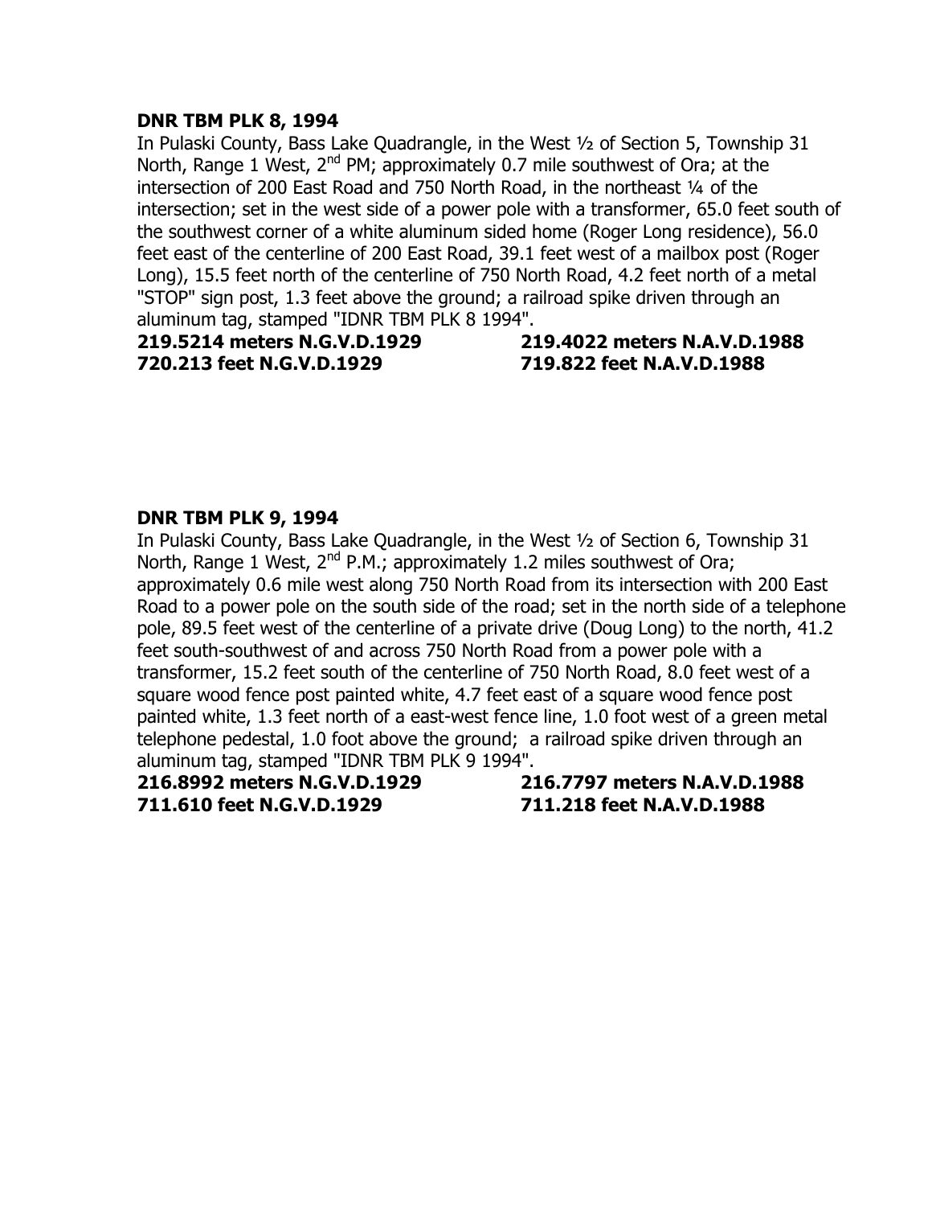**DNR TBM PLK 8, 1994**

In Pulaski County, Bass Lake Quadrangle, in the West ½ of Section 5, Township 31 North, Range 1 West, 2nd PM; approximately 0.7 mile southwest of Ora; at the intersection of 200 East Road and 750 North Road, in the northeast ¼ of the intersection; set in the west side of a power pole with a transformer, 65.0 feet south of the southwest corner of a white aluminum sided home (Roger Long residence), 56.0 feet east of the centerline of 200 East Road, 39.1 feet west of a mailbox post (Roger Long), 15.5 feet north of the centerline of 750 North Road, 4.2 feet north of a metal "STOP" sign post, 1.3 feet above the ground; a railroad spike driven through an aluminum tag, stamped "IDNR TBM PLK 8 1994".

**219.5214 meters N.G.V.D.1929** **219.4022 meters N.A.V.D.1988**
**720.213 feet N.G.V.D.1929** **719.822 feet N.A.V.D.1988**

**DNR TBM PLK 9, 1994**

In Pulaski County, Bass Lake Quadrangle, in the West ½ of Section 6, Township 31 North, Range 1 West, 2nd P.M.; approximately 1.2 miles southwest of Ora; approximately 0.6 mile west along 750 North Road from its intersection with 200 East Road to a power pole on the south side of the road; set in the north side of a telephone pole, 89.5 feet west of the centerline of a private drive (Doug Long) to the north, 41.2 feet south-southwest of and across 750 North Road from a power pole with a transformer, 15.2 feet south of the centerline of 750 North Road, 8.0 feet west of a square wood fence post painted white, 4.7 feet east of a square wood fence post painted white, 1.3 feet north of a east-west fence line, 1.0 foot west of a green metal telephone pedestal, 1.0 foot above the ground; a railroad spike driven through an aluminum tag, stamped "IDNR TBM PLK 9 1994".

**216.8992 meters N.G.V.D.1929** **216.7797 meters N.A.V.D.1988**
**711.610 feet N.G.V.D.1929** **711.218 feet N.A.V.D.1988**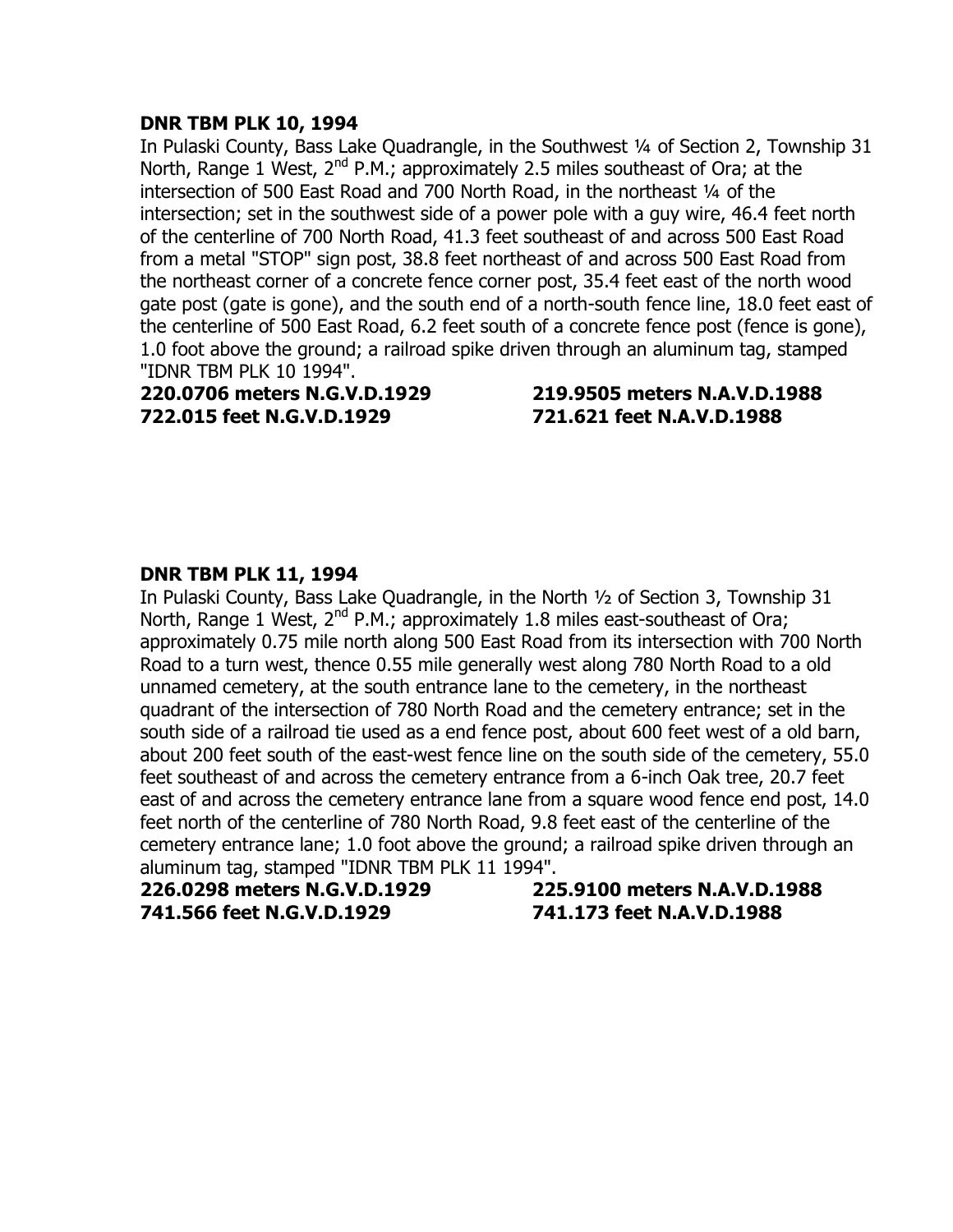**DNR TBM PLK 10, 1994**

In Pulaski County, Bass Lake Quadrangle, in the Southwest ¼ of Section 2, Township 31 North, Range 1 West, 2nd P.M.; approximately 2.5 miles southeast of Ora; at the intersection of 500 East Road and 700 North Road, in the northeast ¼ of the intersection; set in the southwest side of a power pole with a guy wire, 46.4 feet north of the centerline of 700 North Road, 41.3 feet southeast of and across 500 East Road from a metal "STOP" sign post, 38.8 feet northeast of and across 500 East Road from the northeast corner of a concrete fence corner post, 35.4 feet east of the north wood gate post (gate is gone), and the south end of a north-south fence line, 18.0 feet east of the centerline of 500 East Road, 6.2 feet south of a concrete fence post (fence is gone), 1.0 foot above the ground; a railroad spike driven through an aluminum tag, stamped "IDNR TBM PLK 10 1994".

**220.0706 meters N.G.V.D.1929** **219.9505 meters N.A.V.D.1988**
**722.015 feet N.G.V.D.1929** **721.621 feet N.A.V.D.1988**

**DNR TBM PLK 11, 1994**

In Pulaski County, Bass Lake Quadrangle, in the North ½ of Section 3, Township 31 North, Range 1 West, 2nd P.M.; approximately 1.8 miles east-southeast of Ora; approximately 0.75 mile north along 500 East Road from its intersection with 700 North Road to a turn west, thence 0.55 mile generally west along 780 North Road to a old unnamed cemetery, at the south entrance lane to the cemetery, in the northeast quadrant of the intersection of 780 North Road and the cemetery entrance; set in the south side of a railroad tie used as a end fence post, about 600 feet west of a old barn, about 200 feet south of the east-west fence line on the south side of the cemetery, 55.0 feet southeast of and across the cemetery entrance from a 6-inch Oak tree, 20.7 feet east of and across the cemetery entrance lane from a square wood fence end post, 14.0 feet north of the centerline of 780 North Road, 9.8 feet east of the centerline of the cemetery entrance lane; 1.0 foot above the ground; a railroad spike driven through an aluminum tag, stamped "IDNR TBM PLK 11 1994".

**226.0298 meters N.G.V.D.1929** **225.9100 meters N.A.V.D.1988**
**741.566 feet N.G.V.D.1929** **741.173 feet N.A.V.D.1988**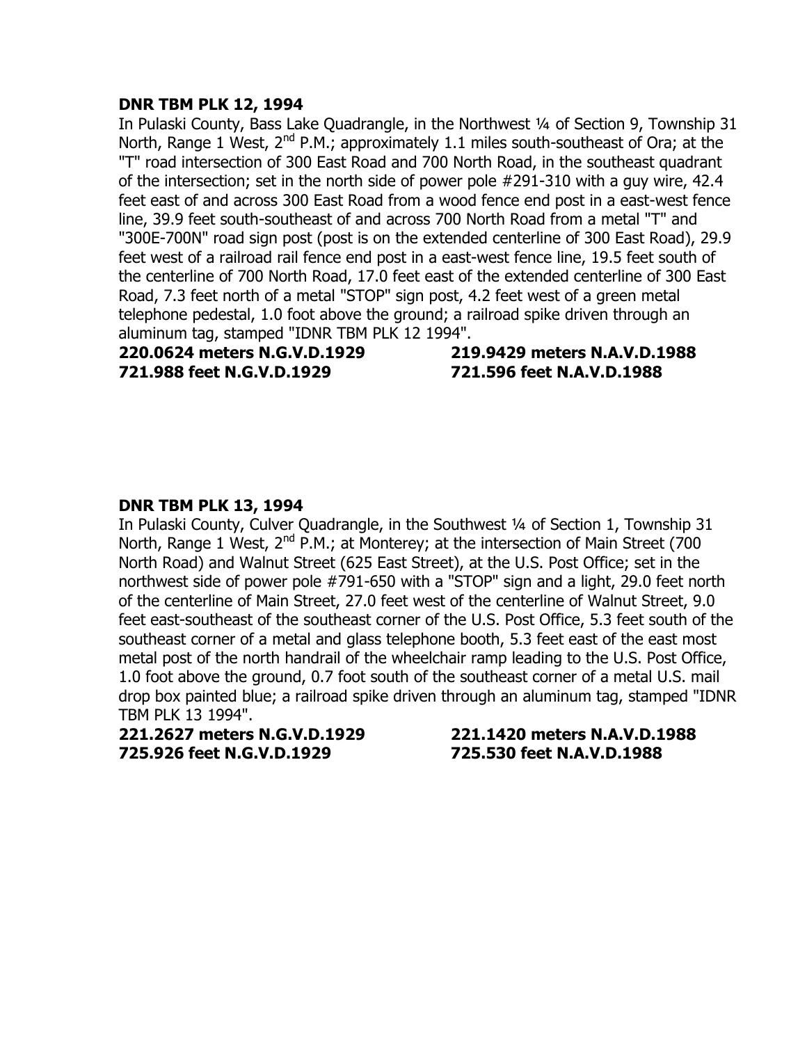**DNR TBM PLK 12, 1994**

In Pulaski County, Bass Lake Quadrangle, in the Northwest ¼ of Section 9, Township 31 North, Range 1 West, 2nd P.M.; approximately 1.1 miles south-southeast of Ora; at the "T" road intersection of 300 East Road and 700 North Road, in the southeast quadrant of the intersection; set in the north side of power pole #291-310 with a guy wire, 42.4 feet east of and across 300 East Road from a wood fence end post in a east-west fence line, 39.9 feet south-southeast of and across 700 North Road from a metal "T" and "300E-700N" road sign post (post is on the extended centerline of 300 East Road), 29.9 feet west of a railroad rail fence end post in a east-west fence line, 19.5 feet south of the centerline of 700 North Road, 17.0 feet east of the extended centerline of 300 East Road, 7.3 feet north of a metal "STOP" sign post, 4.2 feet west of a green metal telephone pedestal, 1.0 foot above the ground; a railroad spike driven through an aluminum tag, stamped "IDNR TBM PLK 12 1994".

**220.0624 meters N.G.V.D.1929** **219.9429 meters N.A.V.D.1988**
**721.988 feet N.G.V.D.1929** **721.596 feet N.A.V.D.1988**

**DNR TBM PLK 13, 1994**

In Pulaski County, Culver Quadrangle, in the Southwest ¼ of Section 1, Township 31 North, Range 1 West, 2nd P.M.; at Monterey; at the intersection of Main Street (700 North Road) and Walnut Street (625 East Street), at the U.S. Post Office; set in the northwest side of power pole #791-650 with a "STOP" sign and a light, 29.0 feet north of the centerline of Main Street, 27.0 feet west of the centerline of Walnut Street, 9.0 feet east-southeast of the southeast corner of the U.S. Post Office, 5.3 feet south of the southeast corner of a metal and glass telephone booth, 5.3 feet east of the east most metal post of the north handrail of the wheelchair ramp leading to the U.S. Post Office, 1.0 foot above the ground, 0.7 foot south of the southeast corner of a metal U.S. mail drop box painted blue; a railroad spike driven through an aluminum tag, stamped "IDNR TBM PLK 13 1994".

**221.2627 meters N.G.V.D.1929** **221.1420 meters N.A.V.D.1988**
**725.926 feet N.G.V.D.1929** **725.530 feet N.A.V.D.1988**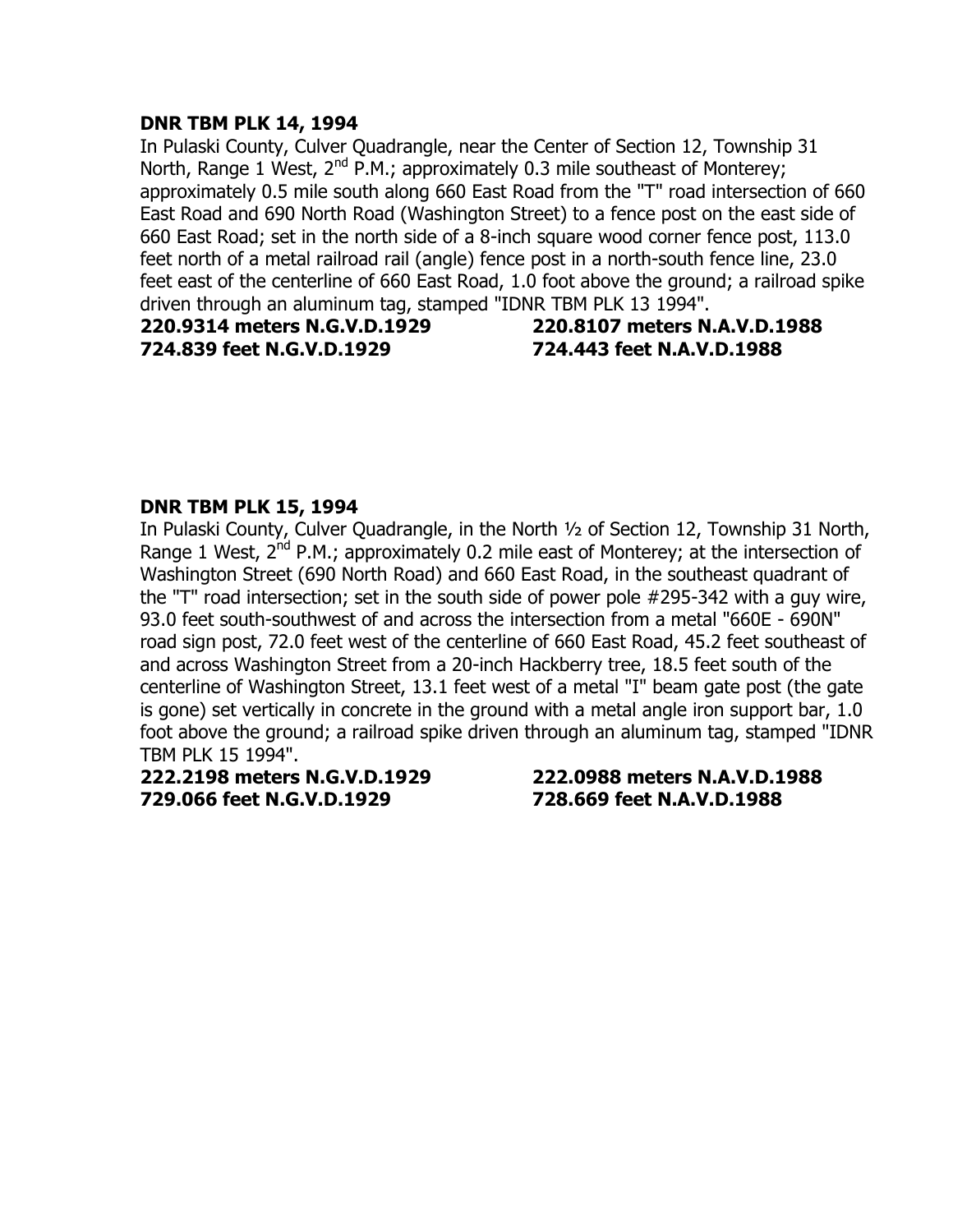**DNR TBM PLK 14, 1994**

In Pulaski County, Culver Quadrangle, near the Center of Section 12, Township 31 North, Range 1 West, 2nd P.M.; approximately 0.3 mile southeast of Monterey; approximately 0.5 mile south along 660 East Road from the "T" road intersection of 660 East Road and 690 North Road (Washington Street) to a fence post on the east side of 660 East Road; set in the north side of a 8-inch square wood corner fence post, 113.0 feet north of a metal railroad rail (angle) fence post in a north-south fence line, 23.0 feet east of the centerline of 660 East Road, 1.0 foot above the ground; a railroad spike driven through an aluminum tag, stamped "IDNR TBM PLK 13 1994".

**220.9314 meters N.G.V.D.1929** **220.8107 meters N.A.V.D.1988**
**724.839 feet N.G.V.D.1929** **724.443 feet N.A.V.D.1988**

**DNR TBM PLK 15, 1994**

In Pulaski County, Culver Quadrangle, in the North ½ of Section 12, Township 31 North, Range 1 West, 2nd P.M.; approximately 0.2 mile east of Monterey; at the intersection of Washington Street (690 North Road) and 660 East Road, in the southeast quadrant of the "T" road intersection; set in the south side of power pole #295-342 with a guy wire, 93.0 feet south-southwest of and across the intersection from a metal "660E - 690N" road sign post, 72.0 feet west of the centerline of 660 East Road, 45.2 feet southeast of and across Washington Street from a 20-inch Hackberry tree, 18.5 feet south of the centerline of Washington Street, 13.1 feet west of a metal "I" beam gate post (the gate is gone) set vertically in concrete in the ground with a metal angle iron support bar, 1.0 foot above the ground; a railroad spike driven through an aluminum tag, stamped "IDNR TBM PLK 15 1994".

**222.2198 meters N.G.V.D.1929** **222.0988 meters N.A.V.D.1988**
**729.066 feet N.G.V.D.1929** **728.669 feet N.A.V.D.1988**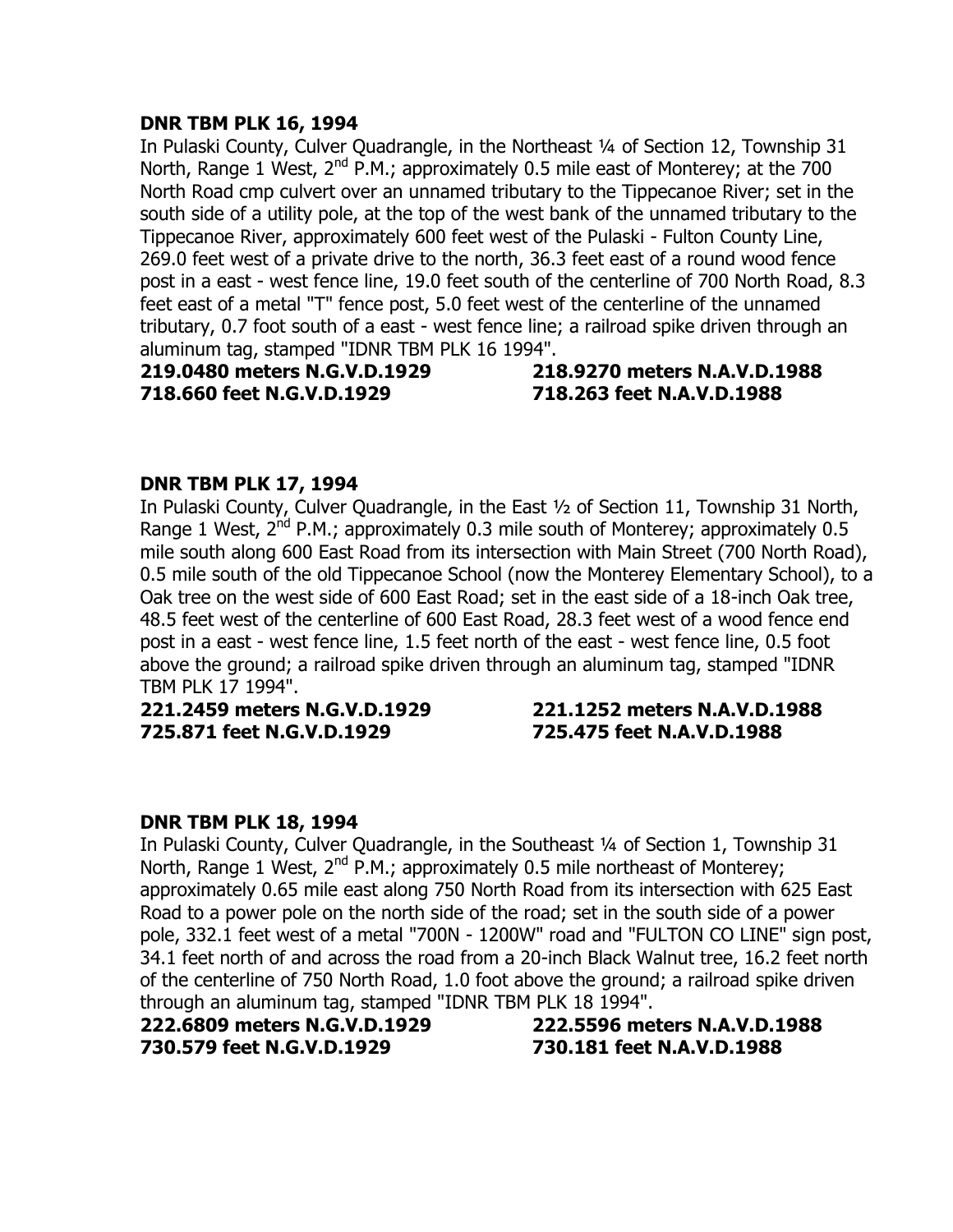**DNR TBM PLK 16, 1994**

In Pulaski County, Culver Quadrangle, in the Northeast ¼ of Section 12, Township 31 North, Range 1 West, 2nd P.M.; approximately 0.5 mile east of Monterey; at the 700 North Road cmp culvert over an unnamed tributary to the Tippecanoe River; set in the south side of a utility pole, at the top of the west bank of the unnamed tributary to the Tippecanoe River, approximately 600 feet west of the Pulaski - Fulton County Line, 269.0 feet west of a private drive to the north, 36.3 feet east of a round wood fence post in a east - west fence line, 19.0 feet south of the centerline of 700 North Road, 8.3 feet east of a metal "T" fence post, 5.0 feet west of the centerline of the unnamed tributary, 0.7 foot south of a east - west fence line; a railroad spike driven through an aluminum tag, stamped "IDNR TBM PLK 16 1994".

**219.0480 meters N.G.V.D.1929** **218.9270 meters N.A.V.D.1988**
**718.660 feet N.G.V.D.1929** **718.263 feet N.A.V.D.1988**

**DNR TBM PLK 17, 1994**

In Pulaski County, Culver Quadrangle, in the East ½ of Section 11, Township 31 North, Range 1 West, 2nd P.M.; approximately 0.3 mile south of Monterey; approximately 0.5 mile south along 600 East Road from its intersection with Main Street (700 North Road), 0.5 mile south of the old Tippecanoe School (now the Monterey Elementary School), to a Oak tree on the west side of 600 East Road; set in the east side of a 18-inch Oak tree, 48.5 feet west of the centerline of 600 East Road, 28.3 feet west of a wood fence end post in a east - west fence line, 1.5 feet north of the east - west fence line, 0.5 foot above the ground; a railroad spike driven through an aluminum tag, stamped "IDNR TBM PLK 17 1994".

**221.2459 meters N.G.V.D.1929** **221.1252 meters N.A.V.D.1988**
**725.871 feet N.G.V.D.1929** **725.475 feet N.A.V.D.1988**

**DNR TBM PLK 18, 1994**

In Pulaski County, Culver Quadrangle, in the Southeast ¼ of Section 1, Township 31 North, Range 1 West, 2nd P.M.; approximately 0.5 mile northeast of Monterey; approximately 0.65 mile east along 750 North Road from its intersection with 625 East Road to a power pole on the north side of the road; set in the south side of a power pole, 332.1 feet west of a metal "700N - 1200W" road and "FULTON CO LINE" sign post, 34.1 feet north of and across the road from a 20-inch Black Walnut tree, 16.2 feet north of the centerline of 750 North Road, 1.0 foot above the ground; a railroad spike driven through an aluminum tag, stamped "IDNR TBM PLK 18 1994".

**222.6809 meters N.G.V.D.1929** **222.5596 meters N.A.V.D.1988**
**730.579 feet N.G.V.D.1929** **730.181 feet N.A.V.D.1988**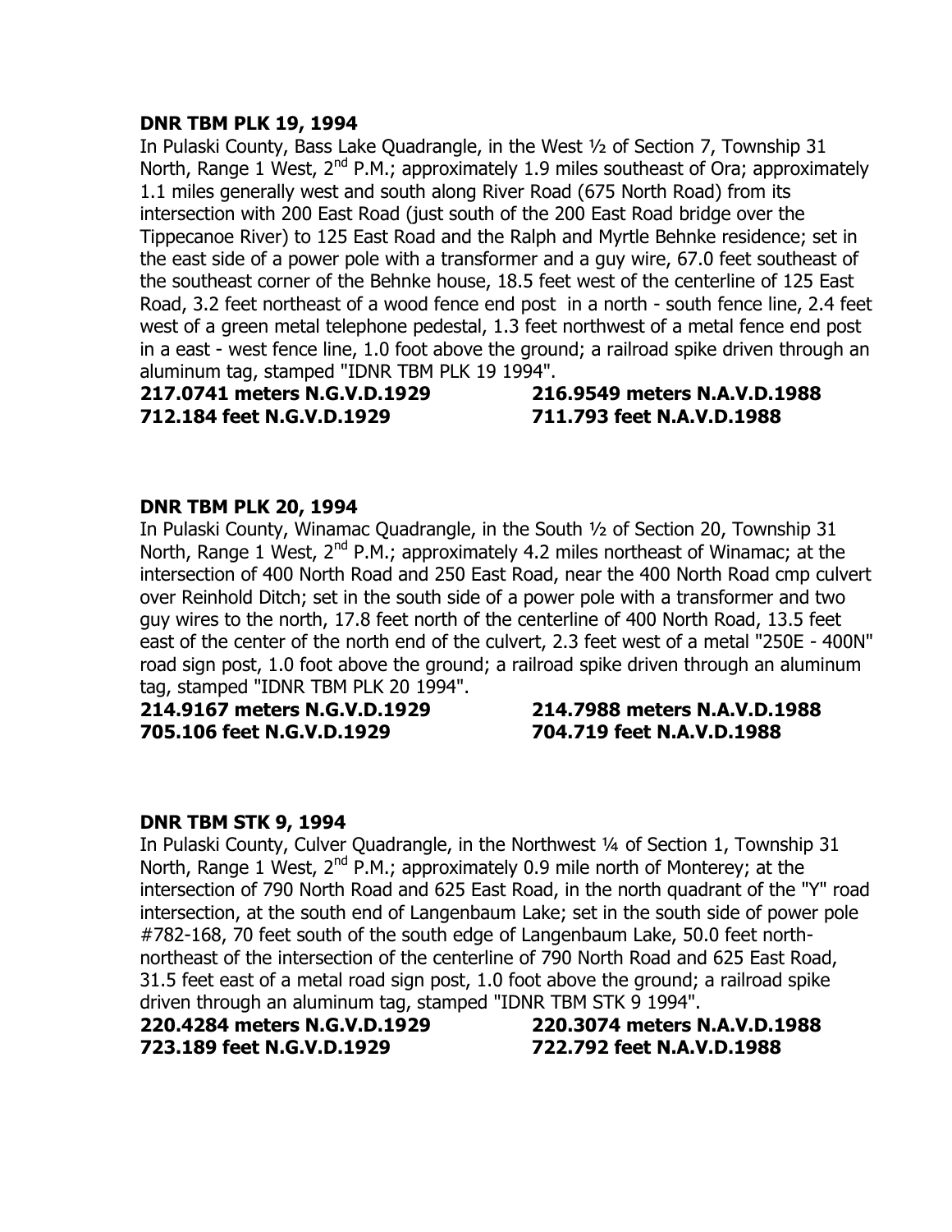**DNR TBM PLK 19, 1994**

In Pulaski County, Bass Lake Quadrangle, in the West ½ of Section 7, Township 31 North, Range 1 West, 2nd P.M.; approximately 1.9 miles southeast of Ora; approximately 1.1 miles generally west and south along River Road (675 North Road) from its intersection with 200 East Road (just south of the 200 East Road bridge over the Tippecanoe River) to 125 East Road and the Ralph and Myrtle Behnke residence; set in the east side of a power pole with a transformer and a guy wire, 67.0 feet southeast of the southeast corner of the Behnke house, 18.5 feet west of the centerline of 125 East Road, 3.2 feet northeast of a wood fence end post in a north - south fence line, 2.4 feet west of a green metal telephone pedestal, 1.3 feet northwest of a metal fence end post in a east - west fence line, 1.0 foot above the ground; a railroad spike driven through an aluminum tag, stamped "IDNR TBM PLK 19 1994".

**217.0741 meters N.G.V.D.1929** **216.9549 meters N.A.V.D.1988**
**712.184 feet N.G.V.D.1929** **711.793 feet N.A.V.D.1988**

**DNR TBM PLK 20, 1994**

In Pulaski County, Winamac Quadrangle, in the South ½ of Section 20, Township 31 North, Range 1 West, 2nd P.M.; approximately 4.2 miles northeast of Winamac; at the intersection of 400 North Road and 250 East Road, near the 400 North Road cmp culvert over Reinhold Ditch; set in the south side of a power pole with a transformer and two guy wires to the north, 17.8 feet north of the centerline of 400 North Road, 13.5 feet east of the center of the north end of the culvert, 2.3 feet west of a metal "250E - 400N" road sign post, 1.0 foot above the ground; a railroad spike driven through an aluminum tag, stamped "IDNR TBM PLK 20 1994".

**214.9167 meters N.G.V.D.1929** **214.7988 meters N.A.V.D.1988**
**705.106 feet N.G.V.D.1929** **704.719 feet N.A.V.D.1988**

**DNR TBM STK 9, 1994**

In Pulaski County, Culver Quadrangle, in the Northwest ¼ of Section 1, Township 31 North, Range 1 West, 2nd P.M.; approximately 0.9 mile north of Monterey; at the intersection of 790 North Road and 625 East Road, in the north quadrant of the "Y" road intersection, at the south end of Langenbaum Lake; set in the south side of power pole #782-168, 70 feet south of the south edge of Langenbaum Lake, 50.0 feet north-northeast of the intersection of the centerline of 790 North Road and 625 East Road, 31.5 feet east of a metal road sign post, 1.0 foot above the ground; a railroad spike driven through an aluminum tag, stamped "IDNR TBM STK 9 1994".

**220.4284 meters N.G.V.D.1929** **220.3074 meters N.A.V.D.1988**
**723.189 feet N.G.V.D.1929** **722.792 feet N.A.V.D.1988**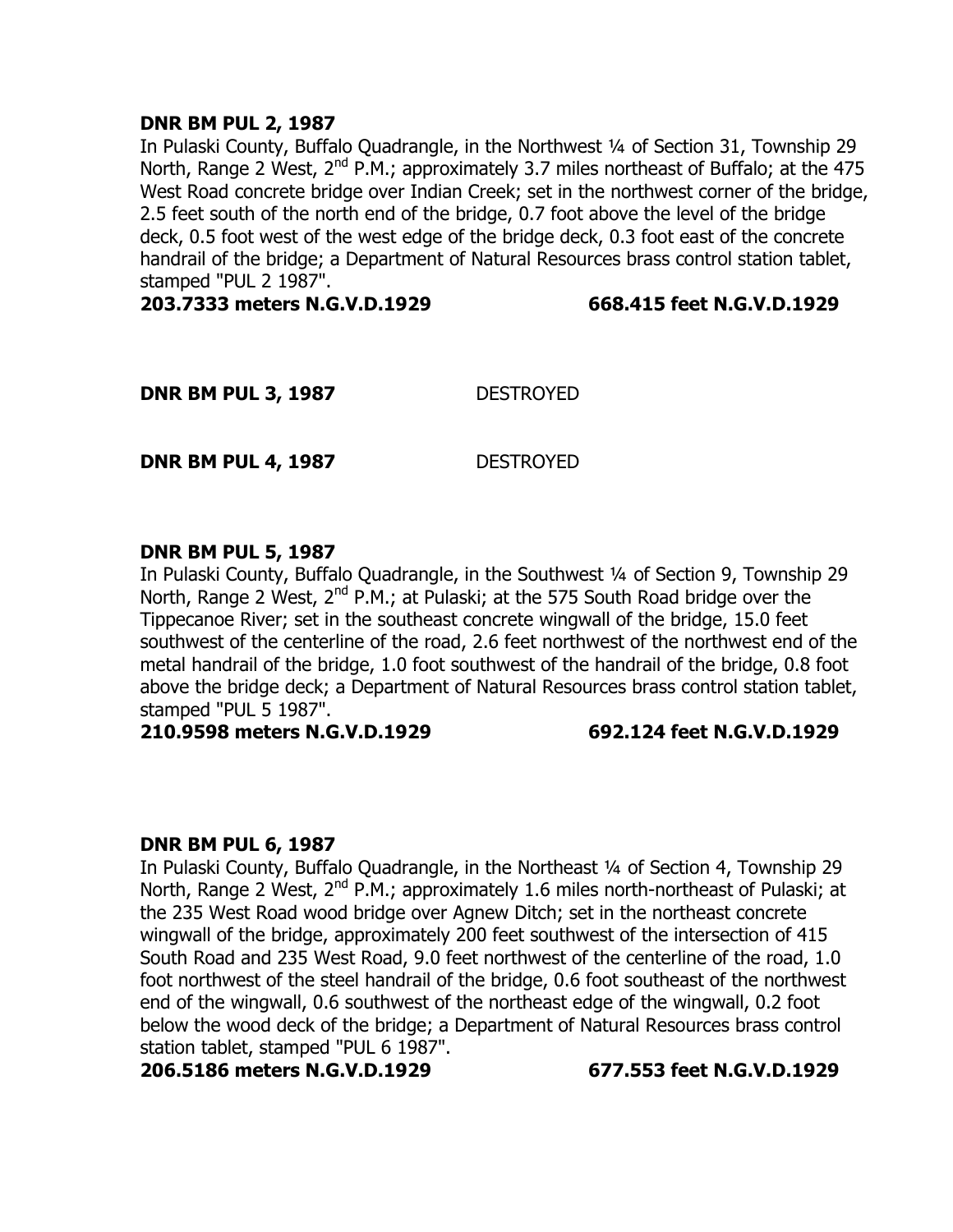**DNR BM PUL 2, 1987**

In Pulaski County, Buffalo Quadrangle, in the Northwest ¼ of Section 31, Township 29 North, Range 2 West, 2nd P.M.; approximately 3.7 miles northeast of Buffalo; at the 475 West Road concrete bridge over Indian Creek; set in the northwest corner of the bridge, 2.5 feet south of the north end of the bridge, 0.7 foot above the level of the bridge deck, 0.5 foot west of the west edge of the bridge deck, 0.3 foot east of the concrete handrail of the bridge; a Department of Natural Resources brass control station tablet, stamped "PUL 2 1987".

**203.7333 meters N.G.V.D.1929** **668.415 feet N.G.V.D.1929**

**DNR BM PUL 3, 1987** DESTROYED

**DNR BM PUL 4, 1987** DESTROYED

**DNR BM PUL 5, 1987**

In Pulaski County, Buffalo Quadrangle, in the Southwest ¼ of Section 9, Township 29 North, Range 2 West, 2nd P.M.; at Pulaski; at the 575 South Road bridge over the Tippecanoe River; set in the southeast concrete wingwall of the bridge, 15.0 feet southwest of the centerline of the road, 2.6 feet northwest of the northwest end of the metal handrail of the bridge, 1.0 foot southwest of the handrail of the bridge, 0.8 foot above the bridge deck; a Department of Natural Resources brass control station tablet, stamped "PUL 5 1987".

**210.9598 meters N.G.V.D.1929** **692.124 feet N.G.V.D.1929**

**DNR BM PUL 6, 1987**

In Pulaski County, Buffalo Quadrangle, in the Northeast ¼ of Section 4, Township 29 North, Range 2 West, 2nd P.M.; approximately 1.6 miles north-northeast of Pulaski; at the 235 West Road wood bridge over Agnew Ditch; set in the northeast concrete wingwall of the bridge, approximately 200 feet southwest of the intersection of 415 South Road and 235 West Road, 9.0 feet northwest of the centerline of the road, 1.0 foot northwest of the steel handrail of the bridge, 0.6 foot southeast of the northwest end of the wingwall, 0.6 southwest of the northeast edge of the wingwall, 0.2 foot below the wood deck of the bridge; a Department of Natural Resources brass control station tablet, stamped "PUL 6 1987".

**206.5186 meters N.G.V.D.1929** **677.553 feet N.G.V.D.1929**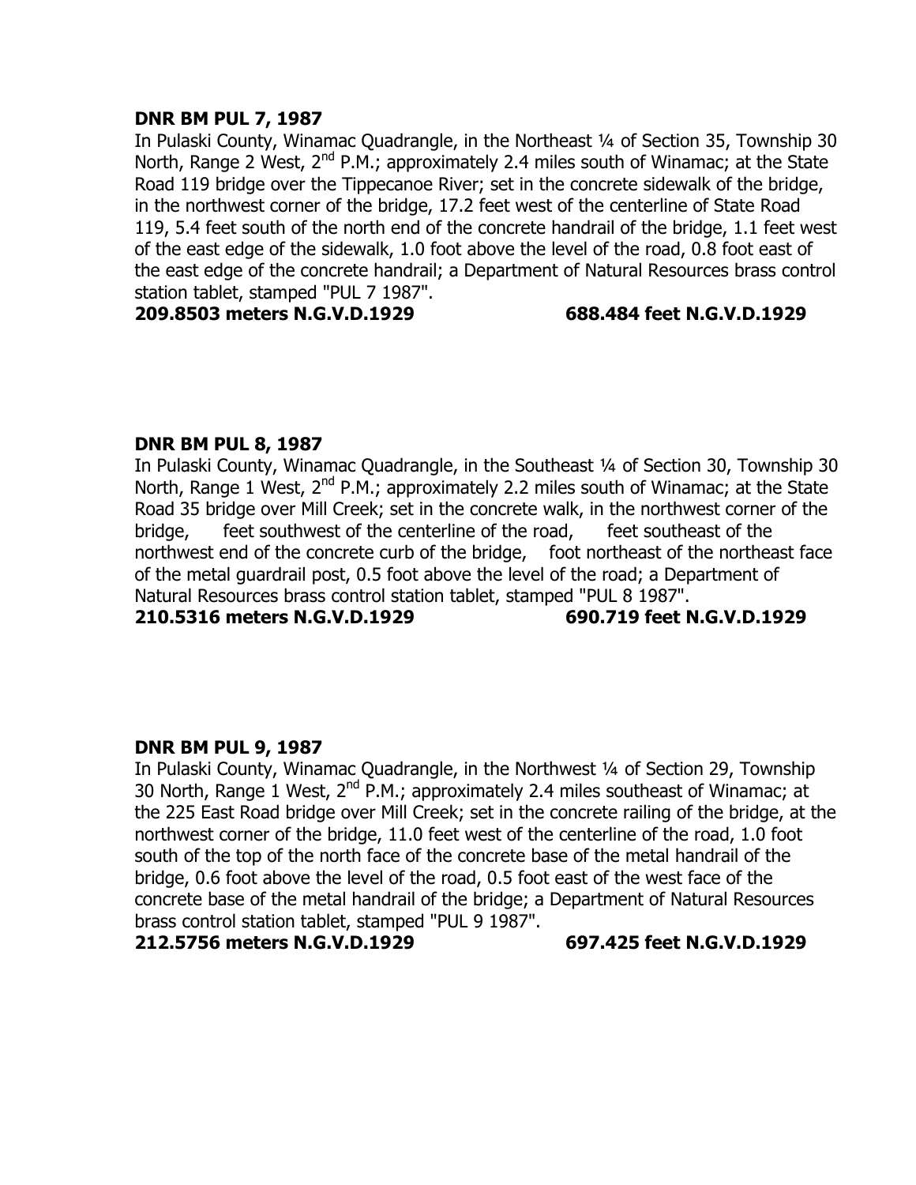**DNR BM PUL 7, 1987**

In Pulaski County, Winamac Quadrangle, in the Northeast ¼ of Section 35, Township 30 North, Range 2 West, 2nd P.M.; approximately 2.4 miles south of Winamac; at the State Road 119 bridge over the Tippecanoe River; set in the concrete sidewalk of the bridge, in the northwest corner of the bridge, 17.2 feet west of the centerline of State Road 119, 5.4 feet south of the north end of the concrete handrail of the bridge, 1.1 feet west of the east edge of the sidewalk, 1.0 foot above the level of the road, 0.8 foot east of the east edge of the concrete handrail; a Department of Natural Resources brass control station tablet, stamped "PUL 7 1987".

**209.8503 meters N.G.V.D.1929 688.484 feet N.G.V.D.1929**

**DNR BM PUL 8, 1987**

In Pulaski County, Winamac Quadrangle, in the Southeast ¼ of Section 30, Township 30 North, Range 1 West, 2nd P.M.; approximately 2.2 miles south of Winamac; at the State Road 35 bridge over Mill Creek; set in the concrete walk, in the northwest corner of the bridge, feet southwest of the centerline of the road, feet southeast of the northwest end of the concrete curb of the bridge, foot northeast of the northeast face of the metal guardrail post, 0.5 foot above the level of the road; a Department of Natural Resources brass control station tablet, stamped "PUL 8 1987".

**210.5316 meters N.G.V.D.1929 690.719 feet N.G.V.D.1929**

**DNR BM PUL 9, 1987**

In Pulaski County, Winamac Quadrangle, in the Northwest ¼ of Section 29, Township 30 North, Range 1 West, 2nd P.M.; approximately 2.4 miles southeast of Winamac; at the 225 East Road bridge over Mill Creek; set in the concrete railing of the bridge, at the northwest corner of the bridge, 11.0 feet west of the centerline of the road, 1.0 foot south of the top of the north face of the concrete base of the metal handrail of the bridge, 0.6 foot above the level of the road, 0.5 foot east of the west face of the concrete base of the metal handrail of the bridge; a Department of Natural Resources brass control station tablet, stamped "PUL 9 1987".

**212.5756 meters N.G.V.D.1929 697.425 feet N.G.V.D.1929**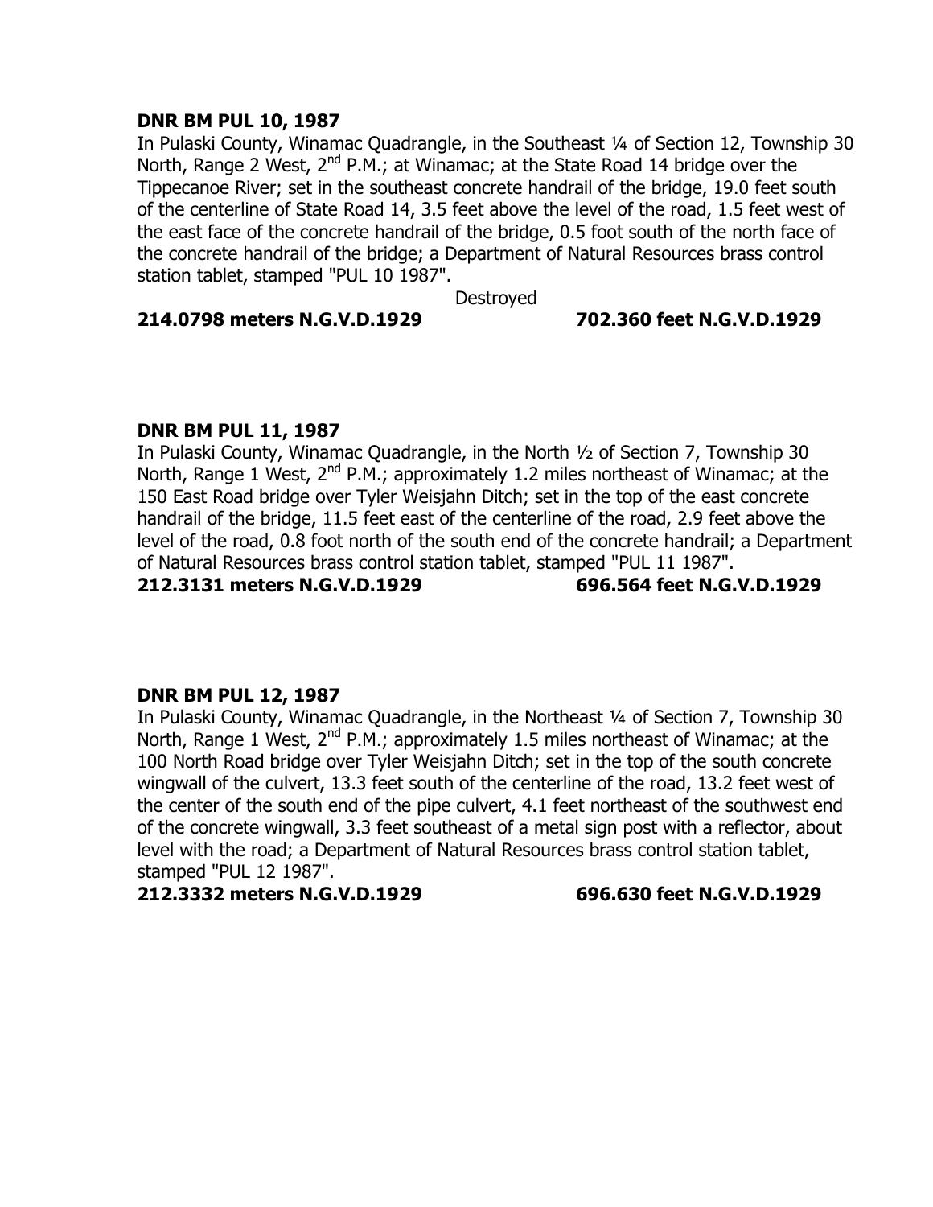**DNR BM PUL 10, 1987**

In Pulaski County, Winamac Quadrangle, in the Southeast ¼ of Section 12, Township 30 North, Range 2 West, 2nd P.M.; at Winamac; at the State Road 14 bridge over the Tippecanoe River; set in the southeast concrete handrail of the bridge, 19.0 feet south of the centerline of State Road 14, 3.5 feet above the level of the road, 1.5 feet west of the east face of the concrete handrail of the bridge, 0.5 foot south of the north face of the concrete handrail of the bridge; a Department of Natural Resources brass control station tablet, stamped "PUL 10 1987".

Destroyed

**214.0798 meters N.G.V.D.1929 702.360 feet N.G.V.D.1929**

**DNR BM PUL 11, 1987**

In Pulaski County, Winamac Quadrangle, in the North ½ of Section 7, Township 30 North, Range 1 West, 2nd P.M.; approximately 1.2 miles northeast of Winamac; at the 150 East Road bridge over Tyler Weisjahn Ditch; set in the top of the east concrete handrail of the bridge, 11.5 feet east of the centerline of the road, 2.9 feet above the level of the road, 0.8 foot north of the south end of the concrete handrail; a Department of Natural Resources brass control station tablet, stamped "PUL 11 1987".

**212.3131 meters N.G.V.D.1929 696.564 feet N.G.V.D.1929**

**DNR BM PUL 12, 1987**

In Pulaski County, Winamac Quadrangle, in the Northeast ¼ of Section 7, Township 30 North, Range 1 West, 2nd P.M.; approximately 1.5 miles northeast of Winamac; at the 100 North Road bridge over Tyler Weisjahn Ditch; set in the top of the south concrete wingwall of the culvert, 13.3 feet south of the centerline of the road, 13.2 feet west of the center of the south end of the pipe culvert, 4.1 feet northeast of the southwest end of the concrete wingwall, 3.3 feet southeast of a metal sign post with a reflector, about level with the road; a Department of Natural Resources brass control station tablet, stamped "PUL 12 1987".

**212.3332 meters N.G.V.D.1929 696.630 feet N.G.V.D.1929**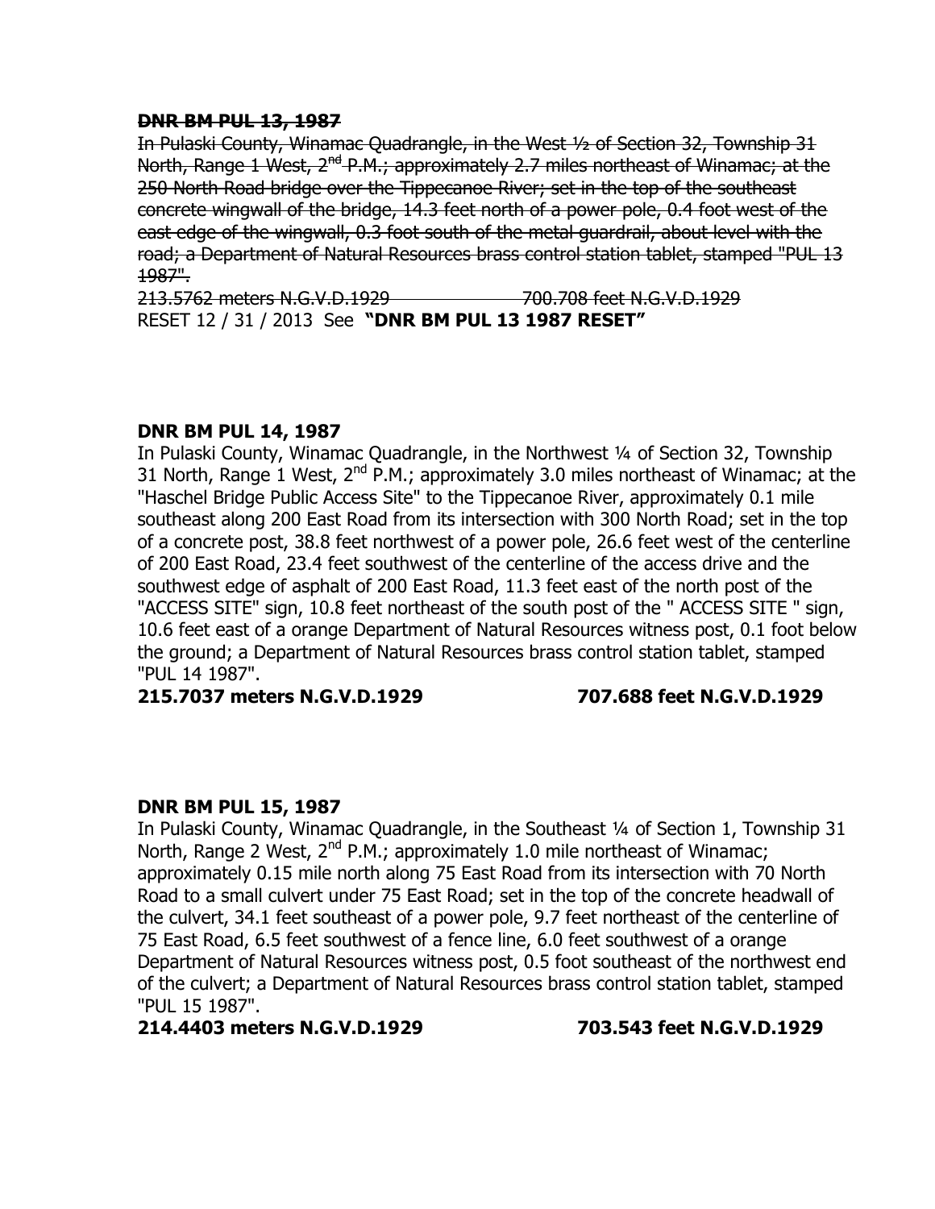~~**DNR BM PUL 13, 1987**~~

~~In Pulaski County, Winamac Quadrangle, in the West ½ of Section 32, Township 31 North, Range 1 West, 2nd P.M.; approximately 2.7 miles northeast of Winamac; at the 250 North Road bridge over the Tippecanoe River; set in the top of the southeast concrete wingwall of the bridge, 14.3 feet north of a power pole, 0.4 foot west of the east edge of the wingwall, 0.3 foot south of the metal guardrail, about level with the road; a Department of Natural Resources brass control station tablet, stamped "PUL 13 1987".~~

~~213.5762 meters N.G.V.D.1929 700.708 feet N.G.V.D.1929~~

RESET 12 / 31 / 2013 See **"DNR BM PUL 13 1987 RESET"**

**DNR BM PUL 14, 1987**

In Pulaski County, Winamac Quadrangle, in the Northwest ¼ of Section 32, Township 31 North, Range 1 West, 2nd P.M.; approximately 3.0 miles northeast of Winamac; at the "Haschel Bridge Public Access Site" to the Tippecanoe River, approximately 0.1 mile southeast along 200 East Road from its intersection with 300 North Road; set in the top of a concrete post, 38.8 feet northwest of a power pole, 26.6 feet west of the centerline of 200 East Road, 23.4 feet southwest of the centerline of the access drive and the southwest edge of asphalt of 200 East Road, 11.3 feet east of the north post of the "ACCESS SITE" sign, 10.8 feet northeast of the south post of the " ACCESS SITE " sign, 10.6 feet east of a orange Department of Natural Resources witness post, 0.1 foot below the ground; a Department of Natural Resources brass control station tablet, stamped "PUL 14 1987".

**215.7037 meters N.G.V.D.1929 707.688 feet N.G.V.D.1929**

**DNR BM PUL 15, 1987**

In Pulaski County, Winamac Quadrangle, in the Southeast ¼ of Section 1, Township 31 North, Range 2 West, 2nd P.M.; approximately 1.0 mile northeast of Winamac; approximately 0.15 mile north along 75 East Road from its intersection with 70 North Road to a small culvert under 75 East Road; set in the top of the concrete headwall of the culvert, 34.1 feet southeast of a power pole, 9.7 feet northeast of the centerline of 75 East Road, 6.5 feet southwest of a fence line, 6.0 feet southwest of a orange Department of Natural Resources witness post, 0.5 foot southeast of the northwest end of the culvert; a Department of Natural Resources brass control station tablet, stamped "PUL 15 1987".

**214.4403 meters N.G.V.D.1929 703.543 feet N.G.V.D.1929**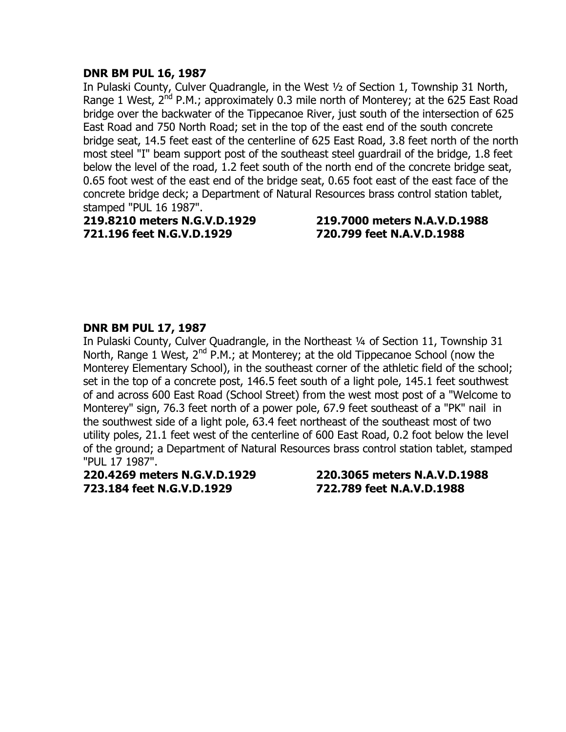**DNR BM PUL 16, 1987**

In Pulaski County, Culver Quadrangle, in the West ½ of Section 1, Township 31 North, Range 1 West, 2nd P.M.; approximately 0.3 mile north of Monterey; at the 625 East Road bridge over the backwater of the Tippecanoe River, just south of the intersection of 625 East Road and 750 North Road; set in the top of the east end of the south concrete bridge seat, 14.5 feet east of the centerline of 625 East Road, 3.8 feet north of the north most steel "I" beam support post of the southeast steel guardrail of the bridge, 1.8 feet below the level of the road, 1.2 feet south of the north end of the concrete bridge seat, 0.65 foot west of the east end of the bridge seat, 0.65 foot east of the east face of the concrete bridge deck; a Department of Natural Resources brass control station tablet, stamped "PUL 16 1987".

**219.8210 meters N.G.V.D.1929** **219.7000 meters N.A.V.D.1988**
**721.196 feet N.G.V.D.1929** **720.799 feet N.A.V.D.1988**

**DNR BM PUL 17, 1987**

In Pulaski County, Culver Quadrangle, in the Northeast ¼ of Section 11, Township 31 North, Range 1 West, 2nd P.M.; at Monterey; at the old Tippecanoe School (now the Monterey Elementary School), in the southeast corner of the athletic field of the school; set in the top of a concrete post, 146.5 feet south of a light pole, 145.1 feet southwest of and across 600 East Road (School Street) from the west most post of a "Welcome to Monterey" sign, 76.3 feet north of a power pole, 67.9 feet southeast of a "PK" nail in the southwest side of a light pole, 63.4 feet northeast of the southeast most of two utility poles, 21.1 feet west of the centerline of 600 East Road, 0.2 foot below the level of the ground; a Department of Natural Resources brass control station tablet, stamped "PUL 17 1987".

**220.4269 meters N.G.V.D.1929** **220.3065 meters N.A.V.D.1988**
**723.184 feet N.G.V.D.1929** **722.789 feet N.A.V.D.1988**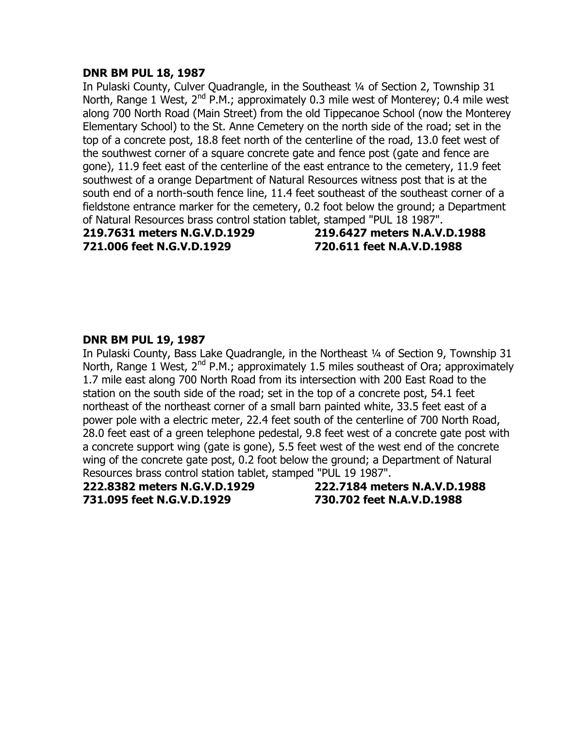**DNR BM PUL 18, 1987**

In Pulaski County, Culver Quadrangle, in the Southeast ¼ of Section 2, Township 31 North, Range 1 West, 2nd P.M.; approximately 0.3 mile west of Monterey; 0.4 mile west along 700 North Road (Main Street) from the old Tippecanoe School (now the Monterey Elementary School) to the St. Anne Cemetery on the north side of the road; set in the top of a concrete post, 18.8 feet north of the centerline of the road, 13.0 feet west of the southwest corner of a square concrete gate and fence post (gate and fence are gone), 11.9 feet east of the centerline of the east entrance to the cemetery, 11.9 feet southwest of a orange Department of Natural Resources witness post that is at the south end of a north-south fence line, 11.4 feet southeast of the southeast corner of a fieldstone entrance marker for the cemetery, 0.2 foot below the ground; a Department of Natural Resources brass control station tablet, stamped "PUL 18 1987".

**219.7631 meters N.G.V.D.1929** **219.6427 meters N.A.V.D.1988**
**721.006 feet N.G.V.D.1929** **720.611 feet N.A.V.D.1988**

**DNR BM PUL 19, 1987**

In Pulaski County, Bass Lake Quadrangle, in the Northeast ¼ of Section 9, Township 31 North, Range 1 West, 2nd P.M.; approximately 1.5 miles southeast of Ora; approximately 1.7 mile east along 700 North Road from its intersection with 200 East Road to the station on the south side of the road; set in the top of a concrete post, 54.1 feet northeast of the northeast corner of a small barn painted white, 33.5 feet east of a power pole with a electric meter, 22.4 feet south of the centerline of 700 North Road, 28.0 feet east of a green telephone pedestal, 9.8 feet west of a concrete gate post with a concrete support wing (gate is gone), 5.5 feet west of the west end of the concrete wing of the concrete gate post, 0.2 foot below the ground; a Department of Natural Resources brass control station tablet, stamped "PUL 19 1987".

**222.8382 meters N.G.V.D.1929** **222.7184 meters N.A.V.D.1988**
**731.095 feet N.G.V.D.1929** **730.702 feet N.A.V.D.1988**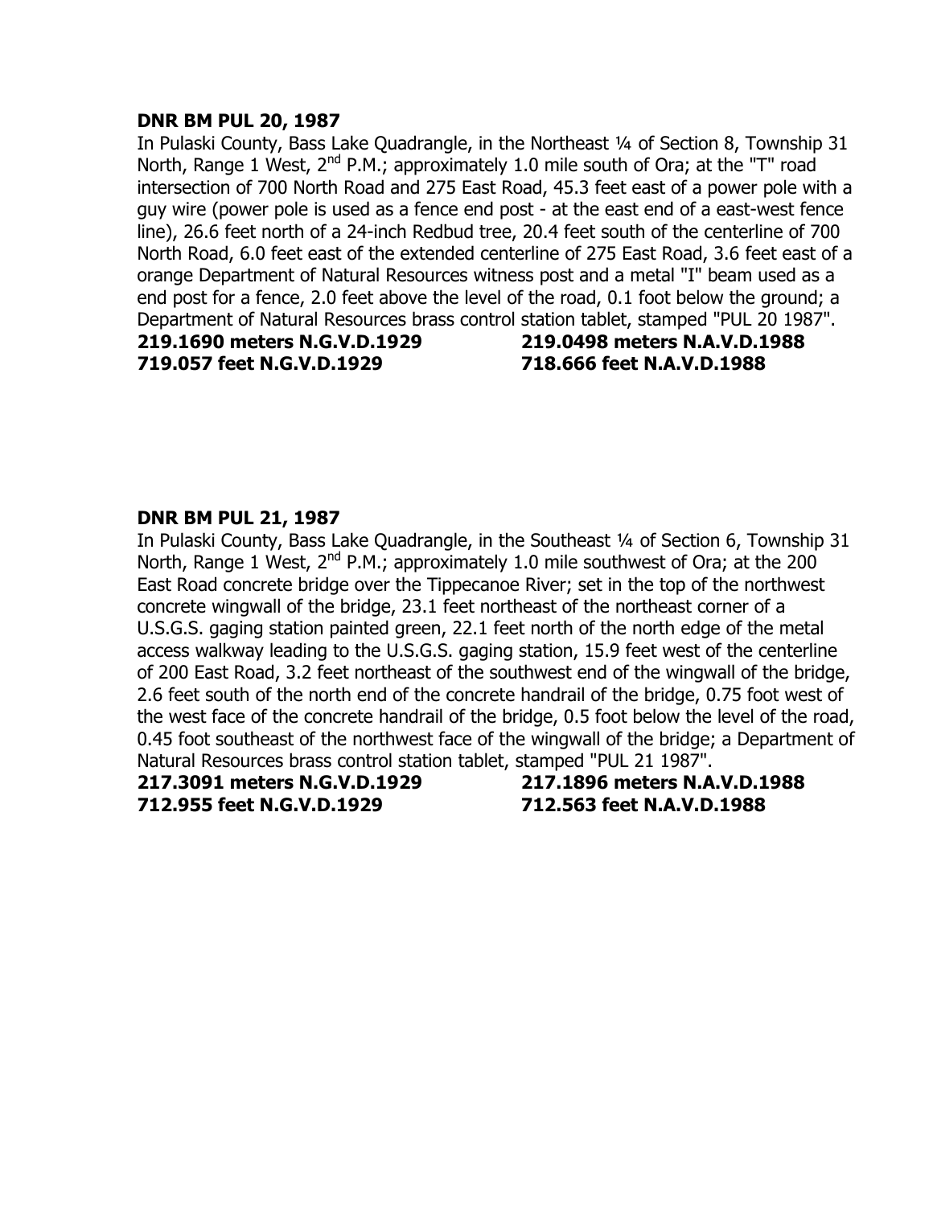**DNR BM PUL 20, 1987**

In Pulaski County, Bass Lake Quadrangle, in the Northeast ¼ of Section 8, Township 31 North, Range 1 West, 2nd P.M.; approximately 1.0 mile south of Ora; at the "T" road intersection of 700 North Road and 275 East Road, 45.3 feet east of a power pole with a guy wire (power pole is used as a fence end post - at the east end of a east-west fence line), 26.6 feet north of a 24-inch Redbud tree, 20.4 feet south of the centerline of 700 North Road, 6.0 feet east of the extended centerline of 275 East Road, 3.6 feet east of a orange Department of Natural Resources witness post and a metal "I" beam used as a end post for a fence, 2.0 feet above the level of the road, 0.1 foot below the ground; a Department of Natural Resources brass control station tablet, stamped "PUL 20 1987".

**219.1690 meters N.G.V.D.1929** **219.0498 meters N.A.V.D.1988**
**719.057 feet N.G.V.D.1929** **718.666 feet N.A.V.D.1988**

**DNR BM PUL 21, 1987**

In Pulaski County, Bass Lake Quadrangle, in the Southeast ¼ of Section 6, Township 31 North, Range 1 West, 2nd P.M.; approximately 1.0 mile southwest of Ora; at the 200 East Road concrete bridge over the Tippecanoe River; set in the top of the northwest concrete wingwall of the bridge, 23.1 feet northeast of the northeast corner of a U.S.G.S. gaging station painted green, 22.1 feet north of the north edge of the metal access walkway leading to the U.S.G.S. gaging station, 15.9 feet west of the centerline of 200 East Road, 3.2 feet northeast of the southwest end of the wingwall of the bridge, 2.6 feet south of the north end of the concrete handrail of the bridge, 0.75 foot west of the west face of the concrete handrail of the bridge, 0.5 foot below the level of the road, 0.45 foot southeast of the northwest face of the wingwall of the bridge; a Department of Natural Resources brass control station tablet, stamped "PUL 21 1987".

**217.3091 meters N.G.V.D.1929** **217.1896 meters N.A.V.D.1988**
**712.955 feet N.G.V.D.1929** **712.563 feet N.A.V.D.1988**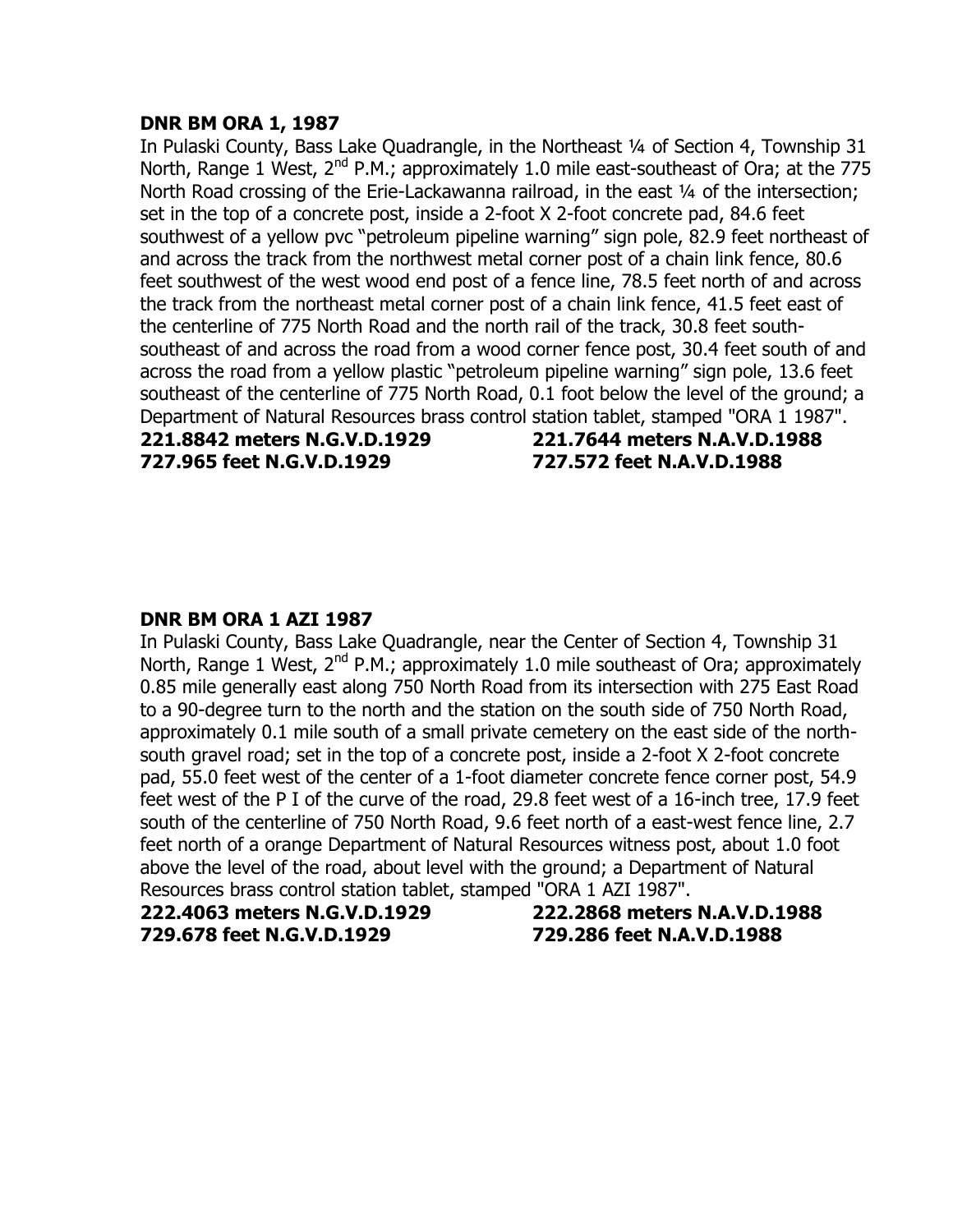**DNR BM ORA 1, 1987**

In Pulaski County, Bass Lake Quadrangle, in the Northeast ¼ of Section 4, Township 31 North, Range 1 West, 2nd P.M.; approximately 1.0 mile east-southeast of Ora; at the 775 North Road crossing of the Erie-Lackawanna railroad, in the east ¼ of the intersection; set in the top of a concrete post, inside a 2-foot X 2-foot concrete pad, 84.6 feet southwest of a yellow pvc "petroleum pipeline warning" sign pole, 82.9 feet northeast of and across the track from the northwest metal corner post of a chain link fence, 80.6 feet southwest of the west wood end post of a fence line, 78.5 feet north of and across the track from the northeast metal corner post of a chain link fence, 41.5 feet east of the centerline of 775 North Road and the north rail of the track, 30.8 feet south-southeast of and across the road from a wood corner fence post, 30.4 feet south of and across the road from a yellow plastic "petroleum pipeline warning" sign pole, 13.6 feet southeast of the centerline of 775 North Road, 0.1 foot below the level of the ground; a Department of Natural Resources brass control station tablet, stamped "ORA 1 1987".

**221.8842 meters N.G.V.D.1929** **221.7644 meters N.A.V.D.1988**
**727.965 feet N.G.V.D.1929** **727.572 feet N.A.V.D.1988**

**DNR BM ORA 1 AZI 1987**

In Pulaski County, Bass Lake Quadrangle, near the Center of Section 4, Township 31 North, Range 1 West, 2nd P.M.; approximately 1.0 mile southeast of Ora; approximately 0.85 mile generally east along 750 North Road from its intersection with 275 East Road to a 90-degree turn to the north and the station on the south side of 750 North Road, approximately 0.1 mile south of a small private cemetery on the east side of the north-south gravel road; set in the top of a concrete post, inside a 2-foot X 2-foot concrete pad, 55.0 feet west of the center of a 1-foot diameter concrete fence corner post, 54.9 feet west of the P I of the curve of the road, 29.8 feet west of a 16-inch tree, 17.9 feet south of the centerline of 750 North Road, 9.6 feet north of a east-west fence line, 2.7 feet north of a orange Department of Natural Resources witness post, about 1.0 foot above the level of the road, about level with the ground; a Department of Natural Resources brass control station tablet, stamped "ORA 1 AZI 1987".

**222.4063 meters N.G.V.D.1929** **222.2868 meters N.A.V.D.1988**
**729.678 feet N.G.V.D.1929** **729.286 feet N.A.V.D.1988**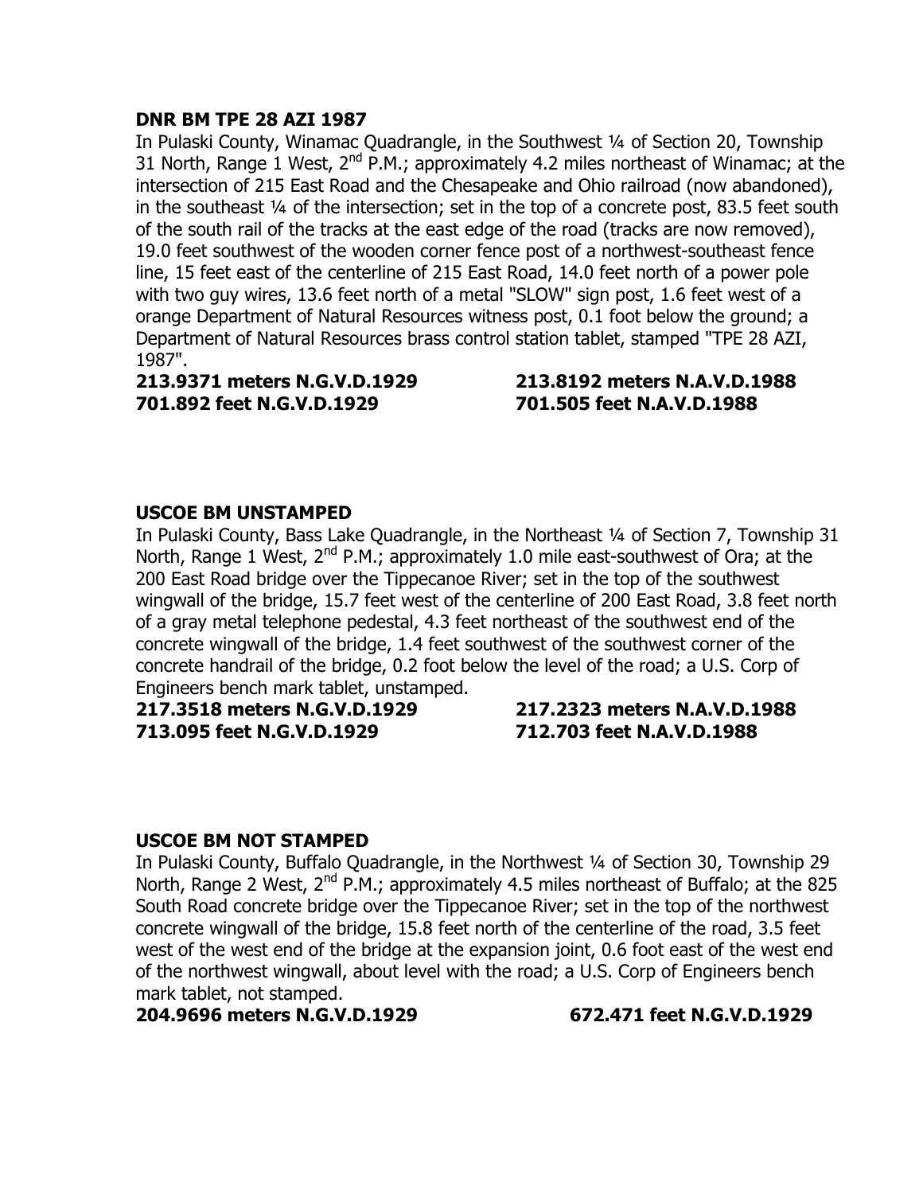**DNR BM TPE 28 AZI 1987**

In Pulaski County, Winamac Quadrangle, in the Southwest ¼ of Section 20, Township 31 North, Range 1 West, 2nd P.M.; approximately 4.2 miles northeast of Winamac; at the intersection of 215 East Road and the Chesapeake and Ohio railroad (now abandoned), in the southeast ¼ of the intersection; set in the top of a concrete post, 83.5 feet south of the south rail of the tracks at the east edge of the road (tracks are now removed), 19.0 feet southwest of the wooden corner fence post of a northwest-southeast fence line, 15 feet east of the centerline of 215 East Road, 14.0 feet north of a power pole with two guy wires, 13.6 feet north of a metal "SLOW" sign post, 1.6 feet west of a orange Department of Natural Resources witness post, 0.1 foot below the ground; a Department of Natural Resources brass control station tablet, stamped "TPE 28 AZI, 1987".

**213.9371 meters N.G.V.D.1929** **213.8192 meters N.A.V.D.1988**
**701.892 feet N.G.V.D.1929** **701.505 feet N.A.V.D.1988**

**USCOE BM UNSTAMPED**

In Pulaski County, Bass Lake Quadrangle, in the Northeast ¼ of Section 7, Township 31 North, Range 1 West, 2nd P.M.; approximately 1.0 mile east-southwest of Ora; at the 200 East Road bridge over the Tippecanoe River; set in the top of the southwest wingwall of the bridge, 15.7 feet west of the centerline of 200 East Road, 3.8 feet north of a gray metal telephone pedestal, 4.3 feet northeast of the southwest end of the concrete wingwall of the bridge, 1.4 feet southwest of the southwest corner of the concrete handrail of the bridge, 0.2 foot below the level of the road; a U.S. Corp of Engineers bench mark tablet, unstamped.

**217.3518 meters N.G.V.D.1929** **217.2323 meters N.A.V.D.1988**
**713.095 feet N.G.V.D.1929** **712.703 feet N.A.V.D.1988**

**USCOE BM NOT STAMPED**

In Pulaski County, Buffalo Quadrangle, in the Northwest ¼ of Section 30, Township 29 North, Range 2 West, 2nd P.M.; approximately 4.5 miles northeast of Buffalo; at the 825 South Road concrete bridge over the Tippecanoe River; set in the top of the northwest concrete wingwall of the bridge, 15.8 feet north of the centerline of the road, 3.5 feet west of the west end of the bridge at the expansion joint, 0.6 foot east of the west end of the northwest wingwall, about level with the road; a U.S. Corp of Engineers bench mark tablet, not stamped.

**204.9696 meters N.G.V.D.1929** **672.471 feet N.G.V.D.1929**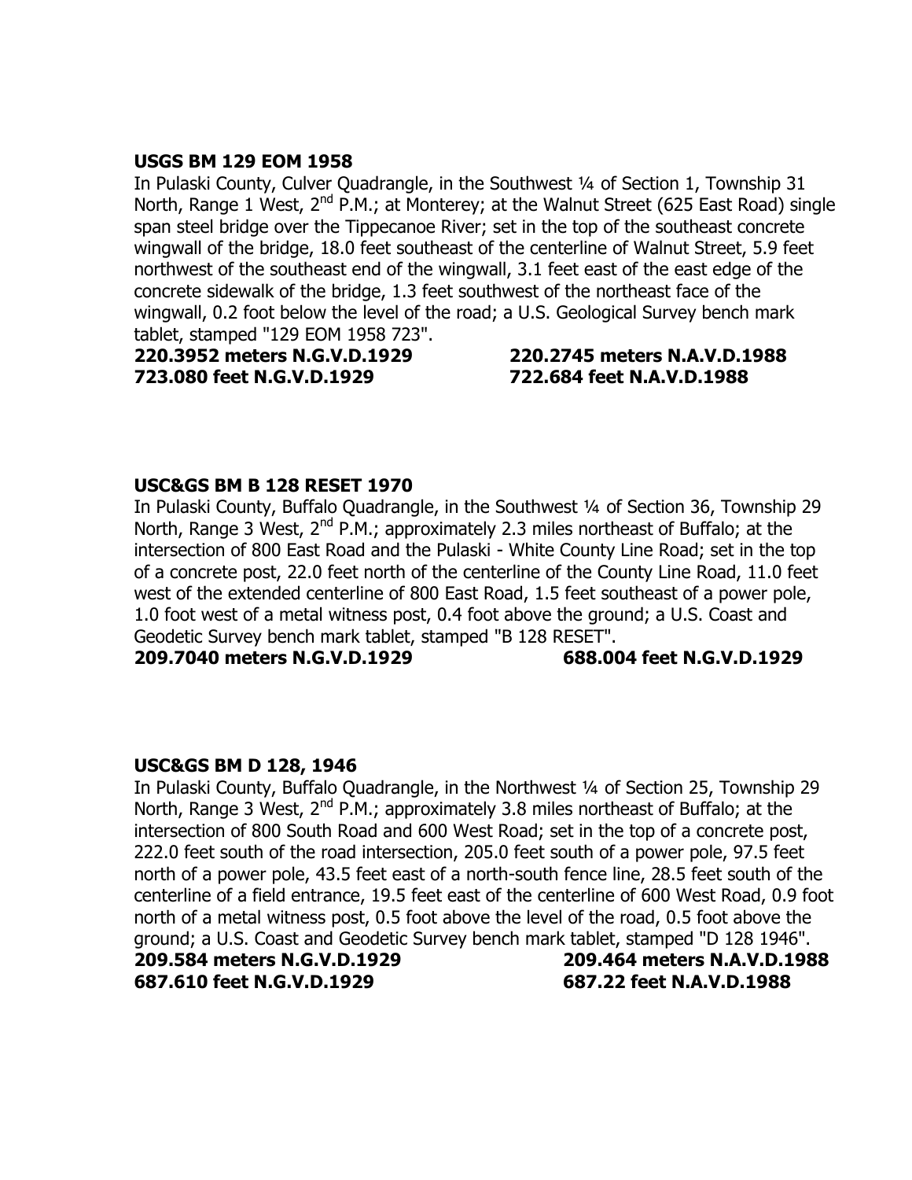**USGS BM 129 EOM 1958**

In Pulaski County, Culver Quadrangle, in the Southwest ¼ of Section 1, Township 31 North, Range 1 West, 2nd P.M.; at Monterey; at the Walnut Street (625 East Road) single span steel bridge over the Tippecanoe River; set in the top of the southeast concrete wingwall of the bridge, 18.0 feet southeast of the centerline of Walnut Street, 5.9 feet northwest of the southeast end of the wingwall, 3.1 feet east of the east edge of the concrete sidewalk of the bridge, 1.3 feet southwest of the northeast face of the wingwall, 0.2 foot below the level of the road; a U.S. Geological Survey bench mark tablet, stamped "129 EOM 1958 723".

**220.3952 meters N.G.V.D.1929** **220.2745 meters N.A.V.D.1988**
**723.080 feet N.G.V.D.1929** **722.684 feet N.A.V.D.1988**

**USC&GS BM B 128 RESET 1970**

In Pulaski County, Buffalo Quadrangle, in the Southwest ¼ of Section 36, Township 29 North, Range 3 West, 2nd P.M.; approximately 2.3 miles northeast of Buffalo; at the intersection of 800 East Road and the Pulaski - White County Line Road; set in the top of a concrete post, 22.0 feet north of the centerline of the County Line Road, 11.0 feet west of the extended centerline of 800 East Road, 1.5 feet southeast of a power pole, 1.0 foot west of a metal witness post, 0.4 foot above the ground; a U.S. Coast and Geodetic Survey bench mark tablet, stamped "B 128 RESET".

**209.7040 meters N.G.V.D.1929** **688.004 feet N.G.V.D.1929**

**USC&GS BM D 128, 1946**

In Pulaski County, Buffalo Quadrangle, in the Northwest ¼ of Section 25, Township 29 North, Range 3 West, 2nd P.M.; approximately 3.8 miles northeast of Buffalo; at the intersection of 800 South Road and 600 West Road; set in the top of a concrete post, 222.0 feet south of the road intersection, 205.0 feet south of a power pole, 97.5 feet north of a power pole, 43.5 feet east of a north-south fence line, 28.5 feet south of the centerline of a field entrance, 19.5 feet east of the centerline of 600 West Road, 0.9 foot north of a metal witness post, 0.5 foot above the level of the road, 0.5 foot above the ground; a U.S. Coast and Geodetic Survey bench mark tablet, stamped "D 128 1946".

**209.584 meters N.G.V.D.1929** **209.464 meters N.A.V.D.1988**
**687.610 feet N.G.V.D.1929** **687.22 feet N.A.V.D.1988**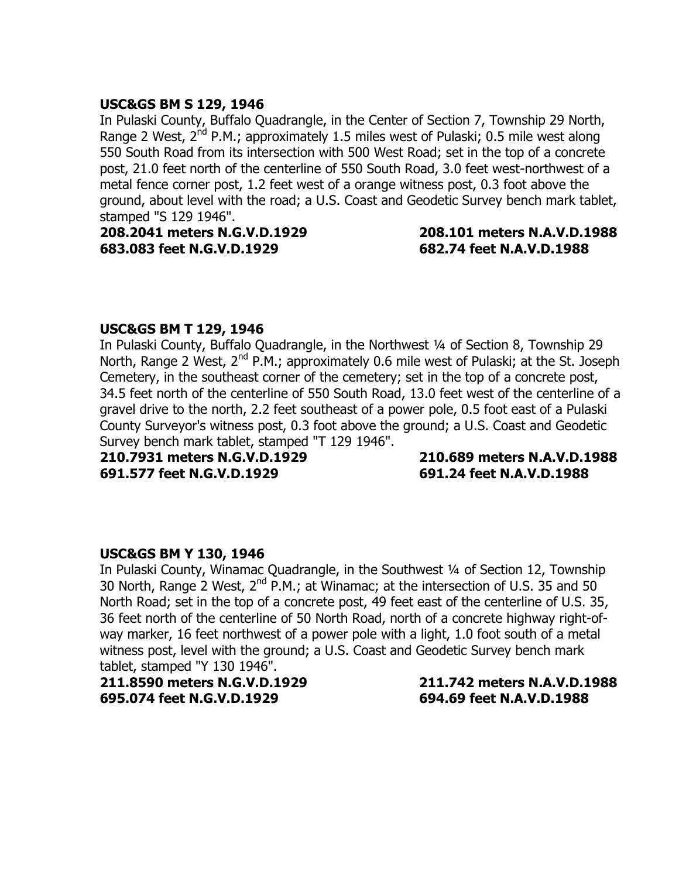**USC&GS BM S 129, 1946**

In Pulaski County, Buffalo Quadrangle, in the Center of Section 7, Township 29 North, Range 2 West, 2nd P.M.; approximately 1.5 miles west of Pulaski; 0.5 mile west along 550 South Road from its intersection with 500 West Road; set in the top of a concrete post, 21.0 feet north of the centerline of 550 South Road, 3.0 feet west-northwest of a metal fence corner post, 1.2 feet west of a orange witness post, 0.3 foot above the ground, about level with the road; a U.S. Coast and Geodetic Survey bench mark tablet, stamped "S 129 1946".

**208.2041 meters N.G.V.D.1929** **208.101 meters N.A.V.D.1988**
**683.083 feet N.G.V.D.1929** **682.74 feet N.A.V.D.1988**

**USC&GS BM T 129, 1946**

In Pulaski County, Buffalo Quadrangle, in the Northwest ¼ of Section 8, Township 29 North, Range 2 West, 2nd P.M.; approximately 0.6 mile west of Pulaski; at the St. Joseph Cemetery, in the southeast corner of the cemetery; set in the top of a concrete post, 34.5 feet north of the centerline of 550 South Road, 13.0 feet west of the centerline of a gravel drive to the north, 2.2 feet southeast of a power pole, 0.5 foot east of a Pulaski County Surveyor's witness post, 0.3 foot above the ground; a U.S. Coast and Geodetic Survey bench mark tablet, stamped "T 129 1946".

**210.7931 meters N.G.V.D.1929** **210.689 meters N.A.V.D.1988**
**691.577 feet N.G.V.D.1929** **691.24 feet N.A.V.D.1988**

**USC&GS BM Y 130, 1946**

In Pulaski County, Winamac Quadrangle, in the Southwest ¼ of Section 12, Township 30 North, Range 2 West, 2nd P.M.; at Winamac; at the intersection of U.S. 35 and 50 North Road; set in the top of a concrete post, 49 feet east of the centerline of U.S. 35, 36 feet north of the centerline of 50 North Road, north of a concrete highway right-of-way marker, 16 feet northwest of a power pole with a light, 1.0 foot south of a metal witness post, level with the ground; a U.S. Coast and Geodetic Survey bench mark tablet, stamped "Y 130 1946".

**211.8590 meters N.G.V.D.1929** **211.742 meters N.A.V.D.1988**
**695.074 feet N.G.V.D.1929** **694.69 feet N.A.V.D.1988**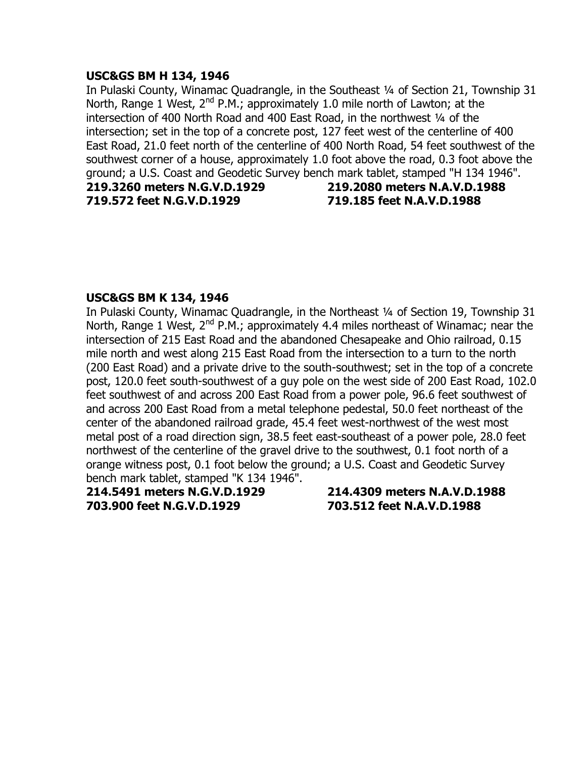**USC&GS BM H 134, 1946**

In Pulaski County, Winamac Quadrangle, in the Southeast ¼ of Section 21, Township 31 North, Range 1 West, 2nd P.M.; approximately 1.0 mile north of Lawton; at the intersection of 400 North Road and 400 East Road, in the northwest ¼ of the intersection; set in the top of a concrete post, 127 feet west of the centerline of 400 East Road, 21.0 feet north of the centerline of 400 North Road, 54 feet southwest of the southwest corner of a house, approximately 1.0 foot above the road, 0.3 foot above the ground; a U.S. Coast and Geodetic Survey bench mark tablet, stamped "H 134 1946".

**219.3260 meters N.G.V.D.1929** **219.2080 meters N.A.V.D.1988**
**719.572 feet N.G.V.D.1929** **719.185 feet N.A.V.D.1988**

**USC&GS BM K 134, 1946**

In Pulaski County, Winamac Quadrangle, in the Northeast ¼ of Section 19, Township 31 North, Range 1 West, 2nd P.M.; approximately 4.4 miles northeast of Winamac; near the intersection of 215 East Road and the abandoned Chesapeake and Ohio railroad, 0.15 mile north and west along 215 East Road from the intersection to a turn to the north (200 East Road) and a private drive to the south-southwest; set in the top of a concrete post, 120.0 feet south-southwest of a guy pole on the west side of 200 East Road, 102.0 feet southwest of and across 200 East Road from a power pole, 96.6 feet southwest of and across 200 East Road from a metal telephone pedestal, 50.0 feet northeast of the center of the abandoned railroad grade, 45.4 feet west-northwest of the west most metal post of a road direction sign, 38.5 feet east-southeast of a power pole, 28.0 feet northwest of the centerline of the gravel drive to the southwest, 0.1 foot north of a orange witness post, 0.1 foot below the ground; a U.S. Coast and Geodetic Survey bench mark tablet, stamped "K 134 1946".

**214.5491 meters N.G.V.D.1929** **214.4309 meters N.A.V.D.1988**
**703.900 feet N.G.V.D.1929** **703.512 feet N.A.V.D.1988**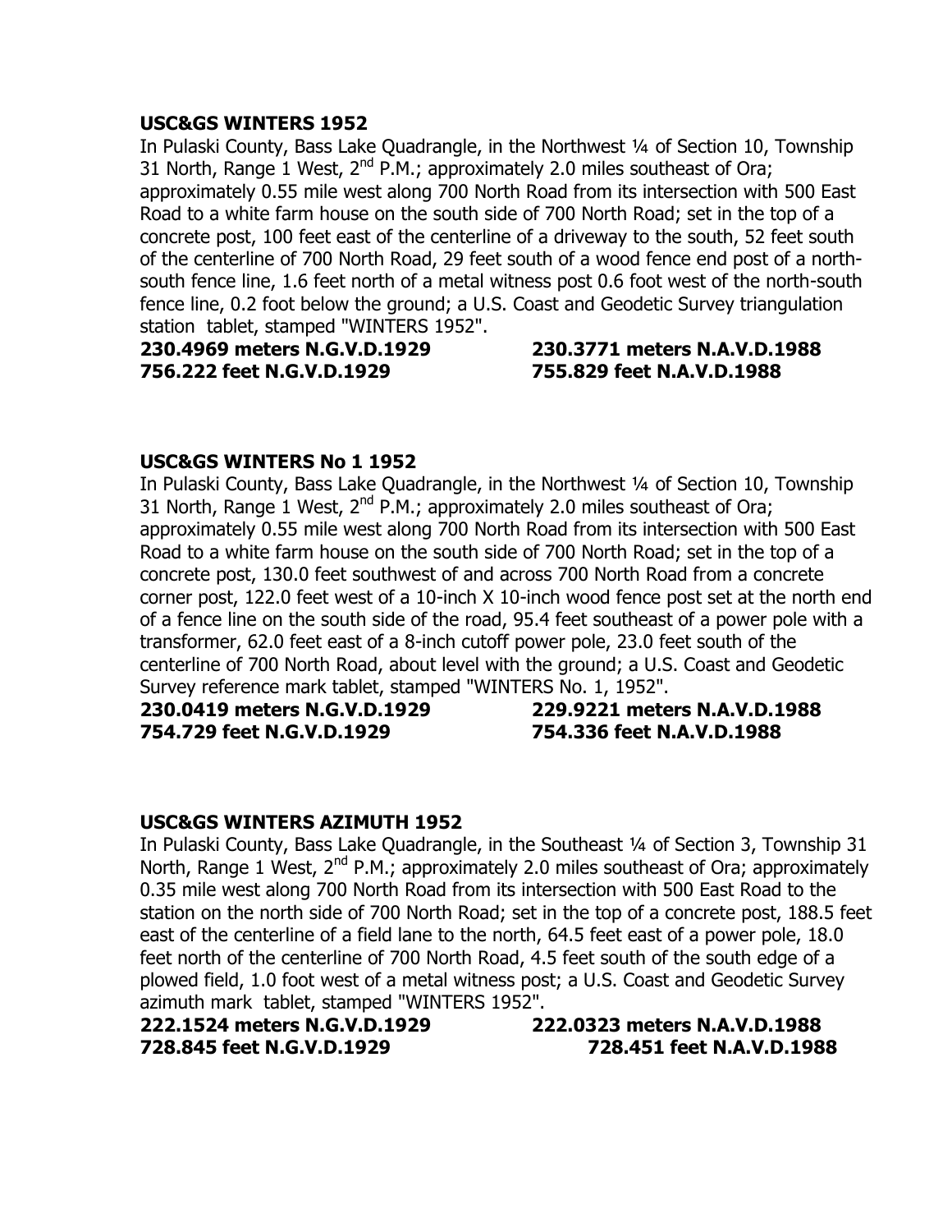**USC&GS WINTERS 1952**

In Pulaski County, Bass Lake Quadrangle, in the Northwest ¼ of Section 10, Township 31 North, Range 1 West, 2nd P.M.; approximately 2.0 miles southeast of Ora; approximately 0.55 mile west along 700 North Road from its intersection with 500 East Road to a white farm house on the south side of 700 North Road; set in the top of a concrete post, 100 feet east of the centerline of a driveway to the south, 52 feet south of the centerline of 700 North Road, 29 feet south of a wood fence end post of a north-south fence line, 1.6 feet north of a metal witness post 0.6 foot west of the north-south fence line, 0.2 foot below the ground; a U.S. Coast and Geodetic Survey triangulation station tablet, stamped "WINTERS 1952".

**230.4969 meters N.G.V.D.1929** **230.3771 meters N.A.V.D.1988**
**756.222 feet N.G.V.D.1929** **755.829 feet N.A.V.D.1988**

**USC&GS WINTERS No 1 1952**

In Pulaski County, Bass Lake Quadrangle, in the Northwest ¼ of Section 10, Township 31 North, Range 1 West, 2nd P.M.; approximately 2.0 miles southeast of Ora; approximately 0.55 mile west along 700 North Road from its intersection with 500 East Road to a white farm house on the south side of 700 North Road; set in the top of a concrete post, 130.0 feet southwest of and across 700 North Road from a concrete corner post, 122.0 feet west of a 10-inch X 10-inch wood fence post set at the north end of a fence line on the south side of the road, 95.4 feet southeast of a power pole with a transformer, 62.0 feet east of a 8-inch cutoff power pole, 23.0 feet south of the centerline of 700 North Road, about level with the ground; a U.S. Coast and Geodetic Survey reference mark tablet, stamped "WINTERS No. 1, 1952".

**230.0419 meters N.G.V.D.1929** **229.9221 meters N.A.V.D.1988**
**754.729 feet N.G.V.D.1929** **754.336 feet N.A.V.D.1988**

**USC&GS WINTERS AZIMUTH 1952**

In Pulaski County, Bass Lake Quadrangle, in the Southeast ¼ of Section 3, Township 31 North, Range 1 West, 2nd P.M.; approximately 2.0 miles southeast of Ora; approximately 0.35 mile west along 700 North Road from its intersection with 500 East Road to the station on the north side of 700 North Road; set in the top of a concrete post, 188.5 feet east of the centerline of a field lane to the north, 64.5 feet east of a power pole, 18.0 feet north of the centerline of 700 North Road, 4.5 feet south of the south edge of a plowed field, 1.0 foot west of a metal witness post; a U.S. Coast and Geodetic Survey azimuth mark tablet, stamped "WINTERS 1952".

**222.1524 meters N.G.V.D.1929** **222.0323 meters N.A.V.D.1988**
**728.845 feet N.G.V.D.1929** **728.451 feet N.A.V.D.1988**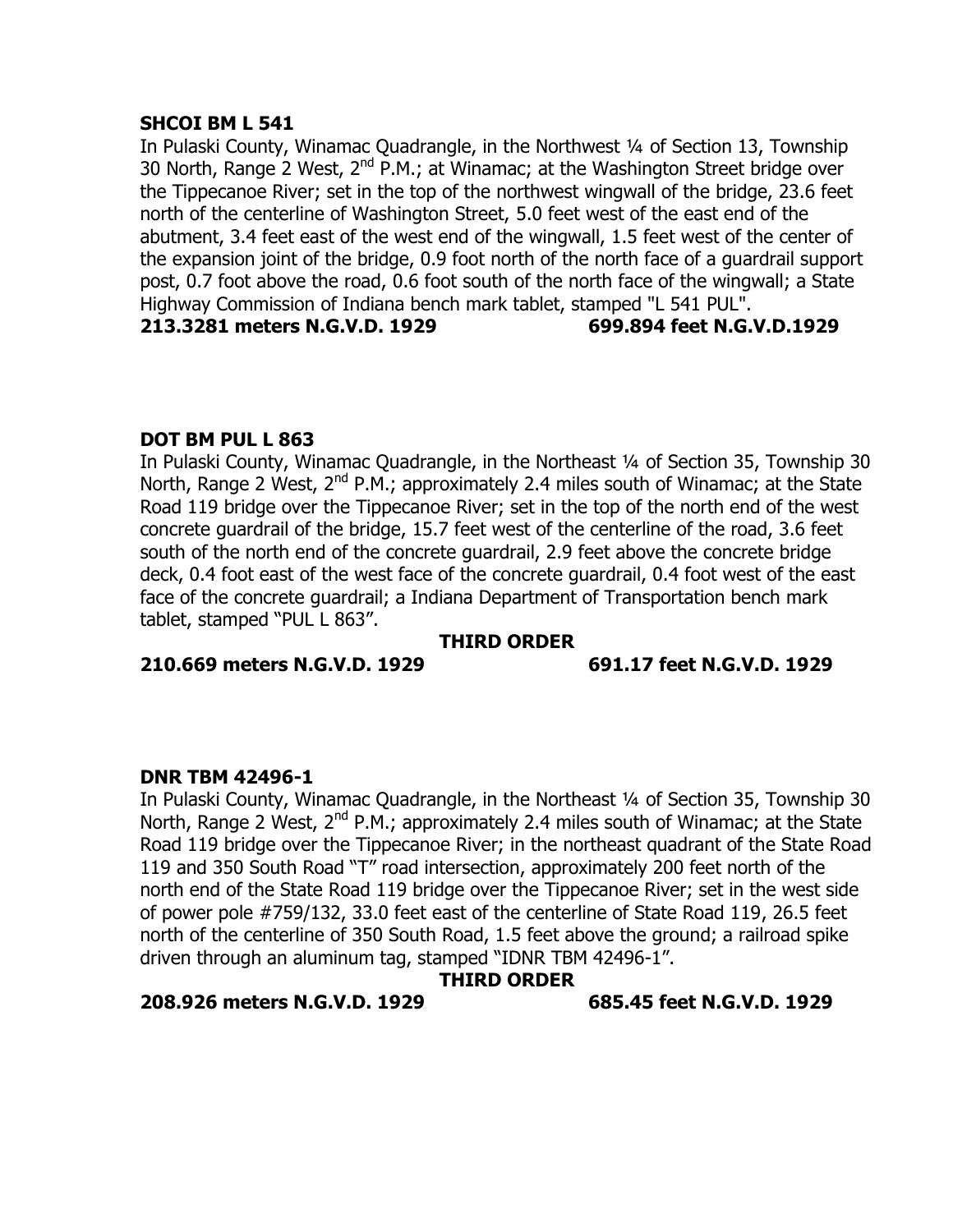**SHCOI BM L 541**

In Pulaski County, Winamac Quadrangle, in the Northwest ¼ of Section 13, Township 30 North, Range 2 West, 2nd P.M.; at Winamac; at the Washington Street bridge over the Tippecanoe River; set in the top of the northwest wingwall of the bridge, 23.6 feet north of the centerline of Washington Street, 5.0 feet west of the east end of the abutment, 3.4 feet east of the west end of the wingwall, 1.5 feet west of the center of the expansion joint of the bridge, 0.9 foot north of the north face of a guardrail support post, 0.7 foot above the road, 0.6 foot south of the north face of the wingwall; a State Highway Commission of Indiana bench mark tablet, stamped "L 541 PUL".

**213.3281 meters N.G.V.D. 1929　　　　　699.894 feet N.G.V.D.1929**

**DOT BM PUL L 863**

In Pulaski County, Winamac Quadrangle, in the Northeast ¼ of Section 35, Township 30 North, Range 2 West, 2nd P.M.; approximately 2.4 miles south of Winamac; at the State Road 119 bridge over the Tippecanoe River; set in the top of the north end of the west concrete guardrail of the bridge, 15.7 feet west of the centerline of the road, 3.6 feet south of the north end of the concrete guardrail, 2.9 feet above the concrete bridge deck, 0.4 foot east of the west face of the concrete guardrail, 0.4 foot west of the east face of the concrete guardrail; a Indiana Department of Transportation bench mark tablet, stamped "PUL L 863".

**THIRD ORDER**

**210.669 meters N.G.V.D. 1929　　　　　691.17 feet N.G.V.D. 1929**

**DNR TBM 42496-1**

In Pulaski County, Winamac Quadrangle, in the Northeast ¼ of Section 35, Township 30 North, Range 2 West, 2nd P.M.; approximately 2.4 miles south of Winamac; at the State Road 119 bridge over the Tippecanoe River; in the northeast quadrant of the State Road 119 and 350 South Road "T" road intersection, approximately 200 feet north of the north end of the State Road 119 bridge over the Tippecanoe River; set in the west side of power pole #759/132, 33.0 feet east of the centerline of State Road 119, 26.5 feet north of the centerline of 350 South Road, 1.5 feet above the ground; a railroad spike driven through an aluminum tag, stamped "IDNR TBM 42496-1".

**THIRD ORDER**

**208.926 meters N.G.V.D. 1929　　　　　685.45 feet N.G.V.D. 1929**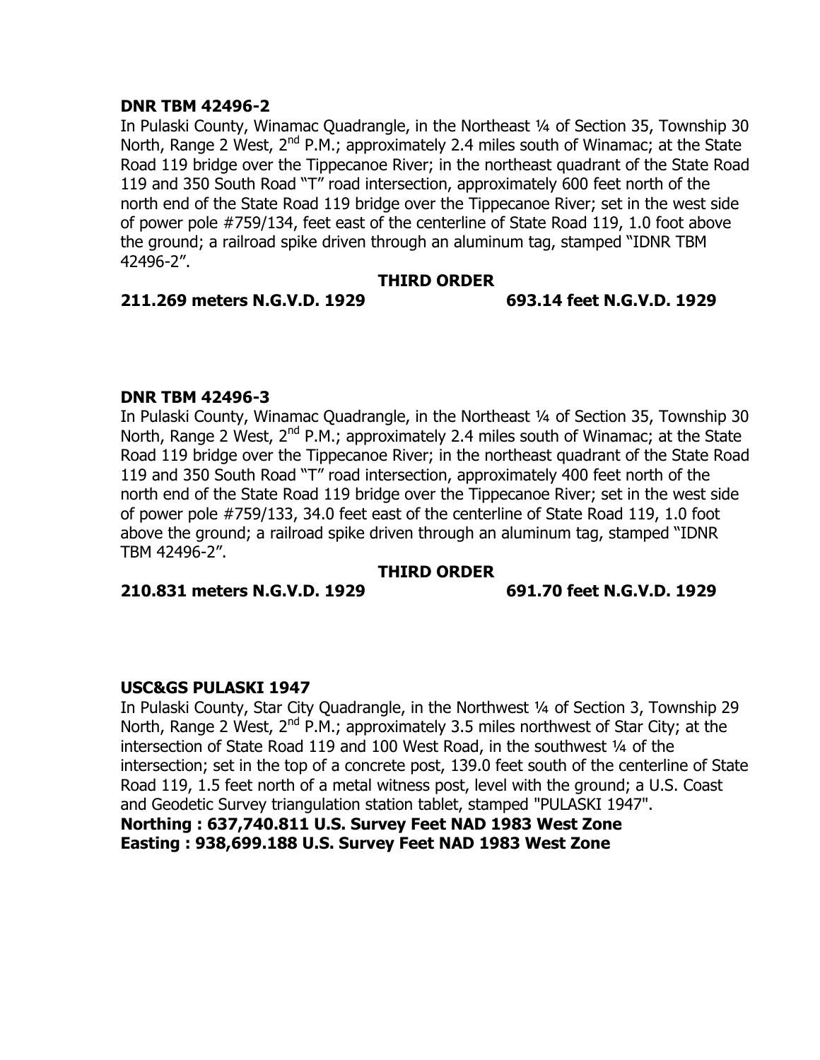**DNR TBM 42496-2**

In Pulaski County, Winamac Quadrangle, in the Northeast ¼ of Section 35, Township 30 North, Range 2 West, 2nd P.M.; approximately 2.4 miles south of Winamac; at the State Road 119 bridge over the Tippecanoe River; in the northeast quadrant of the State Road 119 and 350 South Road "T" road intersection, approximately 600 feet north of the north end of the State Road 119 bridge over the Tippecanoe River; set in the west side of power pole #759/134, feet east of the centerline of State Road 119, 1.0 foot above the ground; a railroad spike driven through an aluminum tag, stamped "IDNR TBM 42496-2".

**THIRD ORDER**

**211.269 meters N.G.V.D. 1929 693.14 feet N.G.V.D. 1929**

**DNR TBM 42496-3**

In Pulaski County, Winamac Quadrangle, in the Northeast ¼ of Section 35, Township 30 North, Range 2 West, 2nd P.M.; approximately 2.4 miles south of Winamac; at the State Road 119 bridge over the Tippecanoe River; in the northeast quadrant of the State Road 119 and 350 South Road "T" road intersection, approximately 400 feet north of the north end of the State Road 119 bridge over the Tippecanoe River; set in the west side of power pole #759/133, 34.0 feet east of the centerline of State Road 119, 1.0 foot above the ground; a railroad spike driven through an aluminum tag, stamped "IDNR TBM 42496-2".

**THIRD ORDER**

**210.831 meters N.G.V.D. 1929 691.70 feet N.G.V.D. 1929**

**USC&GS PULASKI 1947**

In Pulaski County, Star City Quadrangle, in the Northwest ¼ of Section 3, Township 29 North, Range 2 West, 2nd P.M.; approximately 3.5 miles northwest of Star City; at the intersection of State Road 119 and 100 West Road, in the southwest ¼ of the intersection; set in the top of a concrete post, 139.0 feet south of the centerline of State Road 119, 1.5 feet north of a metal witness post, level with the ground; a U.S. Coast and Geodetic Survey triangulation station tablet, stamped "PULASKI 1947".

**Northing : 637,740.811 U.S. Survey Feet NAD 1983 West Zone**
**Easting : 938,699.188 U.S. Survey Feet NAD 1983 West Zone**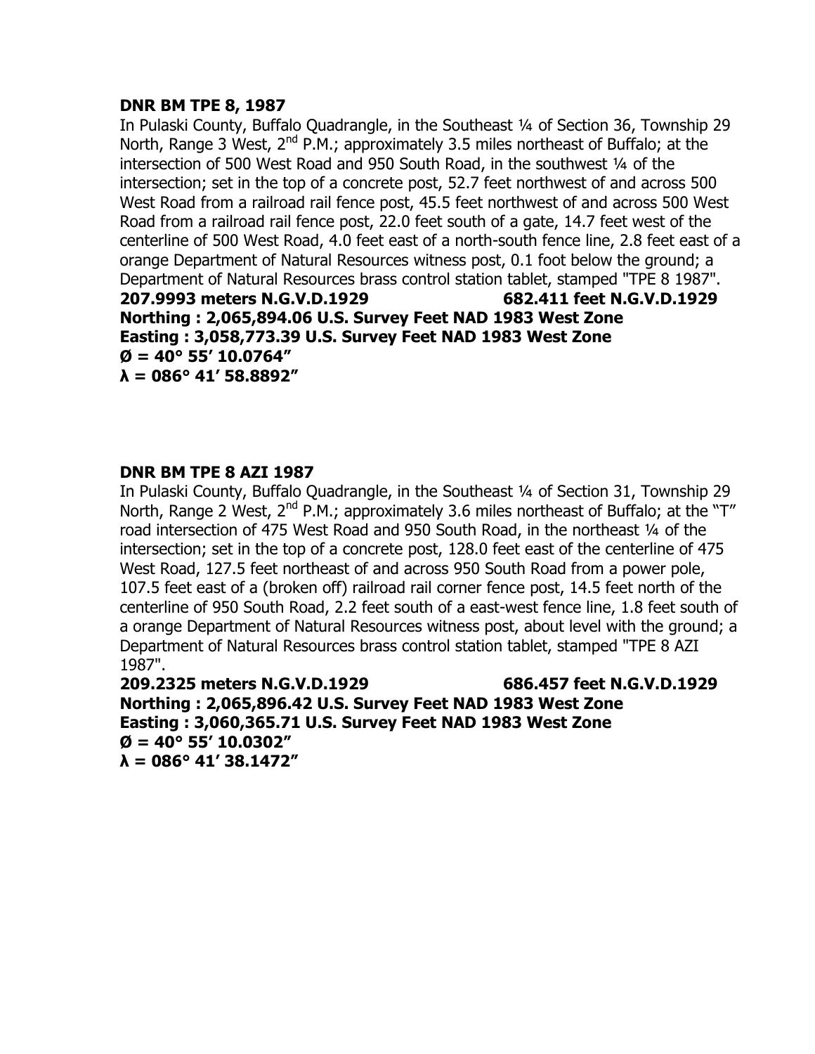**DNR BM TPE 8, 1987**

In Pulaski County, Buffalo Quadrangle, in the Southeast ¼ of Section 36, Township 29 North, Range 3 West, 2nd P.M.; approximately 3.5 miles northeast of Buffalo; at the intersection of 500 West Road and 950 South Road, in the southwest ¼ of the intersection; set in the top of a concrete post, 52.7 feet northwest of and across 500 West Road from a railroad rail fence post, 45.5 feet northwest of and across 500 West Road from a railroad rail fence post, 22.0 feet south of a gate, 14.7 feet west of the centerline of 500 West Road, 4.0 feet east of a north-south fence line, 2.8 feet east of a orange Department of Natural Resources witness post, 0.1 foot below the ground; a Department of Natural Resources brass control station tablet, stamped "TPE 8 1987".

**207.9993 meters N.G.V.D.1929 682.411 feet N.G.V.D.1929**
**Northing : 2,065,894.06 U.S. Survey Feet NAD 1983 West Zone**
**Easting : 3,058,773.39 U.S. Survey Feet NAD 1983 West Zone**
**Ø = 40° 55' 10.0764"**
**λ = 086° 41' 58.8892"**

**DNR BM TPE 8 AZI 1987**

In Pulaski County, Buffalo Quadrangle, in the Southeast ¼ of Section 31, Township 29 North, Range 2 West, 2nd P.M.; approximately 3.6 miles northeast of Buffalo; at the "T" road intersection of 475 West Road and 950 South Road, in the northeast ¼ of the intersection; set in the top of a concrete post, 128.0 feet east of the centerline of 475 West Road, 127.5 feet northeast of and across 950 South Road from a power pole, 107.5 feet east of a (broken off) railroad rail corner fence post, 14.5 feet north of the centerline of 950 South Road, 2.2 feet south of a east-west fence line, 1.8 feet south of a orange Department of Natural Resources witness post, about level with the ground; a Department of Natural Resources brass control station tablet, stamped "TPE 8 AZI 1987".

**209.2325 meters N.G.V.D.1929 686.457 feet N.G.V.D.1929**
**Northing : 2,065,896.42 U.S. Survey Feet NAD 1983 West Zone**
**Easting : 3,060,365.71 U.S. Survey Feet NAD 1983 West Zone**
**Ø = 40° 55' 10.0302"**
**λ = 086° 41' 38.1472"**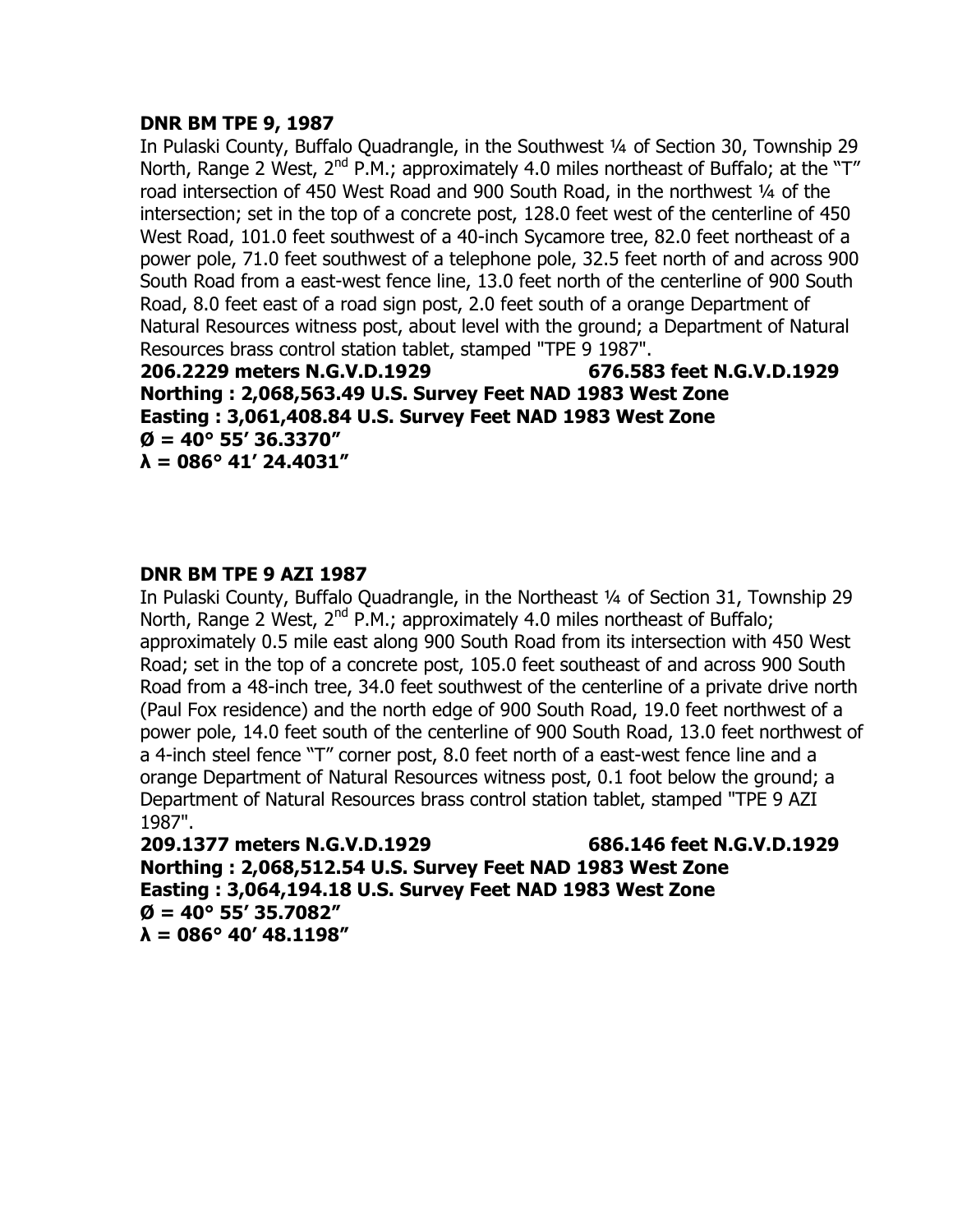**DNR BM TPE 9, 1987**

In Pulaski County, Buffalo Quadrangle, in the Southwest ¼ of Section 30, Township 29 North, Range 2 West, 2nd P.M.; approximately 4.0 miles northeast of Buffalo; at the "T" road intersection of 450 West Road and 900 South Road, in the northwest ¼ of the intersection; set in the top of a concrete post, 128.0 feet west of the centerline of 450 West Road, 101.0 feet southwest of a 40-inch Sycamore tree, 82.0 feet northeast of a power pole, 71.0 feet southwest of a telephone pole, 32.5 feet north of and across 900 South Road from a east-west fence line, 13.0 feet north of the centerline of 900 South Road, 8.0 feet east of a road sign post, 2.0 feet south of a orange Department of Natural Resources witness post, about level with the ground; a Department of Natural Resources brass control station tablet, stamped "TPE 9 1987".

**206.2229 meters N.G.V.D.1929 676.583 feet N.G.V.D.1929**
**Northing : 2,068,563.49 U.S. Survey Feet NAD 1983 West Zone**
**Easting : 3,061,408.84 U.S. Survey Feet NAD 1983 West Zone**
**Ø = 40° 55' 36.3370"**
**λ = 086° 41' 24.4031"**

**DNR BM TPE 9 AZI 1987**

In Pulaski County, Buffalo Quadrangle, in the Northeast ¼ of Section 31, Township 29 North, Range 2 West, 2nd P.M.; approximately 4.0 miles northeast of Buffalo; approximately 0.5 mile east along 900 South Road from its intersection with 450 West Road; set in the top of a concrete post, 105.0 feet southeast of and across 900 South Road from a 48-inch tree, 34.0 feet southwest of the centerline of a private drive north (Paul Fox residence) and the north edge of 900 South Road, 19.0 feet northwest of a power pole, 14.0 feet south of the centerline of 900 South Road, 13.0 feet northwest of a 4-inch steel fence "T" corner post, 8.0 feet north of a east-west fence line and a orange Department of Natural Resources witness post, 0.1 foot below the ground; a Department of Natural Resources brass control station tablet, stamped "TPE 9 AZI 1987".

**209.1377 meters N.G.V.D.1929 686.146 feet N.G.V.D.1929**
**Northing : 2,068,512.54 U.S. Survey Feet NAD 1983 West Zone**
**Easting : 3,064,194.18 U.S. Survey Feet NAD 1983 West Zone**
**Ø = 40° 55' 35.7082"**
**λ = 086° 40' 48.1198"**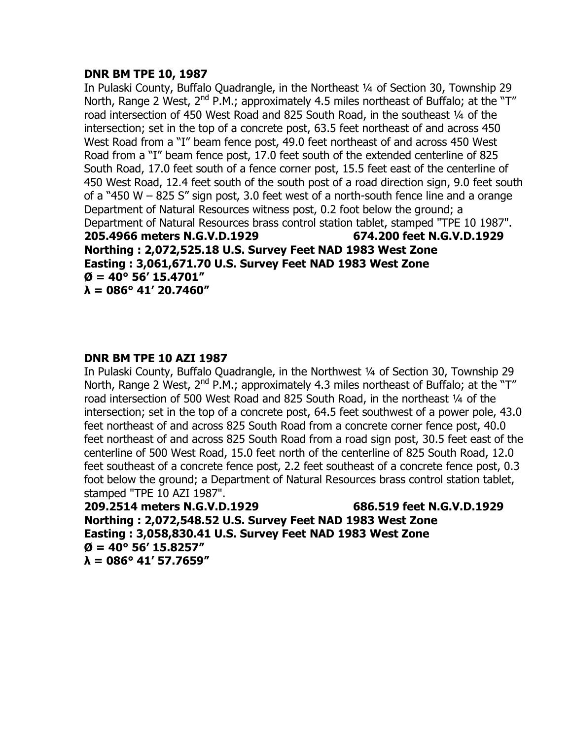**DNR BM TPE 10, 1987**

In Pulaski County, Buffalo Quadrangle, in the Northeast ¼ of Section 30, Township 29 North, Range 2 West, 2nd P.M.; approximately 4.5 miles northeast of Buffalo; at the "T" road intersection of 450 West Road and 825 South Road, in the southeast ¼ of the intersection; set in the top of a concrete post, 63.5 feet northeast of and across 450 West Road from a "I" beam fence post, 49.0 feet northeast of and across 450 West Road from a "I" beam fence post, 17.0 feet south of the extended centerline of 825 South Road, 17.0 feet south of a fence corner post, 15.5 feet east of the centerline of 450 West Road, 12.4 feet south of the south post of a road direction sign, 9.0 feet south of a "450 W – 825 S" sign post, 3.0 feet west of a north-south fence line and a Department of Natural Resources witness post, 0.2 foot below the ground; a orange Department of Natural Resources brass control station tablet, stamped "TPE 10 1987".

**205.4966 meters N.G.V.D.1929 674.200 feet N.G.V.D.1929**
**Northing : 2,072,525.18 U.S. Survey Feet NAD 1983 West Zone**
**Easting : 3,061,671.70 U.S. Survey Feet NAD 1983 West Zone**
**Ø = 40° 56' 15.4701"**
**λ = 086° 41' 20.7460"**

**DNR BM TPE 10 AZI 1987**

In Pulaski County, Buffalo Quadrangle, in the Northwest ¼ of Section 30, Township 29 North, Range 2 West, 2nd P.M.; approximately 4.3 miles northeast of Buffalo; at the "T" road intersection of 500 West Road and 825 South Road, in the northeast ¼ of the intersection; set in the top of a concrete post, 64.5 feet southwest of a power pole, 43.0 feet northeast of and across 825 South Road from a concrete corner fence post, 40.0 feet northeast of and across 825 South Road from a road sign post, 30.5 feet east of the centerline of 500 West Road, 15.0 feet north of the centerline of 825 South Road, 12.0 feet southeast of a concrete fence post, 2.2 feet southeast of a concrete fence post, 0.3 foot below the ground; a Department of Natural Resources brass control station tablet, stamped "TPE 10 AZI 1987".

**209.2514 meters N.G.V.D.1929 686.519 feet N.G.V.D.1929**
**Northing : 2,072,548.52 U.S. Survey Feet NAD 1983 West Zone**
**Easting : 3,058,830.41 U.S. Survey Feet NAD 1983 West Zone**
**Ø = 40° 56' 15.8257"**
**λ = 086° 41' 57.7659"**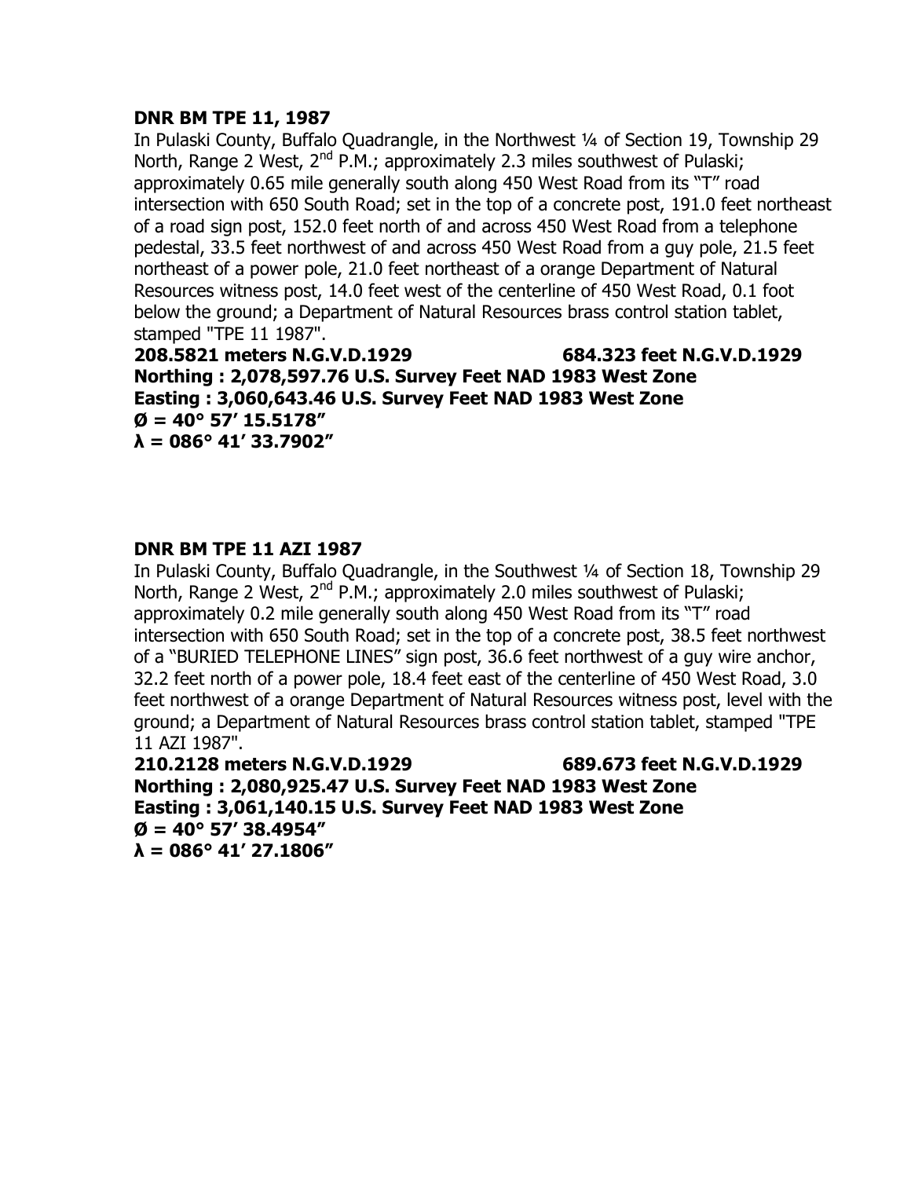**DNR BM TPE 11, 1987**

In Pulaski County, Buffalo Quadrangle, in the Northwest ¼ of Section 19, Township 29 North, Range 2 West, 2nd P.M.; approximately 2.3 miles southwest of Pulaski; approximately 0.65 mile generally south along 450 West Road from its "T" road intersection with 650 South Road; set in the top of a concrete post, 191.0 feet northeast of a road sign post, 152.0 feet north of and across 450 West Road from a telephone pedestal, 33.5 feet northwest of and across 450 West Road from a guy pole, 21.5 feet northeast of a power pole, 21.0 feet northeast of a orange Department of Natural Resources witness post, 14.0 feet west of the centerline of 450 West Road, 0.1 foot below the ground; a Department of Natural Resources brass control station tablet, stamped "TPE 11 1987".

**208.5821 meters N.G.V.D.1929 684.323 feet N.G.V.D.1929**
**Northing : 2,078,597.76 U.S. Survey Feet NAD 1983 West Zone**
**Easting : 3,060,643.46 U.S. Survey Feet NAD 1983 West Zone**
**Ø = 40° 57' 15.5178"**
**λ = 086° 41' 33.7902"**

**DNR BM TPE 11 AZI 1987**

In Pulaski County, Buffalo Quadrangle, in the Southwest ¼ of Section 18, Township 29 North, Range 2 West, 2nd P.M.; approximately 2.0 miles southwest of Pulaski; approximately 0.2 mile generally south along 450 West Road from its "T" road intersection with 650 South Road; set in the top of a concrete post, 38.5 feet northwest of a "BURIED TELEPHONE LINES" sign post, 36.6 feet northwest of a guy wire anchor, 32.2 feet north of a power pole, 18.4 feet east of the centerline of 450 West Road, 3.0 feet northwest of a orange Department of Natural Resources witness post, level with the ground; a Department of Natural Resources brass control station tablet, stamped "TPE 11 AZI 1987".

**210.2128 meters N.G.V.D.1929 689.673 feet N.G.V.D.1929**
**Northing : 2,080,925.47 U.S. Survey Feet NAD 1983 West Zone**
**Easting : 3,061,140.15 U.S. Survey Feet NAD 1983 West Zone**
**Ø = 40° 57' 38.4954"**
**λ = 086° 41' 27.1806"**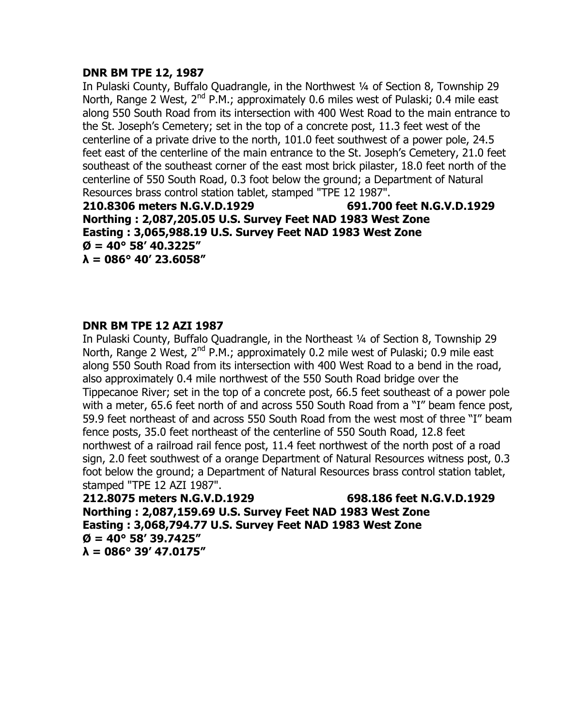**DNR BM TPE 12, 1987**

In Pulaski County, Buffalo Quadrangle, in the Northwest ¼ of Section 8, Township 29 North, Range 2 West, 2nd P.M.; approximately 0.6 miles west of Pulaski; 0.4 mile east along 550 South Road from its intersection with 400 West Road to the main entrance to the St. Joseph's Cemetery; set in the top of a concrete post, 11.3 feet west of the centerline of a private drive to the north, 101.0 feet southwest of a power pole, 24.5 feet east of the centerline of the main entrance to the St. Joseph's Cemetery, 21.0 feet southeast of the southeast corner of the east most brick pilaster, 18.0 feet north of the centerline of 550 South Road, 0.3 foot below the ground; a Department of Natural Resources brass control station tablet, stamped "TPE 12 1987".

**210.8306 meters N.G.V.D.1929 691.700 feet N.G.V.D.1929**
**Northing : 2,087,205.05 U.S. Survey Feet NAD 1983 West Zone**
**Easting : 3,065,988.19 U.S. Survey Feet NAD 1983 West Zone**
**Ø = 40° 58' 40.3225"**
**λ = 086° 40' 23.6058"**

**DNR BM TPE 12 AZI 1987**

In Pulaski County, Buffalo Quadrangle, in the Northeast ¼ of Section 8, Township 29 North, Range 2 West, 2nd P.M.; approximately 0.2 mile west of Pulaski; 0.9 mile east along 550 South Road from its intersection with 400 West Road to a bend in the road, also approximately 0.4 mile northwest of the 550 South Road bridge over the Tippecanoe River; set in the top of a concrete post, 66.5 feet southeast of a power pole with a meter, 65.6 feet north of and across 550 South Road from a "I" beam fence post, 59.9 feet northeast of and across 550 South Road from the west most of three "I" beam fence posts, 35.0 feet northeast of the centerline of 550 South Road, 12.8 feet northwest of a railroad rail fence post, 11.4 feet northwest of the north post of a road sign, 2.0 feet southwest of a orange Department of Natural Resources witness post, 0.3 foot below the ground; a Department of Natural Resources brass control station tablet, stamped "TPE 12 AZI 1987".

**212.8075 meters N.G.V.D.1929 698.186 feet N.G.V.D.1929**
**Northing : 2,087,159.69 U.S. Survey Feet NAD 1983 West Zone**
**Easting : 3,068,794.77 U.S. Survey Feet NAD 1983 West Zone**
**Ø = 40° 58' 39.7425"**
**λ = 086° 39' 47.0175"**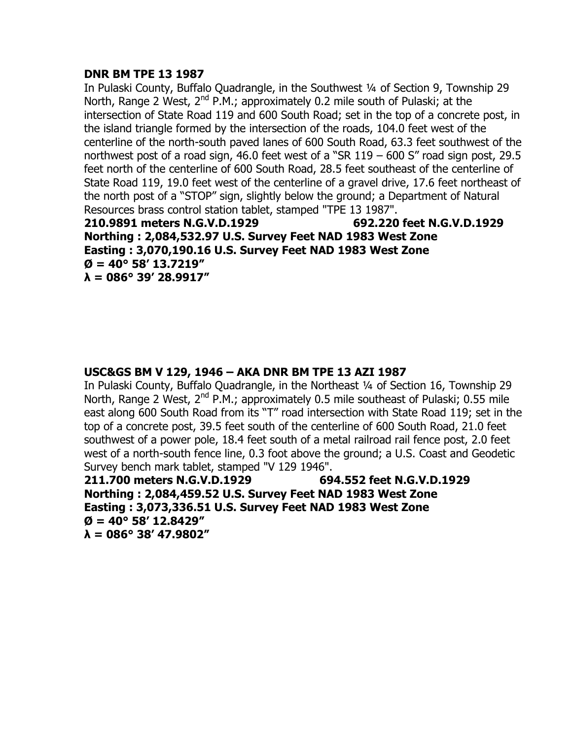**DNR BM TPE 13 1987**

In Pulaski County, Buffalo Quadrangle, in the Southwest ¼ of Section 9, Township 29 North, Range 2 West, 2nd P.M.; approximately 0.2 mile south of Pulaski; at the intersection of State Road 119 and 600 South Road; set in the top of a concrete post, in the island triangle formed by the intersection of the roads, 104.0 feet west of the centerline of the north-south paved lanes of 600 South Road, 63.3 feet southwest of the northwest post of a road sign, 46.0 feet west of a "SR 119 – 600 S" road sign post, 29.5 feet north of the centerline of 600 South Road, 28.5 feet southeast of the centerline of State Road 119, 19.0 feet west of the centerline of a gravel drive, 17.6 feet northeast of the north post of a "STOP" sign, slightly below the ground; a Department of Natural Resources brass control station tablet, stamped "TPE 13 1987".

**210.9891 meters N.G.V.D.1929 692.220 feet N.G.V.D.1929**
**Northing : 2,084,532.97 U.S. Survey Feet NAD 1983 West Zone**
**Easting : 3,070,190.16 U.S. Survey Feet NAD 1983 West Zone**
**Ø = 40° 58′ 13.7219″**
**λ = 086° 39′ 28.9917″**

**USC&GS BM V 129, 1946 – AKA DNR BM TPE 13 AZI 1987**

In Pulaski County, Buffalo Quadrangle, in the Northeast ¼ of Section 16, Township 29 North, Range 2 West, 2nd P.M.; approximately 0.5 mile southeast of Pulaski; 0.55 mile east along 600 South Road from its "T" road intersection with State Road 119; set in the top of a concrete post, 39.5 feet south of the centerline of 600 South Road, 21.0 feet southwest of a power pole, 18.4 feet south of a metal railroad rail fence post, 2.0 feet west of a north-south fence line, 0.3 foot above the ground; a U.S. Coast and Geodetic Survey bench mark tablet, stamped "V 129 1946".

**211.700 meters N.G.V.D.1929 694.552 feet N.G.V.D.1929**
**Northing : 2,084,459.52 U.S. Survey Feet NAD 1983 West Zone**
**Easting : 3,073,336.51 U.S. Survey Feet NAD 1983 West Zone**
**Ø = 40° 58′ 12.8429″**
**λ = 086° 38′ 47.9802″**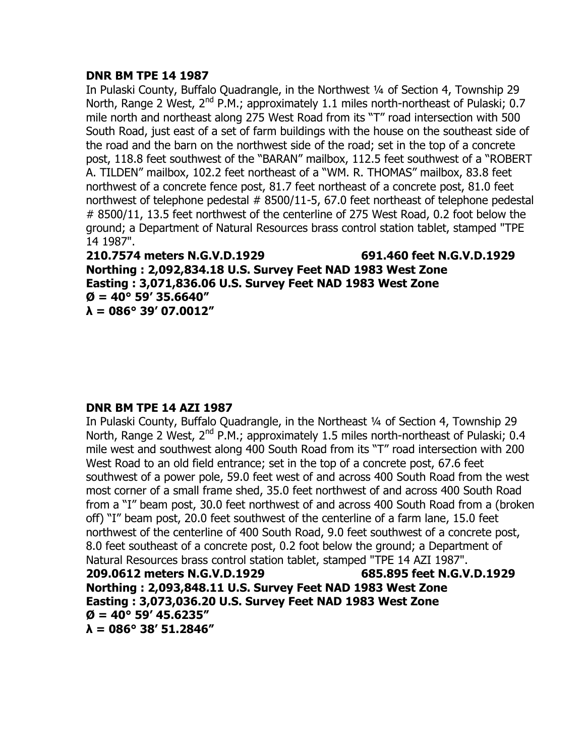**DNR BM TPE 14 1987**

In Pulaski County, Buffalo Quadrangle, in the Northwest ¼ of Section 4, Township 29 North, Range 2 West, 2nd P.M.; approximately 1.1 miles north-northeast of Pulaski; 0.7 mile north and northeast along 275 West Road from its "T" road intersection with 500 South Road, just east of a set of farm buildings with the house on the southeast side of the road and the barn on the northwest side of the road; set in the top of a concrete post, 118.8 feet southwest of the "BARAN" mailbox, 112.5 feet southwest of a "ROBERT A. TILDEN" mailbox, 102.2 feet northeast of a "WM. R. THOMAS" mailbox, 83.8 feet northwest of a concrete fence post, 81.7 feet northeast of a concrete post, 81.0 feet northwest of telephone pedestal # 8500/11-5, 67.0 feet northeast of telephone pedestal # 8500/11, 13.5 feet northwest of the centerline of 275 West Road, 0.2 foot below the ground; a Department of Natural Resources brass control station tablet, stamped "TPE 14 1987".

**210.7574 meters N.G.V.D.1929 691.460 feet N.G.V.D.1929**
**Northing : 2,092,834.18 U.S. Survey Feet NAD 1983 West Zone**
**Easting : 3,071,836.06 U.S. Survey Feet NAD 1983 West Zone**
**Ø = 40° 59' 35.6640"**
**λ = 086° 39' 07.0012"**

**DNR BM TPE 14 AZI 1987**

In Pulaski County, Buffalo Quadrangle, in the Northeast ¼ of Section 4, Township 29 North, Range 2 West, 2nd P.M.; approximately 1.5 miles north-northeast of Pulaski; 0.4 mile west and southwest along 400 South Road from its "T" road intersection with 200 West Road to an old field entrance; set in the top of a concrete post, 67.6 feet southwest of a power pole, 59.0 feet west of and across 400 South Road from the west most corner of a small frame shed, 35.0 feet northwest of and across 400 South Road from a "I" beam post, 30.0 feet northwest of and across 400 South Road from a (broken off) "I" beam post, 20.0 feet southwest of the centerline of a farm lane, 15.0 feet northwest of the centerline of 400 South Road, 9.0 feet southwest of a concrete post, 8.0 feet southeast of a concrete post, 0.2 foot below the ground; a Department of Natural Resources brass control station tablet, stamped "TPE 14 AZI 1987".

**209.0612 meters N.G.V.D.1929 685.895 feet N.G.V.D.1929**
**Northing : 2,093,848.11 U.S. Survey Feet NAD 1983 West Zone**
**Easting : 3,073,036.20 U.S. Survey Feet NAD 1983 West Zone**
**Ø = 40° 59' 45.6235"**
**λ = 086° 38' 51.2846"**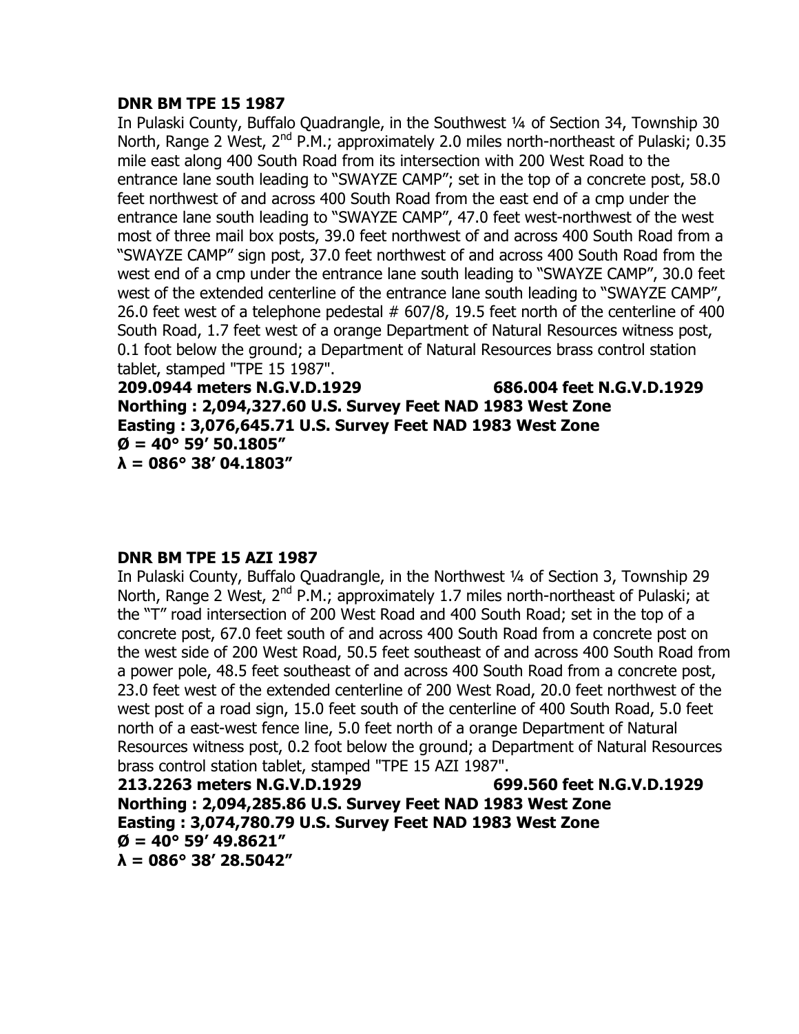**DNR BM TPE 15 1987**

In Pulaski County, Buffalo Quadrangle, in the Southwest ¼ of Section 34, Township 30 North, Range 2 West, 2nd P.M.; approximately 2.0 miles north-northeast of Pulaski; 0.35 mile east along 400 South Road from its intersection with 200 West Road to the entrance lane south leading to "SWAYZE CAMP"; set in the top of a concrete post, 58.0 feet northwest of and across 400 South Road from the east end of a cmp under the entrance lane south leading to "SWAYZE CAMP", 47.0 feet west-northwest of the west most of three mail box posts, 39.0 feet northwest of and across 400 South Road from a "SWAYZE CAMP" sign post, 37.0 feet northwest of and across 400 South Road from the west end of a cmp under the entrance lane south leading to "SWAYZE CAMP", 30.0 feet west of the extended centerline of the entrance lane south leading to "SWAYZE CAMP", 26.0 feet west of a telephone pedestal # 607/8, 19.5 feet north of the centerline of 400 South Road, 1.7 feet west of a orange Department of Natural Resources witness post, 0.1 foot below the ground; a Department of Natural Resources brass control station tablet, stamped "TPE 15 1987".

**209.0944 meters N.G.V.D.1929 686.004 feet N.G.V.D.1929**
**Northing : 2,094,327.60 U.S. Survey Feet NAD 1983 West Zone**
**Easting : 3,076,645.71 U.S. Survey Feet NAD 1983 West Zone**
**Ø = 40° 59' 50.1805"**
**λ = 086° 38' 04.1803"**

**DNR BM TPE 15 AZI 1987**

In Pulaski County, Buffalo Quadrangle, in the Northwest ¼ of Section 3, Township 29 North, Range 2 West, 2nd P.M.; approximately 1.7 miles north-northeast of Pulaski; at the "T" road intersection of 200 West Road and 400 South Road; set in the top of a concrete post, 67.0 feet south of and across 400 South Road from a concrete post on the west side of 200 West Road, 50.5 feet southeast of and across 400 South Road from a power pole, 48.5 feet southeast of and across 400 South Road from a concrete post, 23.0 feet west of the extended centerline of 200 West Road, 20.0 feet northwest of the west post of a road sign, 15.0 feet south of the centerline of 400 South Road, 5.0 feet north of a east-west fence line, 5.0 feet north of a orange Department of Natural Resources witness post, 0.2 foot below the ground; a Department of Natural Resources brass control station tablet, stamped "TPE 15 AZI 1987".

**213.2263 meters N.G.V.D.1929 699.560 feet N.G.V.D.1929**
**Northing : 2,094,285.86 U.S. Survey Feet NAD 1983 West Zone**
**Easting : 3,074,780.79 U.S. Survey Feet NAD 1983 West Zone**
**Ø = 40° 59' 49.8621"**
**λ = 086° 38' 28.5042"**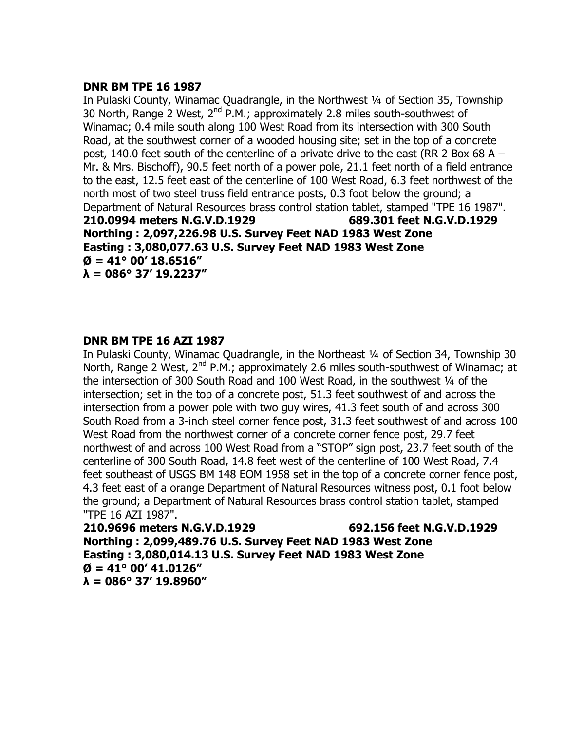**DNR BM TPE 16 1987**

In Pulaski County, Winamac Quadrangle, in the Northwest ¼ of Section 35, Township 30 North, Range 2 West, 2nd P.M.; approximately 2.8 miles south-southwest of Winamac; 0.4 mile south along 100 West Road from its intersection with 300 South Road, at the southwest corner of a wooded housing site; set in the top of a concrete post, 140.0 feet south of the centerline of a private drive to the east (RR 2 Box 68 A – Mr. & Mrs. Bischoff), 90.5 feet north of a power pole, 21.1 feet north of a field entrance to the east, 12.5 feet east of the centerline of 100 West Road, 6.3 feet northwest of the north most of two steel truss field entrance posts, 0.3 foot below the ground; a Department of Natural Resources brass control station tablet, stamped "TPE 16 1987".

**210.0994 meters N.G.V.D.1929 689.301 feet N.G.V.D.1929**
**Northing : 2,097,226.98 U.S. Survey Feet NAD 1983 West Zone**
**Easting : 3,080,077.63 U.S. Survey Feet NAD 1983 West Zone**
**Ø = 41° 00' 18.6516"**
**λ = 086° 37' 19.2237"**

**DNR BM TPE 16 AZI 1987**

In Pulaski County, Winamac Quadrangle, in the Northeast ¼ of Section 34, Township 30 North, Range 2 West, 2nd P.M.; approximately 2.6 miles south-southwest of Winamac; at the intersection of 300 South Road and 100 West Road, in the southwest ¼ of the intersection; set in the top of a concrete post, 51.3 feet southwest of and across the intersection from a power pole with two guy wires, 41.3 feet south of and across 300 South Road from a 3-inch steel corner fence post, 31.3 feet southwest of and across 100 West Road from the northwest corner of a concrete corner fence post, 29.7 feet northwest of and across 100 West Road from a "STOP" sign post, 23.7 feet south of the centerline of 300 South Road, 14.8 feet west of the centerline of 100 West Road, 7.4 feet southeast of USGS BM 148 EOM 1958 set in the top of a concrete corner fence post, 4.3 feet east of a orange Department of Natural Resources witness post, 0.1 foot below the ground; a Department of Natural Resources brass control station tablet, stamped "TPE 16 AZI 1987".

**210.9696 meters N.G.V.D.1929 692.156 feet N.G.V.D.1929**
**Northing : 2,099,489.76 U.S. Survey Feet NAD 1983 West Zone**
**Easting : 3,080,014.13 U.S. Survey Feet NAD 1983 West Zone**
**Ø = 41° 00' 41.0126"**
**λ = 086° 37' 19.8960"**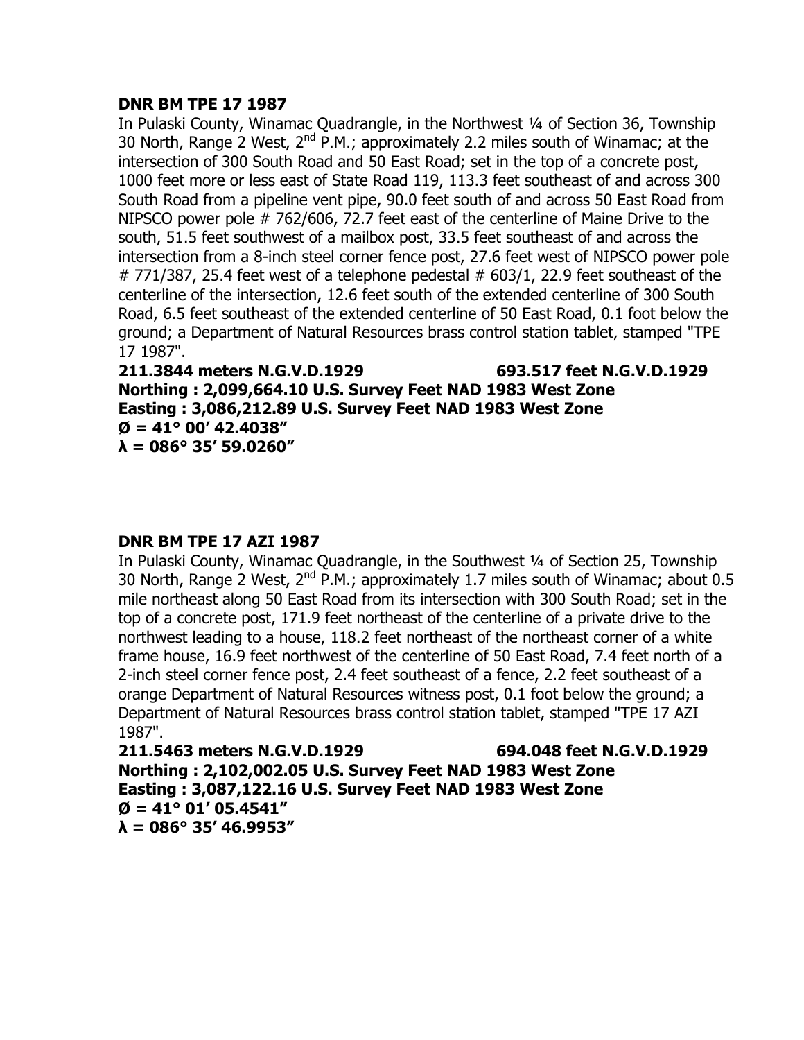**DNR BM TPE 17 1987**

In Pulaski County, Winamac Quadrangle, in the Northwest ¼ of Section 36, Township 30 North, Range 2 West, 2nd P.M.; approximately 2.2 miles south of Winamac; at the intersection of 300 South Road and 50 East Road; set in the top of a concrete post, 1000 feet more or less east of State Road 119, 113.3 feet southeast of and across 300 South Road from a pipeline vent pipe, 90.0 feet south of and across 50 East Road from NIPSCO power pole # 762/606, 72.7 feet east of the centerline of Maine Drive to the south, 51.5 feet southwest of a mailbox post, 33.5 feet southeast of and across the intersection from a 8-inch steel corner fence post, 27.6 feet west of NIPSCO power pole # 771/387, 25.4 feet west of a telephone pedestal # 603/1, 22.9 feet southeast of the centerline of the intersection, 12.6 feet south of the extended centerline of 300 South Road, 6.5 feet southeast of the extended centerline of 50 East Road, 0.1 foot below the ground; a Department of Natural Resources brass control station tablet, stamped "TPE 17 1987".

**211.3844 meters N.G.V.D.1929 693.517 feet N.G.V.D.1929**
**Northing : 2,099,664.10 U.S. Survey Feet NAD 1983 West Zone**
**Easting : 3,086,212.89 U.S. Survey Feet NAD 1983 West Zone**
**Ø = 41° 00' 42.4038"**
**λ = 086° 35' 59.0260"**

**DNR BM TPE 17 AZI 1987**

In Pulaski County, Winamac Quadrangle, in the Southwest ¼ of Section 25, Township 30 North, Range 2 West, 2nd P.M.; approximately 1.7 miles south of Winamac; about 0.5 mile northeast along 50 East Road from its intersection with 300 South Road; set in the top of a concrete post, 171.9 feet northeast of the centerline of a private drive to the northwest leading to a house, 118.2 feet northeast of the northeast corner of a white frame house, 16.9 feet northwest of the centerline of 50 East Road, 7.4 feet north of a 2-inch steel corner fence post, 2.4 feet southeast of a fence, 2.2 feet southeast of a orange Department of Natural Resources witness post, 0.1 foot below the ground; a Department of Natural Resources brass control station tablet, stamped "TPE 17 AZI 1987".

**211.5463 meters N.G.V.D.1929 694.048 feet N.G.V.D.1929**
**Northing : 2,102,002.05 U.S. Survey Feet NAD 1983 West Zone**
**Easting : 3,087,122.16 U.S. Survey Feet NAD 1983 West Zone**
**Ø = 41° 01' 05.4541"**
**λ = 086° 35' 46.9953"**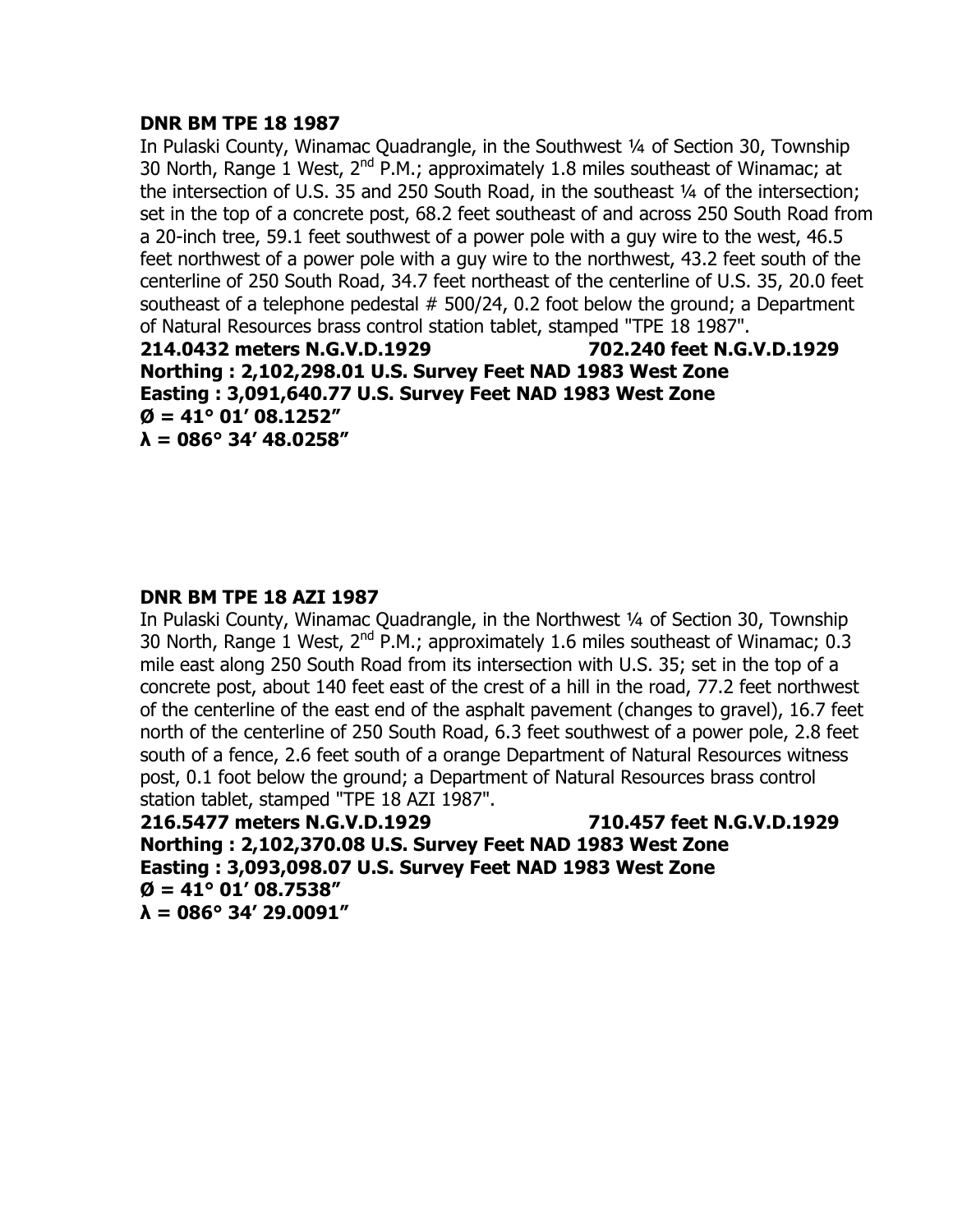**DNR BM TPE 18 1987**

In Pulaski County, Winamac Quadrangle, in the Southwest ¼ of Section 30, Township 30 North, Range 1 West, 2nd P.M.; approximately 1.8 miles southeast of Winamac; at the intersection of U.S. 35 and 250 South Road, in the southeast ¼ of the intersection; set in the top of a concrete post, 68.2 feet southeast of and across 250 South Road from a 20-inch tree, 59.1 feet southwest of a power pole with a guy wire to the west, 46.5 feet northwest of a power pole with a guy wire to the northwest, 43.2 feet south of the centerline of 250 South Road, 34.7 feet northeast of the centerline of U.S. 35, 20.0 feet southeast of a telephone pedestal # 500/24, 0.2 foot below the ground; a Department of Natural Resources brass control station tablet, stamped "TPE 18 1987".

**214.0432 meters N.G.V.D.1929 702.240 feet N.G.V.D.1929**
**Northing : 2,102,298.01 U.S. Survey Feet NAD 1983 West Zone**
**Easting : 3,091,640.77 U.S. Survey Feet NAD 1983 West Zone**
**Ø = 41° 01' 08.1252"**
**λ = 086° 34' 48.0258"**

**DNR BM TPE 18 AZI 1987**

In Pulaski County, Winamac Quadrangle, in the Northwest ¼ of Section 30, Township 30 North, Range 1 West, 2nd P.M.; approximately 1.6 miles southeast of Winamac; 0.3 mile east along 250 South Road from its intersection with U.S. 35; set in the top of a concrete post, about 140 feet east of the crest of a hill in the road, 77.2 feet northwest of the centerline of the east end of the asphalt pavement (changes to gravel), 16.7 feet north of the centerline of 250 South Road, 6.3 feet southwest of a power pole, 2.8 feet south of a fence, 2.6 feet south of a orange Department of Natural Resources witness post, 0.1 foot below the ground; a Department of Natural Resources brass control station tablet, stamped "TPE 18 AZI 1987".

**216.5477 meters N.G.V.D.1929 710.457 feet N.G.V.D.1929**
**Northing : 2,102,370.08 U.S. Survey Feet NAD 1983 West Zone**
**Easting : 3,093,098.07 U.S. Survey Feet NAD 1983 West Zone**
**Ø = 41° 01' 08.7538"**
**λ = 086° 34' 29.0091"**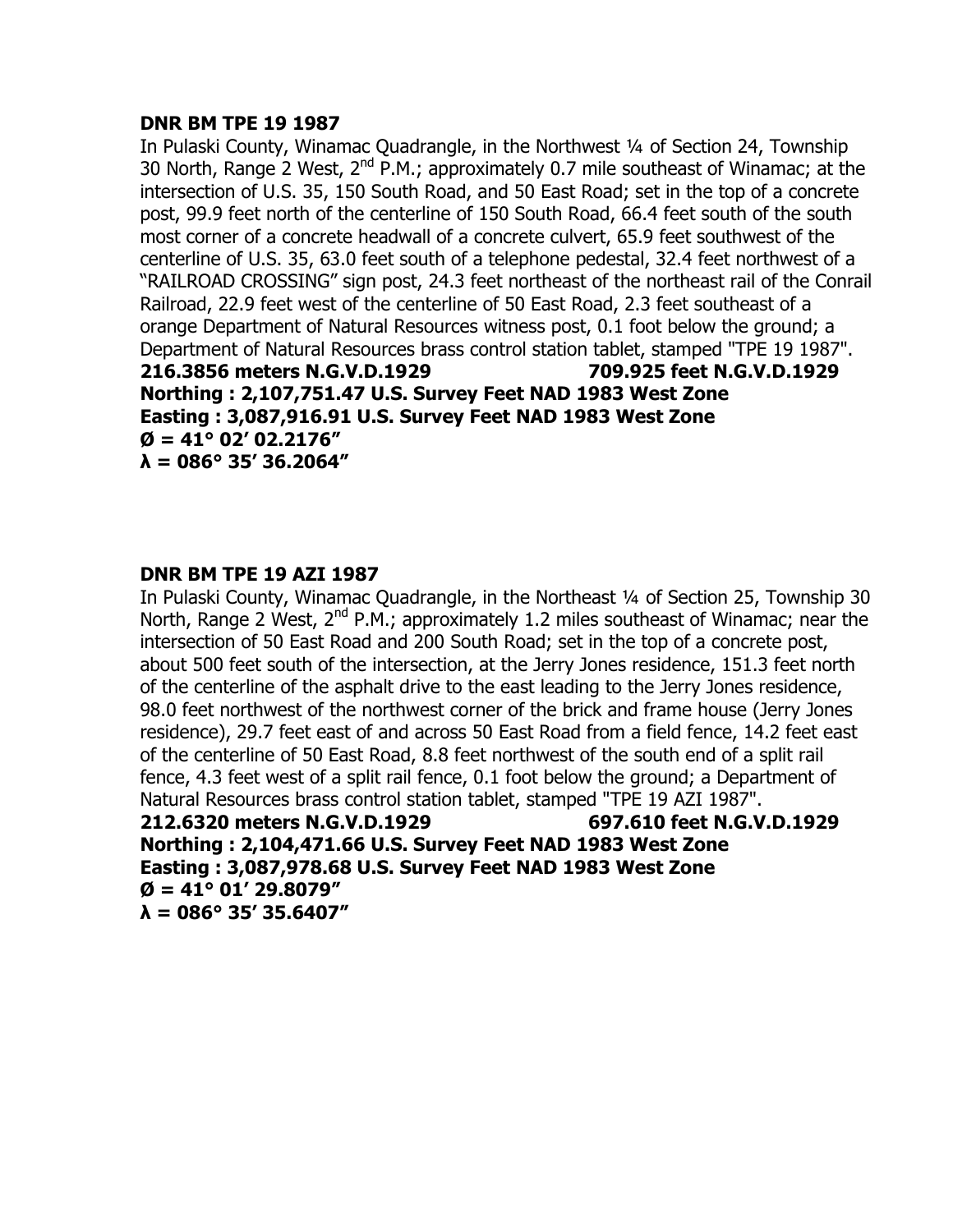**DNR BM TPE 19 1987**

In Pulaski County, Winamac Quadrangle, in the Northwest ¼ of Section 24, Township 30 North, Range 2 West, 2nd P.M.; approximately 0.7 mile southeast of Winamac; at the intersection of U.S. 35, 150 South Road, and 50 East Road; set in the top of a concrete post, 99.9 feet north of the centerline of 150 South Road, 66.4 feet south of the south most corner of a concrete headwall of a concrete culvert, 65.9 feet southwest of the centerline of U.S. 35, 63.0 feet south of a telephone pedestal, 32.4 feet northwest of a "RAILROAD CROSSING" sign post, 24.3 feet northeast of the northeast rail of the Conrail Railroad, 22.9 feet west of the centerline of 50 East Road, 2.3 feet southeast of a orange Department of Natural Resources witness post, 0.1 foot below the ground; a Department of Natural Resources brass control station tablet, stamped "TPE 19 1987".

**216.3856 meters N.G.V.D.1929　　　　709.925 feet N.G.V.D.1929**
**Northing : 2,107,751.47 U.S. Survey Feet NAD 1983 West Zone**
**Easting : 3,087,916.91 U.S. Survey Feet NAD 1983 West Zone**
**Ø = 41° 02' 02.2176"**
**λ = 086° 35' 36.2064"**

**DNR BM TPE 19 AZI 1987**

In Pulaski County, Winamac Quadrangle, in the Northeast ¼ of Section 25, Township 30 North, Range 2 West, 2nd P.M.; approximately 1.2 miles southeast of Winamac; near the intersection of 50 East Road and 200 South Road; set in the top of a concrete post, about 500 feet south of the intersection, at the Jerry Jones residence, 151.3 feet north of the centerline of the asphalt drive to the east leading to the Jerry Jones residence, 98.0 feet northwest of the northwest corner of the brick and frame house (Jerry Jones residence), 29.7 feet east of and across 50 East Road from a field fence, 14.2 feet east of the centerline of 50 East Road, 8.8 feet northwest of the south end of a split rail fence, 4.3 feet west of a split rail fence, 0.1 foot below the ground; a Department of Natural Resources brass control station tablet, stamped "TPE 19 AZI 1987".

**212.6320 meters N.G.V.D.1929　　　　697.610 feet N.G.V.D.1929**
**Northing : 2,104,471.66 U.S. Survey Feet NAD 1983 West Zone**
**Easting : 3,087,978.68 U.S. Survey Feet NAD 1983 West Zone**
**Ø = 41° 01' 29.8079"**
**λ = 086° 35' 35.6407"**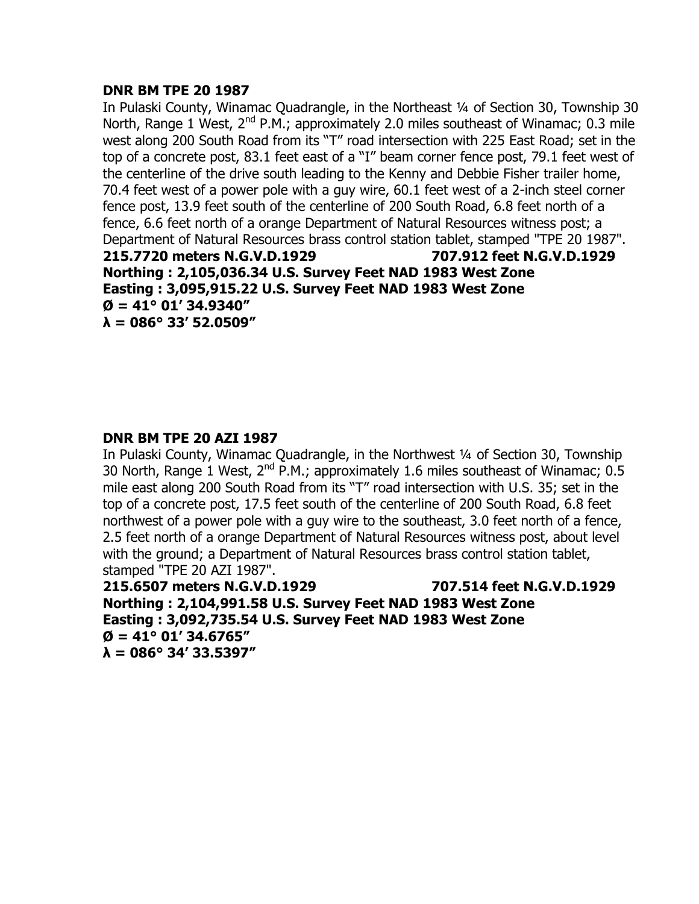**DNR BM TPE 20 1987**

In Pulaski County, Winamac Quadrangle, in the Northeast ¼ of Section 30, Township 30 North, Range 1 West, 2nd P.M.; approximately 2.0 miles southeast of Winamac; 0.3 mile west along 200 South Road from its "T" road intersection with 225 East Road; set in the top of a concrete post, 83.1 feet east of a "I" beam corner fence post, 79.1 feet west of the centerline of the drive south leading to the Kenny and Debbie Fisher trailer home, 70.4 feet west of a power pole with a guy wire, 60.1 feet west of a 2-inch steel corner fence post, 13.9 feet south of the centerline of 200 South Road, 6.8 feet north of a fence, 6.6 feet north of a orange Department of Natural Resources witness post; a Department of Natural Resources brass control station tablet, stamped "TPE 20 1987".

**215.7720 meters N.G.V.D.1929 707.912 feet N.G.V.D.1929**
**Northing : 2,105,036.34 U.S. Survey Feet NAD 1983 West Zone**
**Easting : 3,095,915.22 U.S. Survey Feet NAD 1983 West Zone**
**Ø = 41° 01' 34.9340"**
**λ = 086° 33' 52.0509"**

**DNR BM TPE 20 AZI 1987**

In Pulaski County, Winamac Quadrangle, in the Northwest ¼ of Section 30, Township 30 North, Range 1 West, 2nd P.M.; approximately 1.6 miles southeast of Winamac; 0.5 mile east along 200 South Road from its "T" road intersection with U.S. 35; set in the top of a concrete post, 17.5 feet south of the centerline of 200 South Road, 6.8 feet northwest of a power pole with a guy wire to the southeast, 3.0 feet north of a fence, 2.5 feet north of a orange Department of Natural Resources witness post, about level with the ground; a Department of Natural Resources brass control station tablet, stamped "TPE 20 AZI 1987".

**215.6507 meters N.G.V.D.1929 707.514 feet N.G.V.D.1929**
**Northing : 2,104,991.58 U.S. Survey Feet NAD 1983 West Zone**
**Easting : 3,092,735.54 U.S. Survey Feet NAD 1983 West Zone**
**Ø = 41° 01' 34.6765"**
**λ = 086° 34' 33.5397"**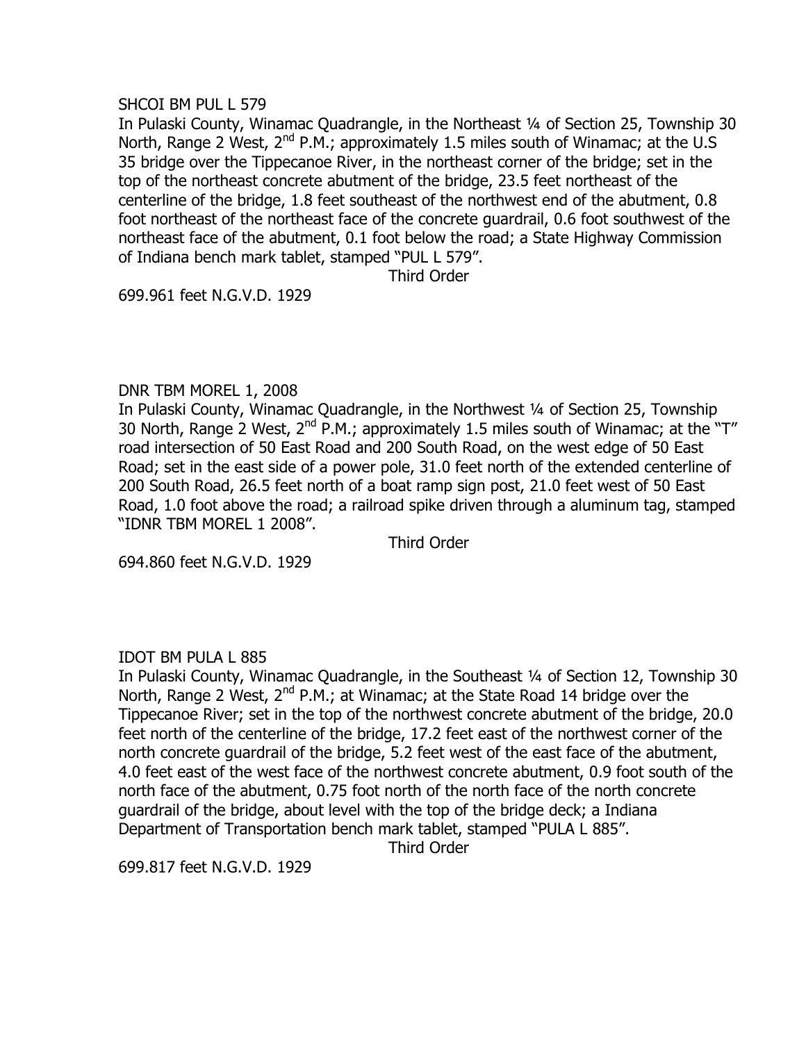SHCOI BM PUL L 579

In Pulaski County, Winamac Quadrangle, in the Northeast ¼ of Section 25, Township 30 North, Range 2 West, 2nd P.M.; approximately 1.5 miles south of Winamac; at the U.S 35 bridge over the Tippecanoe River, in the northeast corner of the bridge; set in the top of the northeast concrete abutment of the bridge, 23.5 feet northeast of the centerline of the bridge, 1.8 feet southeast of the northwest end of the abutment, 0.8 foot northeast of the northeast face of the concrete guardrail, 0.6 foot southwest of the northeast face of the abutment, 0.1 foot below the road; a State Highway Commission of Indiana bench mark tablet, stamped "PUL L 579".

Third Order

699.961 feet N.G.V.D. 1929

DNR TBM MOREL 1, 2008

In Pulaski County, Winamac Quadrangle, in the Northwest ¼ of Section 25, Township 30 North, Range 2 West, 2nd P.M.; approximately 1.5 miles south of Winamac; at the "T" road intersection of 50 East Road and 200 South Road, on the west edge of 50 East Road; set in the east side of a power pole, 31.0 feet north of the extended centerline of 200 South Road, 26.5 feet north of a boat ramp sign post, 21.0 feet west of 50 East Road, 1.0 foot above the road; a railroad spike driven through a aluminum tag, stamped "IDNR TBM MOREL 1 2008".

Third Order

694.860 feet N.G.V.D. 1929

IDOT BM PULA L 885

In Pulaski County, Winamac Quadrangle, in the Southeast ¼ of Section 12, Township 30 North, Range 2 West, 2nd P.M.; at Winamac; at the State Road 14 bridge over the Tippecanoe River; set in the top of the northwest concrete abutment of the bridge, 20.0 feet north of the centerline of the bridge, 17.2 feet east of the northwest corner of the north concrete guardrail of the bridge, 5.2 feet west of the east face of the abutment, 4.0 feet east of the west face of the northwest concrete abutment, 0.9 foot south of the north face of the abutment, 0.75 foot north of the north face of the north concrete guardrail of the bridge, about level with the top of the bridge deck; a Indiana Department of Transportation bench mark tablet, stamped "PULA L 885".

Third Order

699.817 feet N.G.V.D. 1929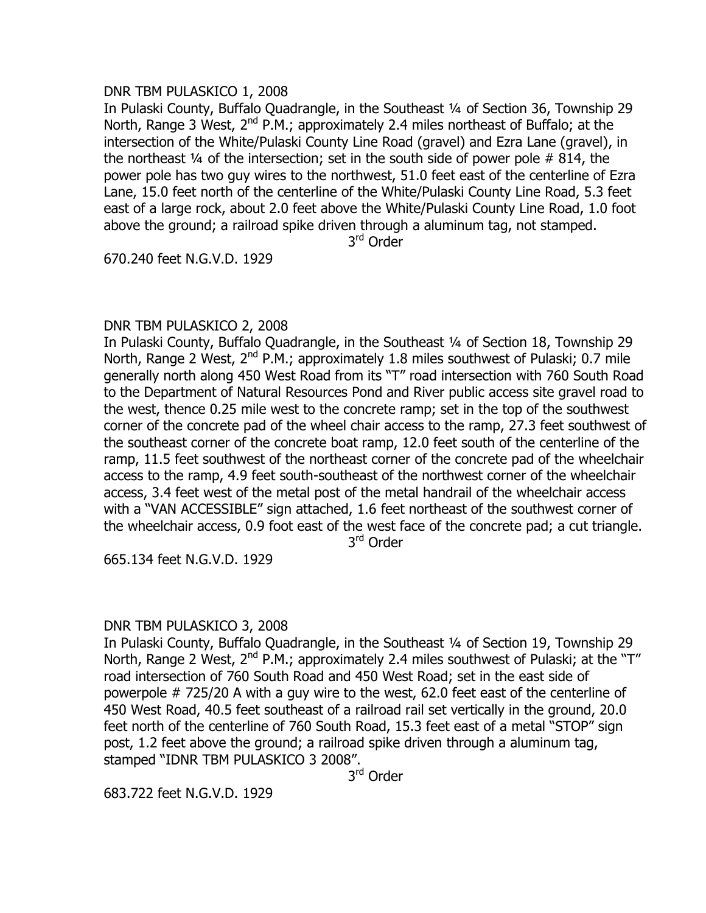DNR TBM PULASKICO 1, 2008

In Pulaski County, Buffalo Quadrangle, in the Southeast ¼ of Section 36, Township 29 North, Range 3 West, 2nd P.M.; approximately 2.4 miles northeast of Buffalo; at the intersection of the White/Pulaski County Line Road (gravel) and Ezra Lane (gravel), in the northeast ¼ of the intersection; set in the south side of power pole # 814, the power pole has two guy wires to the northwest, 51.0 feet east of the centerline of Ezra Lane, 15.0 feet north of the centerline of the White/Pulaski County Line Road, 5.3 feet east of a large rock, about 2.0 feet above the White/Pulaski County Line Road, 1.0 foot above the ground; a railroad spike driven through a aluminum tag, not stamped.

3rd Order

670.240 feet N.G.V.D. 1929

DNR TBM PULASKICO 2, 2008

In Pulaski County, Buffalo Quadrangle, in the Southeast ¼ of Section 18, Township 29 North, Range 2 West, 2nd P.M.; approximately 1.8 miles southwest of Pulaski; 0.7 mile generally north along 450 West Road from its "T" road intersection with 760 South Road to the Department of Natural Resources Pond and River public access site gravel road to the west, thence 0.25 mile west to the concrete ramp; set in the top of the southwest corner of the concrete pad of the wheel chair access to the ramp, 27.3 feet southwest of the southeast corner of the concrete boat ramp, 12.0 feet south of the centerline of the ramp, 11.5 feet southwest of the northeast corner of the concrete pad of the wheelchair access to the ramp, 4.9 feet south-southeast of the northwest corner of the wheelchair access, 3.4 feet west of the metal post of the metal handrail of the wheelchair access with a "VAN ACCESSIBLE" sign attached, 1.6 feet northeast of the southwest corner of the wheelchair access, 0.9 foot east of the west face of the concrete pad; a cut triangle.

3rd Order

665.134 feet N.G.V.D. 1929

DNR TBM PULASKICO 3, 2008

In Pulaski County, Buffalo Quadrangle, in the Southeast ¼ of Section 19, Township 29 North, Range 2 West, 2nd P.M.; approximately 2.4 miles southwest of Pulaski; at the "T" road intersection of 760 South Road and 450 West Road; set in the east side of powerpole # 725/20 A with a guy wire to the west, 62.0 feet east of the centerline of 450 West Road, 40.5 feet southeast of a railroad rail set vertically in the ground, 20.0 feet north of the centerline of 760 South Road, 15.3 feet east of a metal "STOP" sign post, 1.2 feet above the ground; a railroad spike driven through a aluminum tag, stamped "IDNR TBM PULASKICO 3 2008".

3rd Order

683.722 feet N.G.V.D. 1929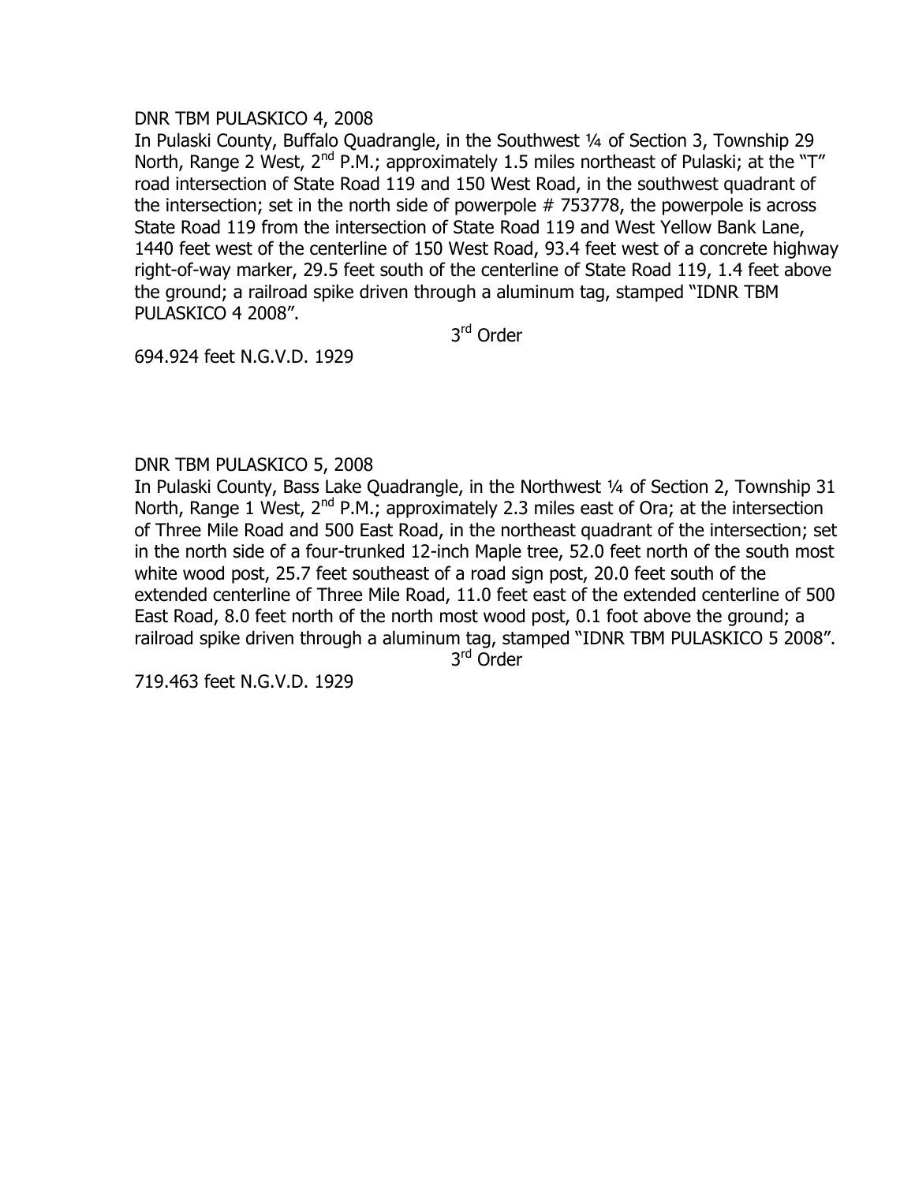DNR TBM PULASKICO 4, 2008

In Pulaski County, Buffalo Quadrangle, in the Southwest ¼ of Section 3, Township 29 North, Range 2 West, 2nd P.M.; approximately 1.5 miles northeast of Pulaski; at the "T" road intersection of State Road 119 and 150 West Road, in the southwest quadrant of the intersection; set in the north side of powerpole # 753778, the powerpole is across State Road 119 from the intersection of State Road 119 and West Yellow Bank Lane, 1440 feet west of the centerline of 150 West Road, 93.4 feet west of a concrete highway right-of-way marker, 29.5 feet south of the centerline of State Road 119, 1.4 feet above the ground; a railroad spike driven through a aluminum tag, stamped "IDNR TBM PULASKICO 4 2008".

3rd Order

694.924 feet N.G.V.D. 1929

DNR TBM PULASKICO 5, 2008

In Pulaski County, Bass Lake Quadrangle, in the Northwest ¼ of Section 2, Township 31 North, Range 1 West, 2nd P.M.; approximately 2.3 miles east of Ora; at the intersection of Three Mile Road and 500 East Road, in the northeast quadrant of the intersection; set in the north side of a four-trunked 12-inch Maple tree, 52.0 feet north of the south most white wood post, 25.7 feet southeast of a road sign post, 20.0 feet south of the extended centerline of Three Mile Road, 11.0 feet east of the extended centerline of 500 East Road, 8.0 feet north of the north most wood post, 0.1 foot above the ground; a railroad spike driven through a aluminum tag, stamped "IDNR TBM PULASKICO 5 2008".

3rd Order

719.463 feet N.G.V.D. 1929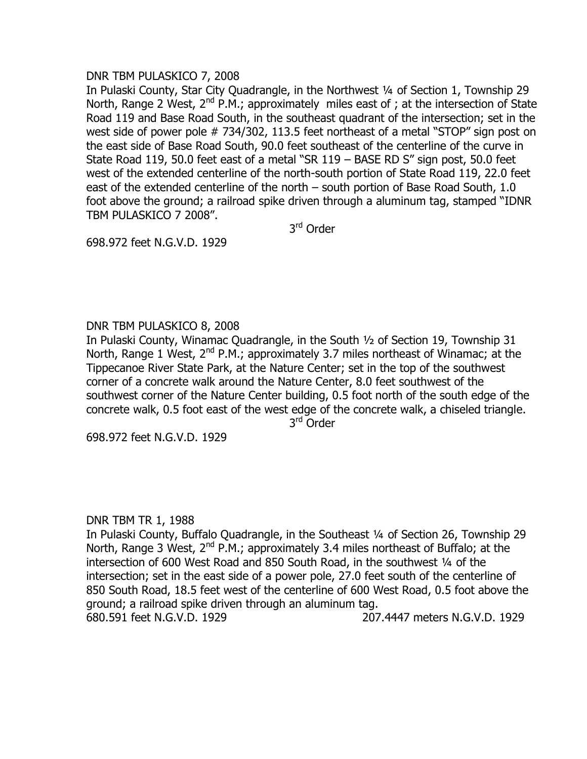DNR TBM PULASKICO 7, 2008

In Pulaski County, Star City Quadrangle, in the Northwest ¼ of Section 1, Township 29 North, Range 2 West, 2nd P.M.; approximately  miles east of ; at the intersection of State Road 119 and Base Road South, in the southeast quadrant of the intersection; set in the west side of power pole # 734/302, 113.5 feet northeast of a metal "STOP" sign post on the east side of Base Road South, 90.0 feet southeast of the centerline of the curve in State Road 119, 50.0 feet east of a metal "SR 119 – BASE RD S" sign post, 50.0 feet west of the extended centerline of the north-south portion of State Road 119, 22.0 feet east of the extended centerline of the north – south portion of Base Road South, 1.0 foot above the ground; a railroad spike driven through a aluminum tag, stamped "IDNR TBM PULASKICO 7 2008".

3rd Order

698.972 feet N.G.V.D. 1929

DNR TBM PULASKICO 8, 2008

In Pulaski County, Winamac Quadrangle, in the South ½ of Section 19, Township 31 North, Range 1 West, 2nd P.M.; approximately 3.7 miles northeast of Winamac; at the Tippecanoe River State Park, at the Nature Center; set in the top of the southwest corner of a concrete walk around the Nature Center, 8.0 feet southwest of the southwest corner of the Nature Center building, 0.5 foot north of the south edge of the concrete walk, 0.5 foot east of the west edge of the concrete walk, a chiseled triangle.

3rd Order

698.972 feet N.G.V.D. 1929

DNR TBM TR 1, 1988

In Pulaski County, Buffalo Quadrangle, in the Southeast ¼ of Section 26, Township 29 North, Range 3 West, 2nd P.M.; approximately 3.4 miles northeast of Buffalo; at the intersection of 600 West Road and 850 South Road, in the southwest ¼ of the intersection; set in the east side of a power pole, 27.0 feet south of the centerline of 850 South Road, 18.5 feet west of the centerline of 600 West Road, 0.5 foot above the ground; a railroad spike driven through an aluminum tag.

680.591 feet N.G.V.D. 1929 207.4447 meters N.G.V.D. 1929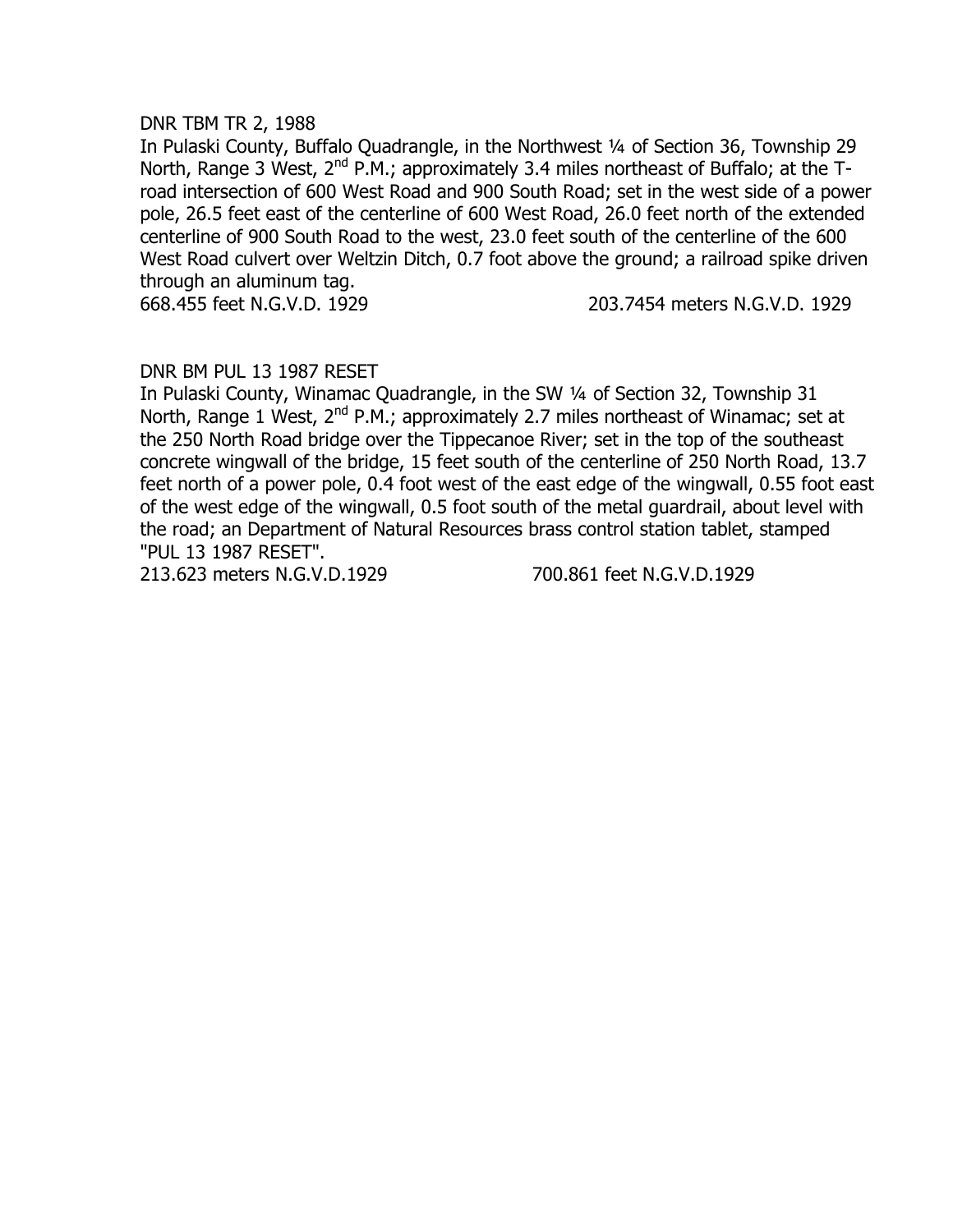DNR TBM TR 2, 1988

In Pulaski County, Buffalo Quadrangle, in the Northwest ¼ of Section 36, Township 29 North, Range 3 West, 2nd P.M.; approximately 3.4 miles northeast of Buffalo; at the T-road intersection of 600 West Road and 900 South Road; set in the west side of a power pole, 26.5 feet east of the centerline of 600 West Road, 26.0 feet north of the extended centerline of 900 South Road to the west, 23.0 feet south of the centerline of the 600 West Road culvert over Weltzin Ditch, 0.7 foot above the ground; a railroad spike driven through an aluminum tag.

668.455 feet N.G.V.D. 1929 203.7454 meters N.G.V.D. 1929

DNR BM PUL 13 1987 RESET

In Pulaski County, Winamac Quadrangle, in the SW ¼ of Section 32, Township 31 North, Range 1 West, 2nd P.M.; approximately 2.7 miles northeast of Winamac; set at the 250 North Road bridge over the Tippecanoe River; set in the top of the southeast concrete wingwall of the bridge, 15 feet south of the centerline of 250 North Road, 13.7 feet north of a power pole, 0.4 foot west of the east edge of the wingwall, 0.55 foot east of the west edge of the wingwall, 0.5 foot south of the metal guardrail, about level with the road; an Department of Natural Resources brass control station tablet, stamped "PUL 13 1987 RESET".

213.623 meters N.G.V.D.1929 700.861 feet N.G.V.D.1929